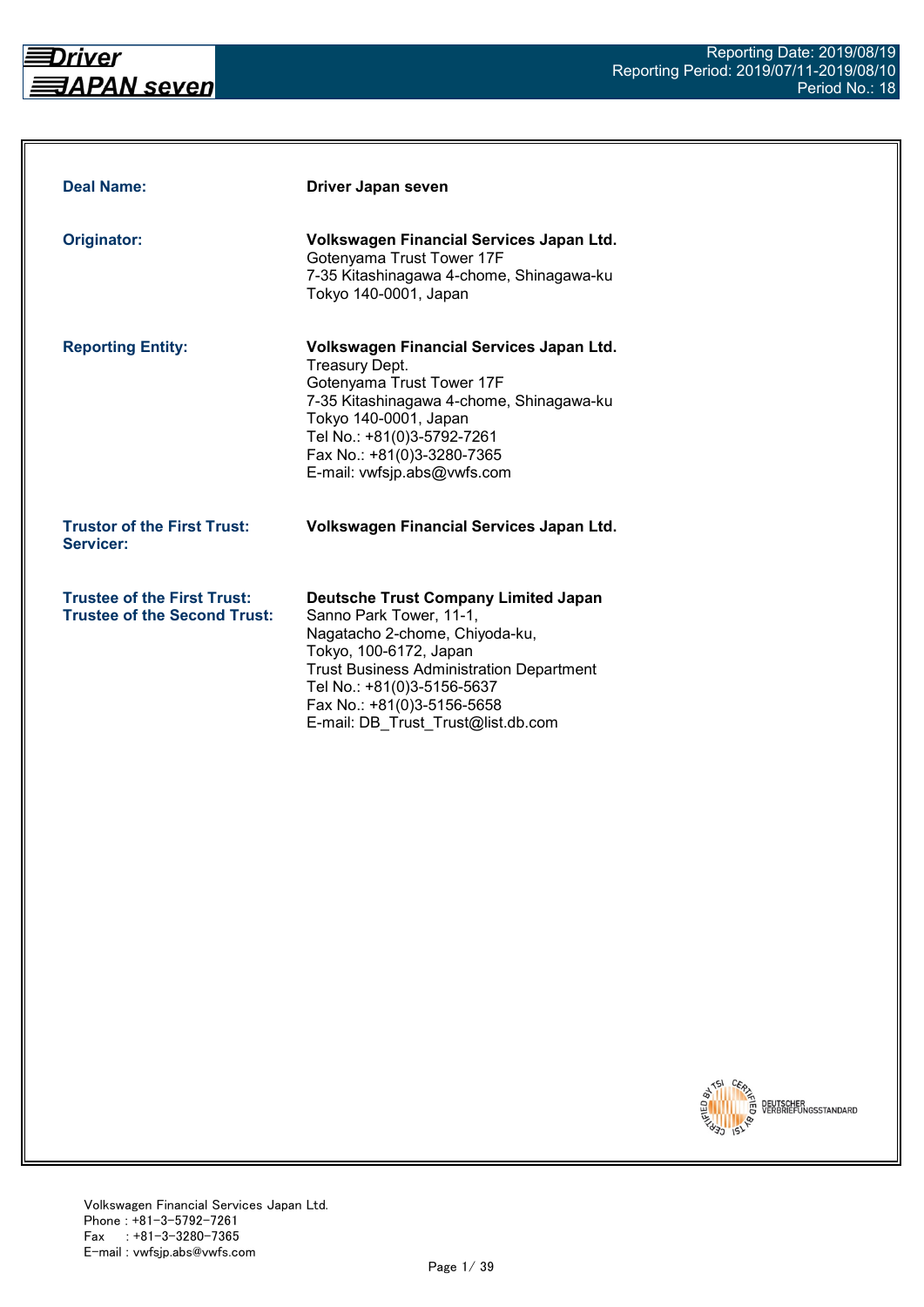| | |
|---|---|
| **Deal Name:** | **Driver Japan seven** |
| **Originator:** | **Volkswagen Financial Services Japan Ltd.**<br>Gotenyama Trust Tower 17F<br>7-35 Kitashinagawa 4-chome, Shinagawa-ku<br>Tokyo 140-0001, Japan |
| **Reporting Entity:** | **Volkswagen Financial Services Japan Ltd.**<br>Treasury Dept.<br>Gotenyama Trust Tower 17F<br>7-35 Kitashinagawa 4-chome, Shinagawa-ku<br>Tokyo 140-0001, Japan<br>Tel No.: +81(0)3-5792-7261<br>Fax No.: +81(0)3-3280-7365<br>E-mail: vwfsjp.abs@vwfs.com |
| **Trustor of the First Trust:**<br>**Servicer:** | **Volkswagen Financial Services Japan Ltd.** |
| **Trustee of the First Trust:**<br>**Trustee of the Second Trust:** | **Deutsche Trust Company Limited Japan**<br>Sanno Park Tower, 11-1,<br>Nagatacho 2-chome, Chiyoda-ku,<br>Tokyo, 100-6172, Japan<br>Trust Business Administration Department<br>Tel No.: +81(0)3-5156-5637<br>Fax No.: +81(0)3-5156-5658<br>E-mail: DB_Trust_Trust@list.db.com |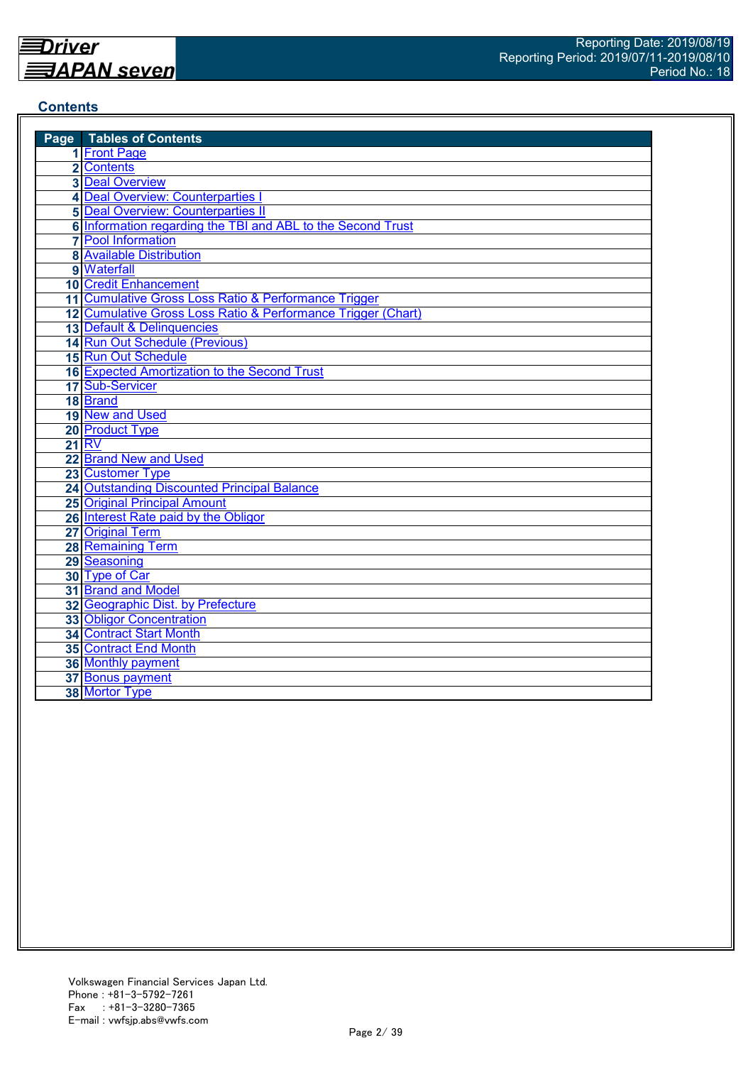## Contents

| Page | Tables of Contents |
|---|---|
| 1 | Front Page |
| 2 | Contents |
| 3 | Deal Overview |
| 4 | Deal Overview: Counterparties I |
| 5 | Deal Overview: Counterparties II |
| 6 | Information regarding the TBI and ABL to the Second Trust |
| 7 | Pool Information |
| 8 | Available Distribution |
| 9 | Waterfall |
| 10 | Credit Enhancement |
| 11 | Cumulative Gross Loss Ratio & Performance Trigger |
| 12 | Cumulative Gross Loss Ratio & Performance Trigger (Chart) |
| 13 | Default & Delinquencies |
| 14 | Run Out Schedule (Previous) |
| 15 | Run Out Schedule |
| 16 | Expected Amortization to the Second Trust |
| 17 | Sub-Servicer |
| 18 | Brand |
| 19 | New and Used |
| 20 | Product Type |
| 21 | RV |
| 22 | Brand New and Used |
| 23 | Customer Type |
| 24 | Outstanding Discounted Principal Balance |
| 25 | Original Principal Amount |
| 26 | Interest Rate paid by the Obligor |
| 27 | Original Term |
| 28 | Remaining Term |
| 29 | Seasoning |
| 30 | Type of Car |
| 31 | Brand and Model |
| 32 | Geographic Dist. by Prefecture |
| 33 | Obligor Concentration |
| 34 | Contract Start Month |
| 35 | Contract End Month |
| 36 | Monthly payment |
| 37 | Bonus payment |
| 38 | Mortor Type |

Volkswagen Financial Services Japan Ltd.
Phone : +81-3-5792-7261
Fax : +81-3-3280-7365
E-mail : vwfsjp.abs@vwfs.com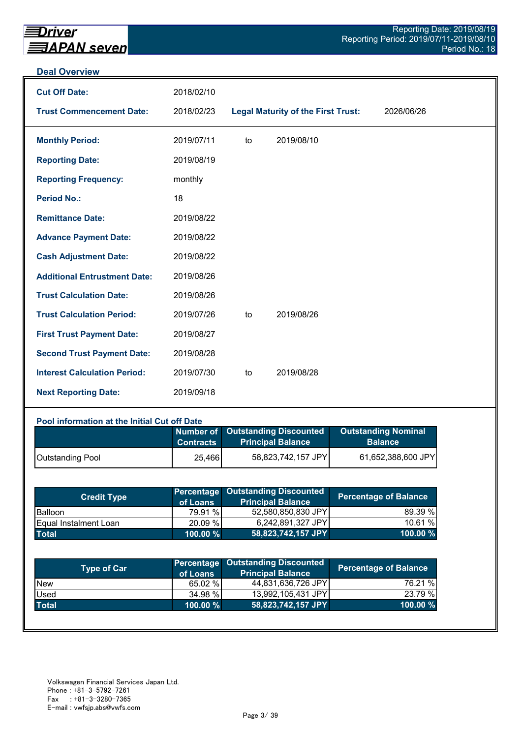## Deal Overview

| | | | | |
|---|---|---|---|---|
| **Cut Off Date:** | 2018/02/10 | | | |
| **Trust Commencement Date:** | 2018/02/23 | **Legal Maturity of the First Trust:** | | 2026/06/26 |
| **Monthly Period:** | 2019/07/11 | to | 2019/08/10 | |
| **Reporting Date:** | 2019/08/19 | | | |
| **Reporting Frequency:** | monthly | | | |
| **Period No.:** | 18 | | | |
| **Remittance Date:** | 2019/08/22 | | | |
| **Advance Payment Date:** | 2019/08/22 | | | |
| **Cash Adjustment Date:** | 2019/08/22 | | | |
| **Additional Entrustment Date:** | 2019/08/26 | | | |
| **Trust Calculation Date:** | 2019/08/26 | | | |
| **Trust Calculation Period:** | 2019/07/26 | to | 2019/08/26 | |
| **First Trust Payment Date:** | 2019/08/27 | | | |
| **Second Trust Payment Date:** | 2019/08/28 | | | |
| **Interest Calculation Period:** | 2019/07/30 | to | 2019/08/28 | |
| **Next Reporting Date:** | 2019/09/18 | | | |

### Pool information at the Initial Cut off Date

| | Number of Contracts | Outstanding Discounted Principal Balance | Outstanding Nominal Balance |
|---|---|---|---|
| Outstanding Pool | 25,466 | 58,823,742,157 JPY | 61,652,388,600 JPY |

| Credit Type | Percentage of Loans | Outstanding Discounted Principal Balance | Percentage of Balance |
|---|---|---|---|
| Balloon | 79.91 % | 52,580,850,830 JPY | 89.39 % |
| Equal Instalment Loan | 20.09 % | 6,242,891,327 JPY | 10.61 % |
| **Total** | **100.00 %** | **58,823,742,157 JPY** | **100.00 %** |

| Type of Car | Percentage of Loans | Outstanding Discounted Principal Balance | Percentage of Balance |
|---|---|---|---|
| New | 65.02 % | 44,831,636,726 JPY | 76.21 % |
| Used | 34.98 % | 13,992,105,431 JPY | 23.79 % |
| **Total** | **100.00 %** | **58,823,742,157 JPY** | **100.00 %** |

Volkswagen Financial Services Japan Ltd.
Phone : +81-3-5792-7261
Fax : +81-3-3280-7365
E-mail : vwfsjp.abs@vwfs.com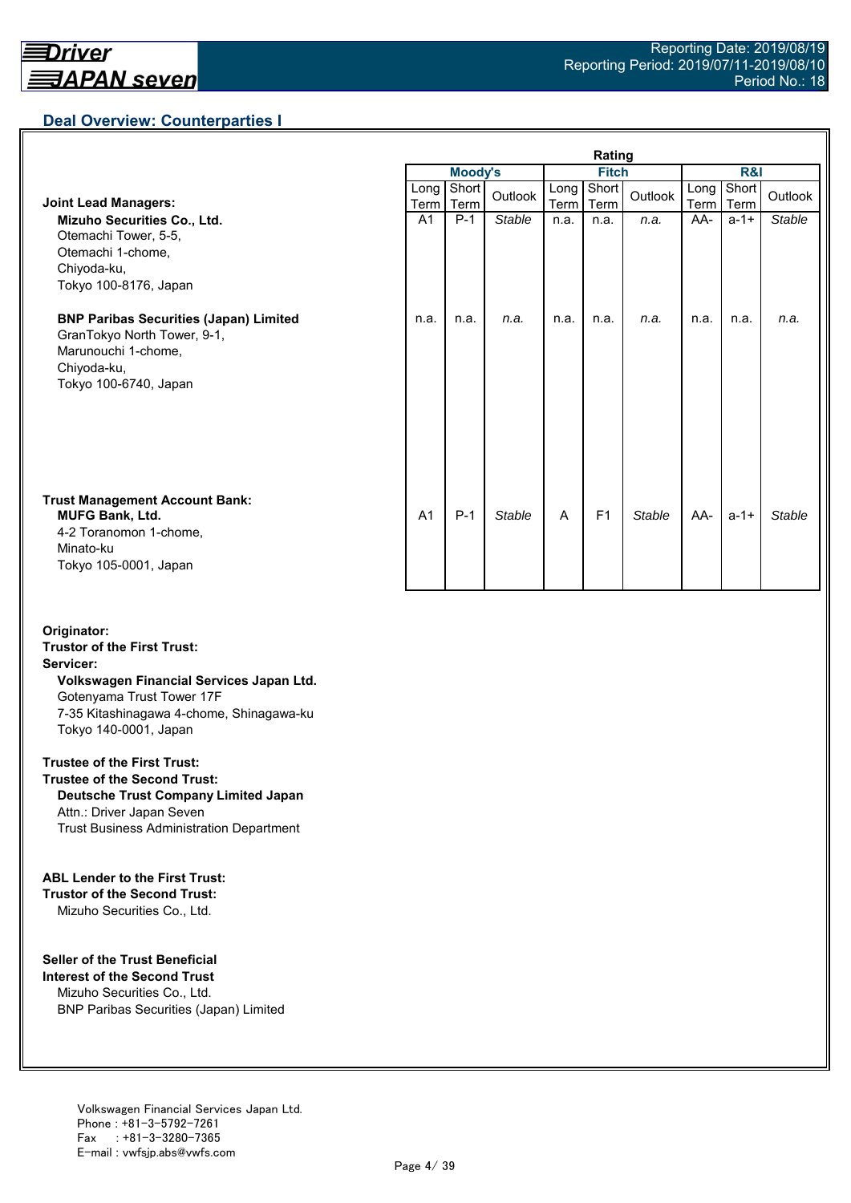## Deal Overview: Counterparties I

| | Moody's | | | Fitch | | | R&I | | |
|---|---|---|---|---|---|---|---|---|---|
| | Long Term | Short Term | Outlook | Long Term | Short Term | Outlook | Long Term | Short Term | Outlook |
| **Joint Lead Managers:** | | | | | | | | | |
| **Mizuho Securities Co., Ltd.**<br>Otemachi Tower, 5-5,<br>Otemachi 1-chome,<br>Chiyoda-ku,<br>Tokyo 100-8176, Japan | A1 | P-1 | *Stable* | n.a. | n.a. | *n.a.* | AA- | a-1+ | *Stable* |
| **BNP Paribas Securities (Japan) Limited**<br>GranTokyo North Tower, 9-1,<br>Marunouchi 1-chome,<br>Chiyoda-ku,<br>Tokyo 100-6740, Japan | n.a. | n.a. | *n.a.* | n.a. | n.a. | *n.a.* | n.a. | n.a. | *n.a.* |
| **Trust Management Account Bank:**<br>**MUFG Bank, Ltd.**<br>4-2 Toranomon 1-chome,<br>Minato-ku<br>Tokyo 105-0001, Japan | A1 | P-1 | *Stable* | A | F1 | *Stable* | AA- | a-1+ | *Stable* |

**Originator:**
**Trustor of the First Trust:**
**Servicer:**
**Volkswagen Financial Services Japan Ltd.**
Gotenyama Trust Tower 17F
7-35 Kitashinagawa 4-chome, Shinagawa-ku
Tokyo 140-0001, Japan

**Trustee of the First Trust:**
**Trustee of the Second Trust:**
**Deutsche Trust Company Limited Japan**
Attn.: Driver Japan Seven
Trust Business Administration Department

**ABL Lender to the First Trust:**
**Trustor of the Second Trust:**
Mizuho Securities Co., Ltd.

**Seller of the Trust Beneficial Interest of the Second Trust**
Mizuho Securities Co., Ltd.
BNP Paribas Securities (Japan) Limited

Volkswagen Financial Services Japan Ltd.
Phone : +81-3-5792-7261
Fax : +81-3-3280-7365
E-mail : vwfsjp.abs@vwfs.com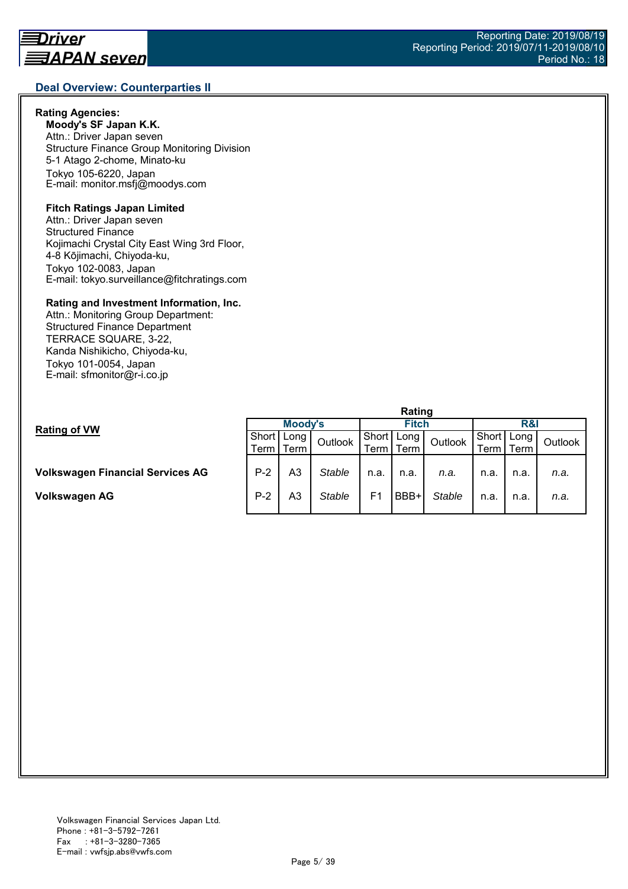## Deal Overview: Counterparties II

**Rating Agencies:**

**Moody's SF Japan K.K.**
Attn.: Driver Japan seven
Structure Finance Group Monitoring Division
5-1 Atago 2-chome, Minato-ku
Tokyo 105-6220, Japan
E-mail: monitor.msfj@moodys.com

**Fitch Ratings Japan Limited**
Attn.: Driver Japan seven
Structured Finance
Kojimachi Crystal City East Wing 3rd Floor,
4-8 Kōjimachi, Chiyoda-ku,
Tokyo 102-0083, Japan
E-mail: tokyo.surveillance@fitchratings.com

**Rating and Investment Information, Inc.**
Attn.: Monitoring Group Department:
Structured Finance Department
TERRACE SQUARE, 3-22,
Kanda Nishikicho, Chiyoda-ku,
Tokyo 101-0054, Japan
E-mail: sfmonitor@r-i.co.jp

**Rating of VW**

| | Rating | | | | | | | | |
|---|---|---|---|---|---|---|---|---|---|
| | Moody's | | | Fitch | | | R&I | | |
| | Short Term | Long Term | Outlook | Short Term | Long Term | Outlook | Short Term | Long Term | Outlook |
| **Volkswagen Financial Services AG** | P-2 | A3 | *Stable* | n.a. | n.a. | *n.a.* | n.a. | n.a. | *n.a.* |
| **Volkswagen AG** | P-2 | A3 | *Stable* | F1 | BBB+ | *Stable* | n.a. | n.a. | *n.a.* |

Volkswagen Financial Services Japan Ltd.
Phone : +81-3-5792-7261
Fax : +81-3-3280-7365
E-mail : vwfsjp.abs@vwfs.com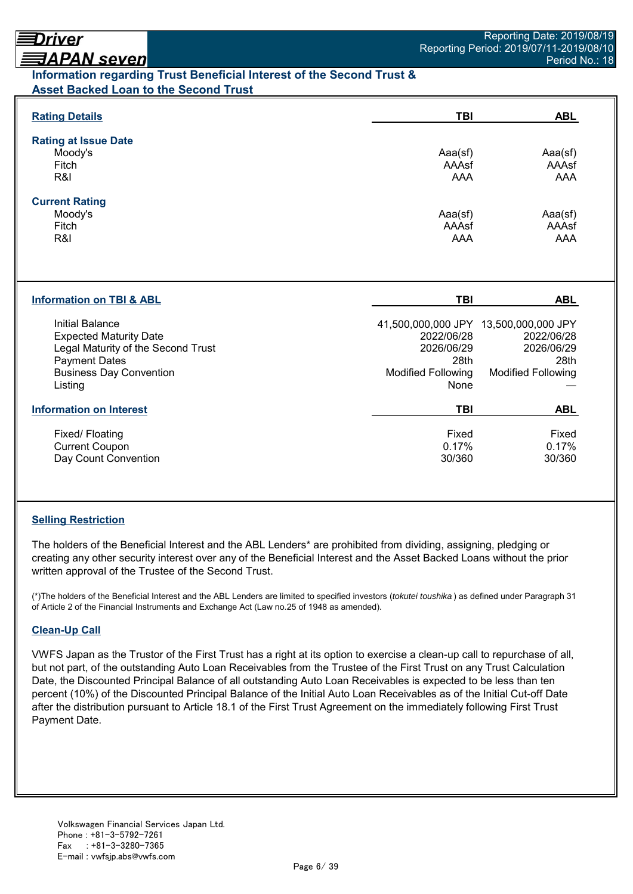## Information regarding Trust Beneficial Interest of the Second Trust & Asset Backed Loan to the Second Trust

| Rating Details | TBI | ABL |
|---|---|---|
| **Rating at Issue Date** | | |
| Moody's | Aaa(sf) | Aaa(sf) |
| Fitch | AAAsf | AAAsf |
| R&I | AAA | AAA |
| **Current Rating** | | |
| Moody's | Aaa(sf) | Aaa(sf) |
| Fitch | AAAsf | AAAsf |
| R&I | AAA | AAA |

| Information on TBI & ABL | TBI | ABL |
|---|---|---|
| Initial Balance | 41,500,000,000 JPY | 13,500,000,000 JPY |
| Expected Maturity Date | 2022/06/28 | 2022/06/28 |
| Legal Maturity of the Second Trust | 2026/06/29 | 2026/06/29 |
| Payment Dates | 28th | 28th |
| Business Day Convention | Modified Following | Modified Following |
| Listing | None | — |

| Information on Interest | TBI | ABL |
|---|---|---|
| Fixed/ Floating | Fixed | Fixed |
| Current Coupon | 0.17% | 0.17% |
| Day Count Convention | 30/360 | 30/360 |

### Selling Restriction

The holders of the Beneficial Interest and the ABL Lenders* are prohibited from dividing, assigning, pledging or creating any other security interest over any of the Beneficial Interest and the Asset Backed Loans without the prior written approval of the Trustee of the Second Trust.

(*)The holders of the Beneficial Interest and the ABL Lenders are limited to specified investors (*tokutei toushika*) as defined under Paragraph 31 of Article 2 of the Financial Instruments and Exchange Act (Law no.25 of 1948 as amended).

### Clean-Up Call

VWFS Japan as the Trustor of the First Trust has a right at its option to exercise a clean-up call to repurchase of all, but not part, of the outstanding Auto Loan Receivables from the Trustee of the First Trust on any Trust Calculation Date, the Discounted Principal Balance of all outstanding Auto Loan Receivables is expected to be less than ten percent (10%) of the Discounted Principal Balance of the Initial Auto Loan Receivables as of the Initial Cut-off Date after the distribution pursuant to Article 18.1 of the First Trust Agreement on the immediately following First Trust Payment Date.

Volkswagen Financial Services Japan Ltd.
Phone : +81-3-5792-7261
Fax : +81-3-3280-7365
E-mail : vwfsjp.abs@vwfs.com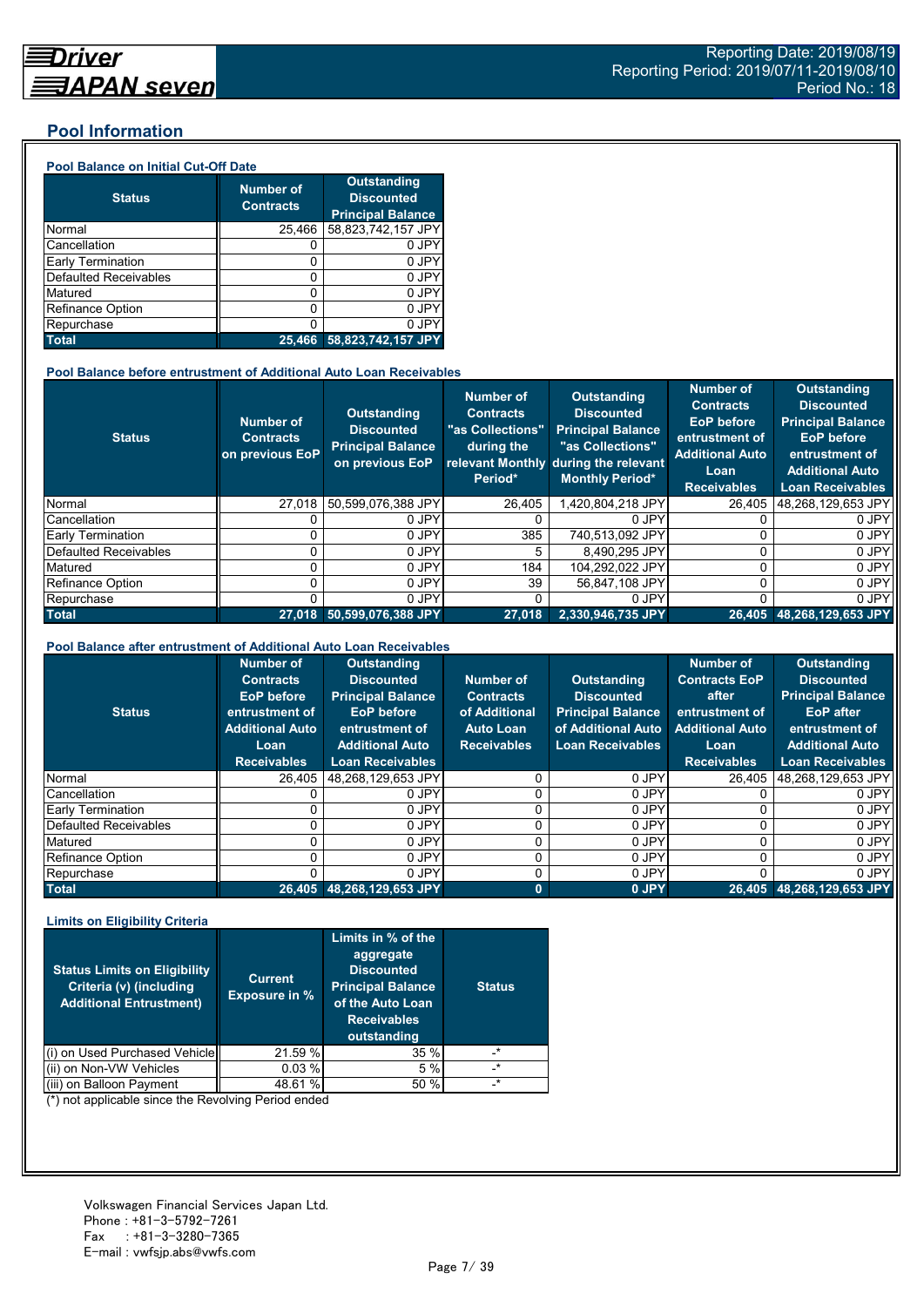## Pool Information

### Pool Balance on Initial Cut-Off Date

| Status | Number of Contracts | Outstanding Discounted Principal Balance |
|---|---|---|
| Normal | 25,466 | 58,823,742,157 JPY |
| Cancellation | 0 | 0 JPY |
| Early Termination | 0 | 0 JPY |
| Defaulted Receivables | 0 | 0 JPY |
| Matured | 0 | 0 JPY |
| Refinance Option | 0 | 0 JPY |
| Repurchase | 0 | 0 JPY |
| **Total** | **25,466** | **58,823,742,157 JPY** |

### Pool Balance before entrustment of Additional Auto Loan Receivables

| Status | Number of Contracts on previous EoP | Outstanding Discounted Principal Balance on previous EoP | Number of Contracts "as Collections" during the relevant Monthly Period* | Outstanding Discounted Principal Balance "as Collections" during the relevant Monthly Period* | Number of Contracts EoP before entrustment of Additional Auto Loan Receivables | Outstanding Discounted Principal Balance EoP before entrustment of Additional Auto Loan Receivables |
|---|---|---|---|---|---|---|
| Normal | 27,018 | 50,599,076,388 JPY | 26,405 | 1,420,804,218 JPY | 26,405 | 48,268,129,653 JPY |
| Cancellation | 0 | 0 JPY | 0 | 0 JPY | 0 | 0 JPY |
| Early Termination | 0 | 0 JPY | 385 | 740,513,092 JPY | 0 | 0 JPY |
| Defaulted Receivables | 0 | 0 JPY | 5 | 8,490,295 JPY | 0 | 0 JPY |
| Matured | 0 | 0 JPY | 184 | 104,292,022 JPY | 0 | 0 JPY |
| Refinance Option | 0 | 0 JPY | 39 | 56,847,108 JPY | 0 | 0 JPY |
| Repurchase | 0 | 0 JPY | 0 | 0 JPY | 0 | 0 JPY |
| **Total** | **27,018** | **50,599,076,388 JPY** | **27,018** | **2,330,946,735 JPY** | **26,405** | **48,268,129,653 JPY** |

### Pool Balance after entrustment of Additional Auto Loan Receivables

| Status | Number of Contracts EoP before entrustment of Additional Auto Loan Receivables | Outstanding Discounted Principal Balance EoP before entrustment of Additional Auto Loan Receivables | Number of Contracts of Additional Auto Loan Receivables | Outstanding Discounted Principal Balance of Additional Auto Loan Receivables | Number of Contracts EoP after entrustment of Additional Auto Loan Receivables | Outstanding Discounted Principal Balance EoP after entrustment of Additional Auto Loan Receivables |
|---|---|---|---|---|---|---|
| Normal | 26,405 | 48,268,129,653 JPY | 0 | 0 JPY | 26,405 | 48,268,129,653 JPY |
| Cancellation | 0 | 0 JPY | 0 | 0 JPY | 0 | 0 JPY |
| Early Termination | 0 | 0 JPY | 0 | 0 JPY | 0 | 0 JPY |
| Defaulted Receivables | 0 | 0 JPY | 0 | 0 JPY | 0 | 0 JPY |
| Matured | 0 | 0 JPY | 0 | 0 JPY | 0 | 0 JPY |
| Refinance Option | 0 | 0 JPY | 0 | 0 JPY | 0 | 0 JPY |
| Repurchase | 0 | 0 JPY | 0 | 0 JPY | 0 | 0 JPY |
| **Total** | **26,405** | **48,268,129,653 JPY** | **0** | **0 JPY** | **26,405** | **48,268,129,653 JPY** |

### Limits on Eligibility Criteria

| Status Limits on Eligibility Criteria (v) (including Additional Entrustment) | Current Exposure in % | Limits in % of the aggregate Discounted Principal Balance of the Auto Loan Receivables outstanding | Status |
|---|---|---|---|
| (i) on Used Purchased Vehicle | 21.59 % | 35 % | -* |
| (ii) on Non-VW Vehicles | 0.03 % | 5 % | -* |
| (iii) on Balloon Payment | 48.61 % | 50 % | -* |

(*) not applicable since the Revolving Period ended

Volkswagen Financial Services Japan Ltd.
Phone : +81-3-5792-7261
Fax : +81-3-3280-7365
E-mail : vwfsjp.abs@vwfs.com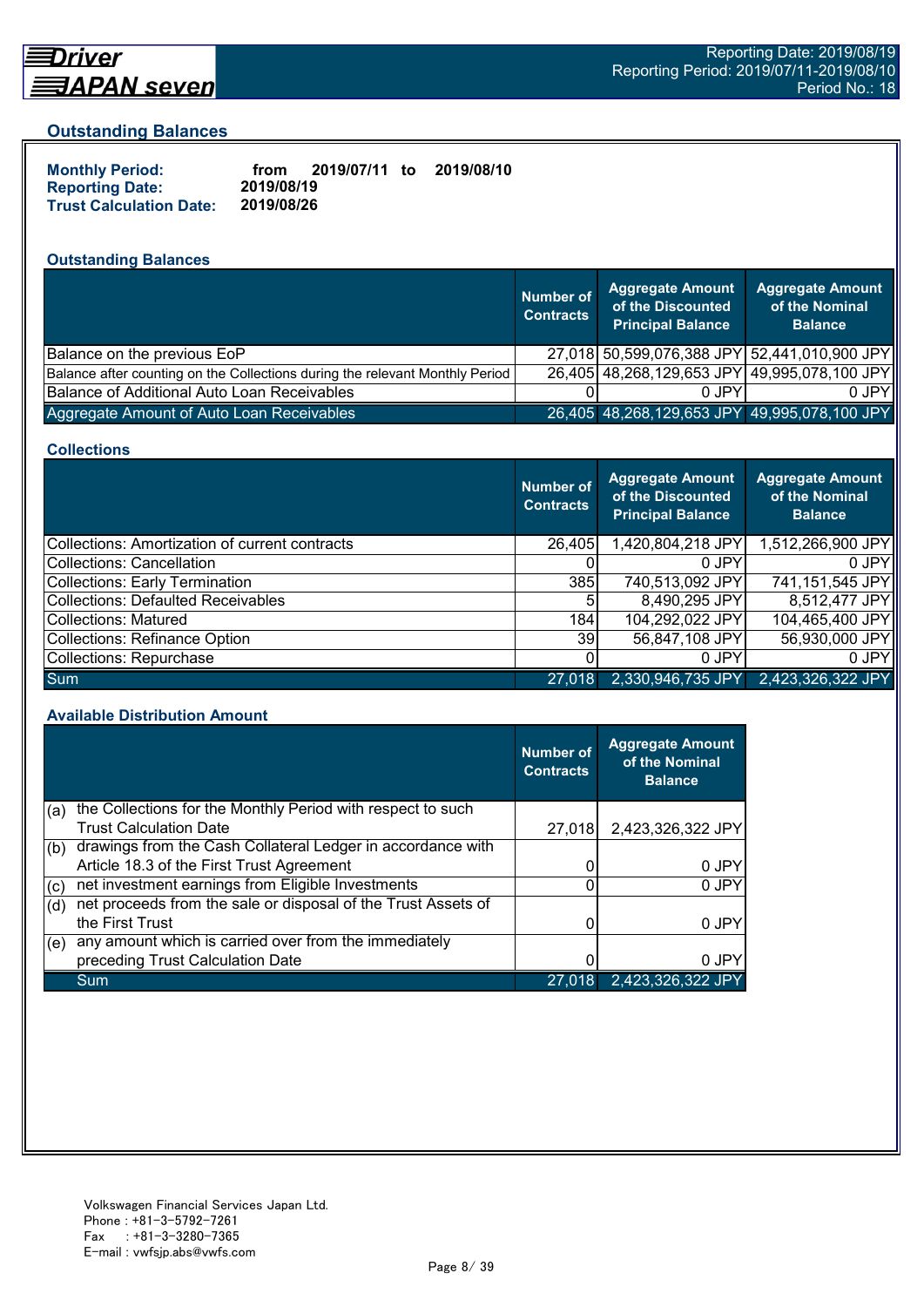## Outstanding Balances

**Monthly Period:** from 2019/07/11 to 2019/08/10
**Reporting Date:** 2019/08/19
**Trust Calculation Date:** 2019/08/26

### Outstanding Balances

| | Number of Contracts | Aggregate Amount of the Discounted Principal Balance | Aggregate Amount of the Nominal Balance |
|---|---|---|---|
| Balance on the previous EoP | 27,018 | 50,599,076,388 JPY | 52,441,010,900 JPY |
| Balance after counting on the Collections during the relevant Monthly Period | 26,405 | 48,268,129,653 JPY | 49,995,078,100 JPY |
| Balance of Additional Auto Loan Receivables | 0 | 0 JPY | 0 JPY |
| Aggregate Amount of Auto Loan Receivables | 26,405 | 48,268,129,653 JPY | 49,995,078,100 JPY |

### Collections

| | Number of Contracts | Aggregate Amount of the Discounted Principal Balance | Aggregate Amount of the Nominal Balance |
|---|---|---|---|
| Collections: Amortization of current contracts | 26,405 | 1,420,804,218 JPY | 1,512,266,900 JPY |
| Collections: Cancellation | 0 | 0 JPY | 0 JPY |
| Collections: Early Termination | 385 | 740,513,092 JPY | 741,151,545 JPY |
| Collections: Defaulted Receivables | 5 | 8,490,295 JPY | 8,512,477 JPY |
| Collections: Matured | 184 | 104,292,022 JPY | 104,465,400 JPY |
| Collections: Refinance Option | 39 | 56,847,108 JPY | 56,930,000 JPY |
| Collections: Repurchase | 0 | 0 JPY | 0 JPY |
| Sum | 27,018 | 2,330,946,735 JPY | 2,423,326,322 JPY |

### Available Distribution Amount

| | | Number of Contracts | Aggregate Amount of the Nominal Balance |
|---|---|---|---|
| (a) | the Collections for the Monthly Period with respect to such Trust Calculation Date | 27,018 | 2,423,326,322 JPY |
| (b) | drawings from the Cash Collateral Ledger in accordance with Article 18.3 of the First Trust Agreement | 0 | 0 JPY |
| (c) | net investment earnings from Eligible Investments | 0 | 0 JPY |
| (d) | net proceeds from the sale or disposal of the Trust Assets of the First Trust | 0 | 0 JPY |
| (e) | any amount which is carried over from the immediately preceding Trust Calculation Date | 0 | 0 JPY |
| | Sum | 27,018 | 2,423,326,322 JPY |

Volkswagen Financial Services Japan Ltd.
Phone : +81-3-5792-7261
Fax : +81-3-3280-7365
E-mail : vwfsjp.abs@vwfs.com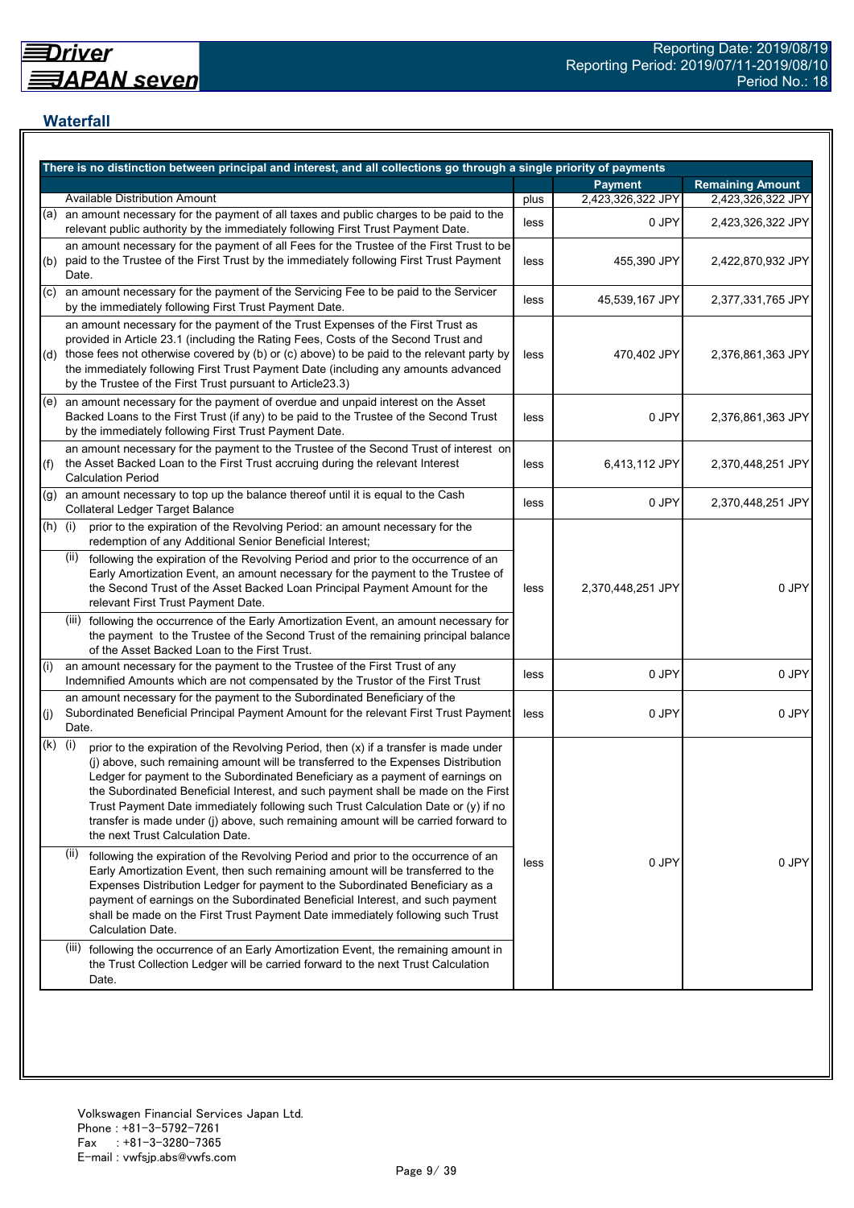## Waterfall

| There is no distinction between principal and interest, and all collections go through a single priority of payments | | | | |
|---|---|---|---|---|
| | | | Payment | Remaining Amount |
| | Available Distribution Amount | plus | 2,423,326,322 JPY | 2,423,326,322 JPY |
| (a) | an amount necessary for the payment of all taxes and public charges to be paid to the relevant public authority by the immediately following First Trust Payment Date. | less | 0 JPY | 2,423,326,322 JPY |
| (b) | an amount necessary for the payment of all Fees for the Trustee of the First Trust to be paid to the Trustee of the First Trust by the immediately following First Trust Payment Date. | less | 455,390 JPY | 2,422,870,932 JPY |
| (c) | an amount necessary for the payment of the Servicing Fee to be paid to the Servicer by the immediately following First Trust Payment Date. | less | 45,539,167 JPY | 2,377,331,765 JPY |
| (d) | an amount necessary for the payment of the Trust Expenses of the First Trust as provided in Article 23.1 (including the Rating Fees, Costs of the Second Trust and those fees not otherwise covered by (b) or (c) above) to be paid to the relevant party by the immediately following First Trust Payment Date (including any amounts advanced by the Trustee of the First Trust pursuant to Article23.3) | less | 470,402 JPY | 2,376,861,363 JPY |
| (e) | an amount necessary for the payment of overdue and unpaid interest on the Asset Backed Loans to the First Trust (if any) to be paid to the Trustee of the Second Trust by the immediately following First Trust Payment Date. | less | 0 JPY | 2,376,861,363 JPY |
| (f) | an amount necessary for the payment to the Trustee of the Second Trust of interest on the Asset Backed Loan to the First Trust accruing during the relevant Interest Calculation Period | less | 6,413,112 JPY | 2,370,448,251 JPY |
| (g) | an amount necessary to top up the balance thereof until it is equal to the Cash Collateral Ledger Target Balance | less | 0 JPY | 2,370,448,251 JPY |
| (h) | (i) prior to the expiration of the Revolving Period: an amount necessary for the redemption of any Additional Senior Beneficial Interest;<br>(ii) following the expiration of the Revolving Period and prior to the occurrence of an Early Amortization Event, an amount necessary for the payment to the Trustee of the Second Trust of the Asset Backed Loan Principal Payment Amount for the relevant First Trust Payment Date.<br>(iii) following the occurrence of the Early Amortization Event, an amount necessary for the payment to the Trustee of the Second Trust of the remaining principal balance of the Asset Backed Loan to the First Trust. | less | 2,370,448,251 JPY | 0 JPY |
| (i) | an amount necessary for the payment to the Trustee of the First Trust of any Indemnified Amounts which are not compensated by the Trustor of the First Trust | less | 0 JPY | 0 JPY |
| (j) | an amount necessary for the payment to the Subordinated Beneficiary of the Subordinated Beneficial Principal Payment Amount for the relevant First Trust Payment Date. | less | 0 JPY | 0 JPY |
| (k) | (i) prior to the expiration of the Revolving Period, then (x) if a transfer is made under (j) above, such remaining amount will be transferred to the Expenses Distribution Ledger for payment to the Subordinated Beneficiary as a payment of earnings on the Subordinated Beneficial Interest, and such payment shall be made on the First Trust Payment Date immediately following such Trust Calculation Date or (y) if no transfer is made under (j) above, such remaining amount will be carried forward to the next Trust Calculation Date.<br>(ii) following the expiration of the Revolving Period and prior to the occurrence of an Early Amortization Event, then such remaining amount will be transferred to the Expenses Distribution Ledger for payment to the Subordinated Beneficiary as a payment of earnings on the Subordinated Beneficial Interest, and such payment shall be made on the First Trust Payment Date immediately following such Trust Calculation Date.<br>(iii) following the occurrence of an Early Amortization Event, the remaining amount in the Trust Collection Ledger will be carried forward to the next Trust Calculation Date. | less | 0 JPY | 0 JPY |

Volkswagen Financial Services Japan Ltd.
Phone : +81-3-5792-7261
Fax : +81-3-3280-7365
E-mail : vwfsjp.abs@vwfs.com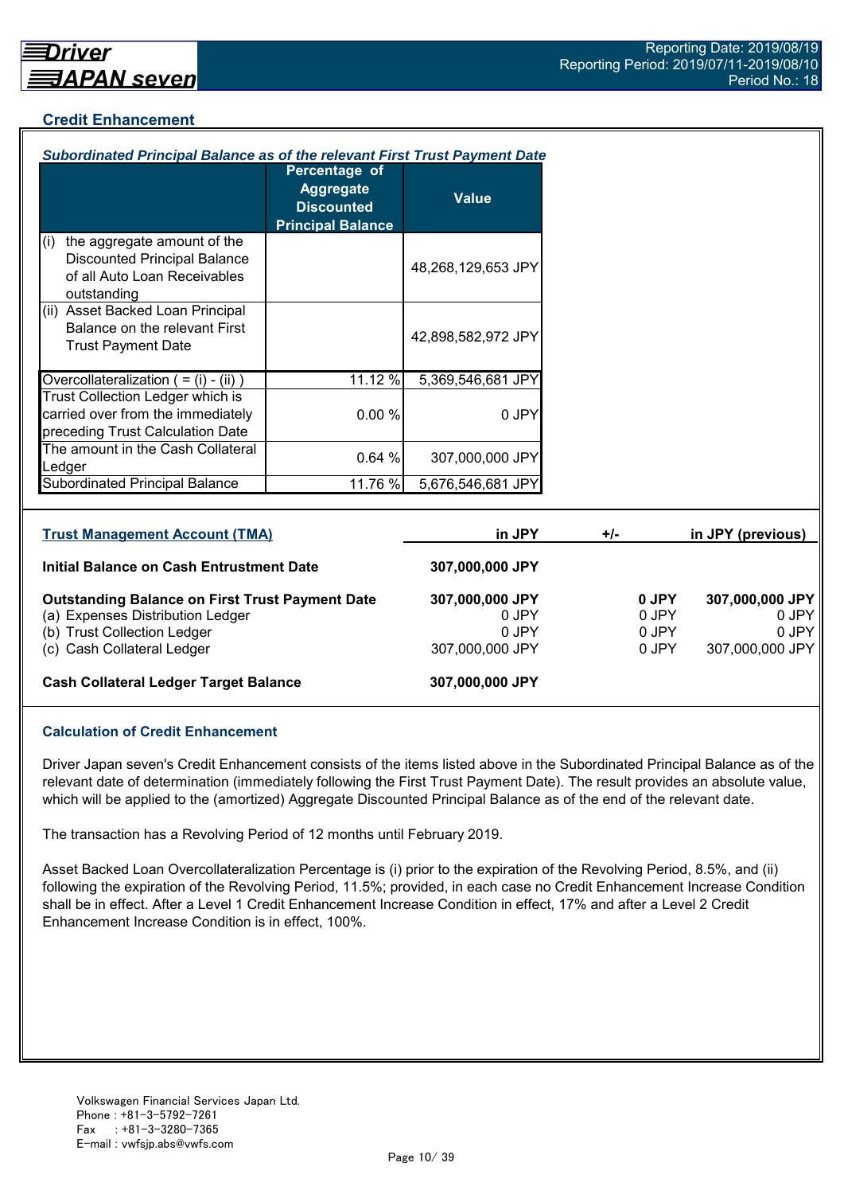## Credit Enhancement

### *Subordinated Principal Balance as of the relevant First Trust Payment Date*

| | Percentage of Aggregate Discounted Principal Balance | Value |
|---|---|---|
| (i) the aggregate amount of the Discounted Principal Balance of all Auto Loan Receivables outstanding | | 48,268,129,653 JPY |
| (ii) Asset Backed Loan Principal Balance on the relevant First Trust Payment Date | | 42,898,582,972 JPY |
| Overcollateralization ( = (i) - (ii) ) | 11.12 % | 5,369,546,681 JPY |
| Trust Collection Ledger which is carried over from the immediately preceding Trust Calculation Date | 0.00 % | 0 JPY |
| The amount in the Cash Collateral Ledger | 0.64 % | 307,000,000 JPY |
| Subordinated Principal Balance | 11.76 % | 5,676,546,681 JPY |

| Trust Management Account (TMA) | in JPY | +/- | in JPY (previous) |
|---|---|---|---|
| **Initial Balance on Cash Entrustment Date** | **307,000,000 JPY** | | |
| **Outstanding Balance on First Trust Payment Date** | **307,000,000 JPY** | **0 JPY** | **307,000,000 JPY** |
| (a) Expenses Distribution Ledger | 0 JPY | 0 JPY | 0 JPY |
| (b) Trust Collection Ledger | 0 JPY | 0 JPY | 0 JPY |
| (c) Cash Collateral Ledger | 307,000,000 JPY | 0 JPY | 307,000,000 JPY |
| **Cash Collateral Ledger Target Balance** | **307,000,000 JPY** | | |

### Calculation of Credit Enhancement

Driver Japan seven's Credit Enhancement consists of the items listed above in the Subordinated Principal Balance as of the relevant date of determination (immediately following the First Trust Payment Date). The result provides an absolute value, which will be applied to the (amortized) Aggregate Discounted Principal Balance as of the end of the relevant date.

The transaction has a Revolving Period of 12 months until February 2019.

Asset Backed Loan Overcollateralization Percentage is (i) prior to the expiration of the Revolving Period, 8.5%, and (ii) following the expiration of the Revolving Period, 11.5%; provided, in each case no Credit Enhancement Increase Condition shall be in effect. After a Level 1 Credit Enhancement Increase Condition in effect, 17% and after a Level 2 Credit Enhancement Increase Condition is in effect, 100%.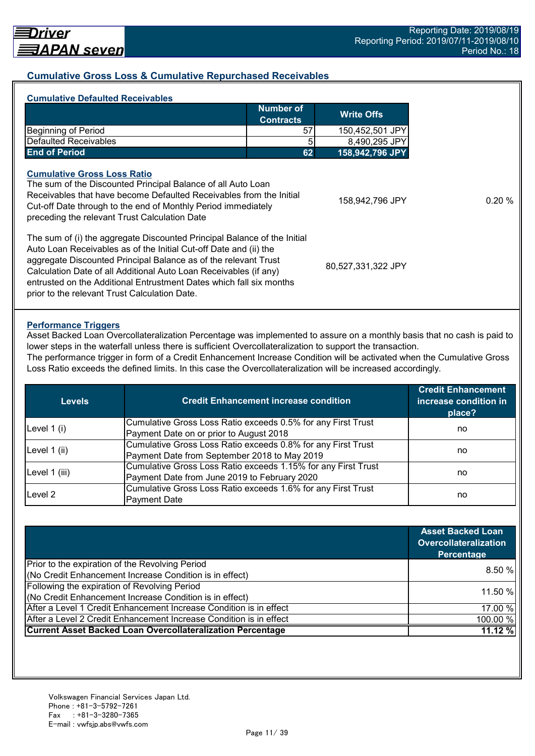## Cumulative Gross Loss & Cumulative Repurchased Receivables

### Cumulative Defaulted Receivables

| | Number of Contracts | Write Offs |
|---|---|---|
| Beginning of Period | 57 | 150,452,501 JPY |
| Defaulted Receivables | 5 | 8,490,295 JPY |
| **End of Period** | **62** | **158,942,796 JPY** |

### Cumulative Gross Loss Ratio

| | | |
|---|---|---|
| The sum of the Discounted Principal Balance of all Auto Loan Receivables that have become Defaulted Receivables from the Initial Cut-off Date through to the end of Monthly Period immediately preceding the relevant Trust Calculation Date | 158,942,796 JPY | 0.20 % |
| The sum of (i) the aggregate Discounted Principal Balance of the Initial Auto Loan Receivables as of the Initial Cut-off Date and (ii) the aggregate Discounted Principal Balance as of the relevant Trust Calculation Date of all Additional Auto Loan Receivables (if any) entrusted on the Additional Entrustment Dates which fall six months prior to the relevant Trust Calculation Date. | 80,527,331,322 JPY | |

### Performance Triggers

Asset Backed Loan Overcollateralization Percentage was implemented to assure on a monthly basis that no cash is paid to lower steps in the waterfall unless there is sufficient Overcollateralization to support the transaction.
The performance trigger in form of a Credit Enhancement Increase Condition will be activated when the Cumulative Gross Loss Ratio exceeds the defined limits. In this case the Overcollateralization will be increased accordingly.

| Levels | Credit Enhancement increase condition | Credit Enhancement increase condition in place? |
|---|---|---|
| Level 1 (i) | Cumulative Gross Loss Ratio exceeds 0.5% for any First Trust Payment Date on or prior to August 2018 | no |
| Level 1 (ii) | Cumulative Gross Loss Ratio exceeds 0.8% for any First Trust Payment Date from September 2018 to May 2019 | no |
| Level 1 (iii) | Cumulative Gross Loss Ratio exceeds 1.15% for any First Trust Payment Date from June 2019 to February 2020 | no |
| Level 2 | Cumulative Gross Loss Ratio exceeds 1.6% for any First Trust Payment Date | no |

| | Asset Backed Loan Overcollateralization Percentage |
|---|---|
| Prior to the expiration of the Revolving Period (No Credit Enhancement Increase Condition is in effect) | 8.50 % |
| Following the expiration of Revolving Period (No Credit Enhancement Increase Condition is in effect) | 11.50 % |
| After a Level 1 Credit Enhancement Increase Condition is in effect | 17.00 % |
| After a Level 2 Credit Enhancement Increase Condition is in effect | 100.00 % |
| **Current Asset Backed Loan Overcollateralization Percentage** | **11.12 %** |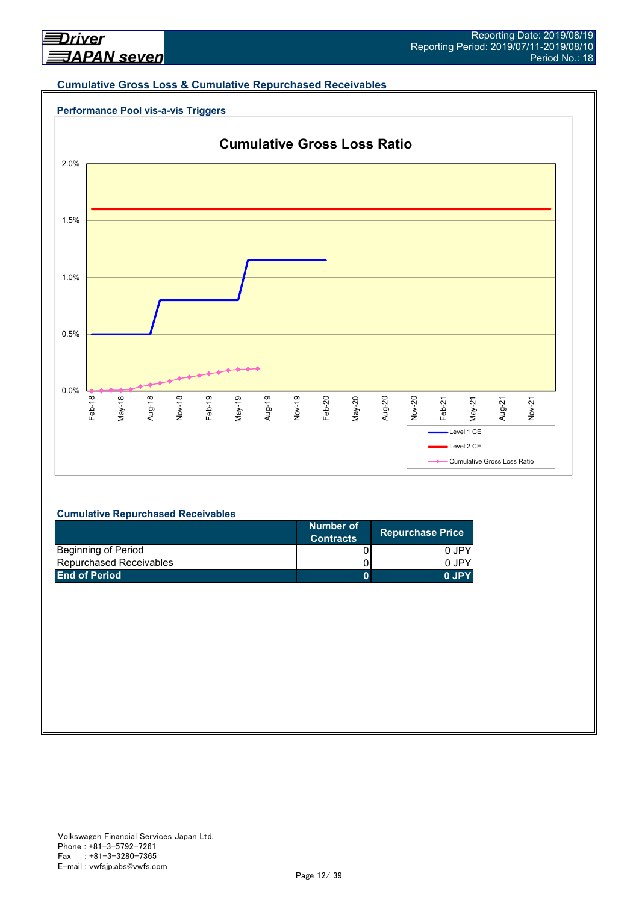## Cumulative Gross Loss & Cumulative Repurchased Receivables

### Performance Pool vis-a-vis Triggers

**Cumulative Gross Loss Ratio**

2.0%
1.5%
1.0%
0.5%
0.0%

Feb-18 May-18 Aug-18 Nov-18 Feb-19 May-19 Aug-19 Nov-19 Feb-20 May-20 Aug-20 Nov-20 Feb-21 May-21 Aug-21 Nov-21

Level 1 CE
Level 2 CE
Cumulative Gross Loss Ratio

### Cumulative Repurchased Receivables

| | Number of Contracts | Repurchase Price |
|---|---|---|
| Beginning of Period | 0 | 0 JPY |
| Repurchased Receivables | 0 | 0 JPY |
| **End of Period** | **0** | **0 JPY** |

Volkswagen Financial Services Japan Ltd.
Phone : +81-3-5792-7261
Fax : +81-3-3280-7365
E-mail : vwfsjp.abs@vwfs.com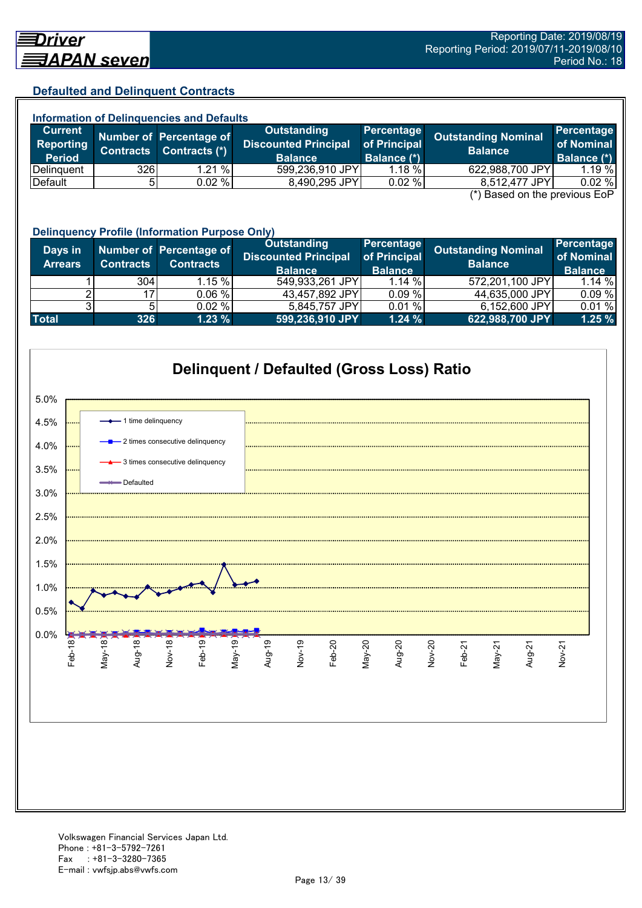## Defaulted and Delinquent Contracts

### Information of Delinquencies and Defaults

| Current Reporting Period | Number of Contracts | Percentage of Contracts (*) | Outstanding Discounted Principal Balance | Percentage of Principal Balance (*) | Outstanding Nominal Balance | Percentage of Nominal Balance (*) |
|---|---|---|---|---|---|---|
| Delinquent | 326 | 1.21 % | 599,236,910 JPY | 1.18 % | 622,988,700 JPY | 1.19 % |
| Default | 5 | 0.02 % | 8,490,295 JPY | 0.02 % | 8,512,477 JPY | 0.02 % |

(*) Based on the previous EoP

### Delinquency Profile (Information Purpose Only)

| Days in Arrears | Number of Contracts | Percentage of Contracts | Outstanding Discounted Principal Balance | Percentage of Principal Balance | Outstanding Nominal Balance | Percentage of Nominal Balance |
|---|---|---|---|---|---|---|
| 1 | 304 | 1.15 % | 549,933,261 JPY | 1.14 % | 572,201,100 JPY | 1.14 % |
| 2 | 17 | 0.06 % | 43,457,892 JPY | 0.09 % | 44,635,000 JPY | 0.09 % |
| 3 | 5 | 0.02 % | 5,845,757 JPY | 0.01 % | 6,152,600 JPY | 0.01 % |
| **Total** | **326** | **1.23 %** | **599,236,910 JPY** | **1.24 %** | **622,988,700 JPY** | **1.25 %** |

### Delinquent / Defaulted (Gross Loss) Ratio

Legend: 1 time delinquency; 2 times consecutive delinquency; 3 times consecutive delinquency; Defaulted

Y-axis: 0.0% – 5.0%

X-axis: Feb-18, May-18, Aug-18, Nov-18, Feb-19, May-19, Aug-19, Nov-19, Feb-20, May-20, Aug-20, Nov-20, Feb-21, May-21, Aug-21, Nov-21

Volkswagen Financial Services Japan Ltd.
Phone : +81-3-5792-7261
Fax : +81-3-3280-7365
E-mail : vwfsjp.abs@vwfs.com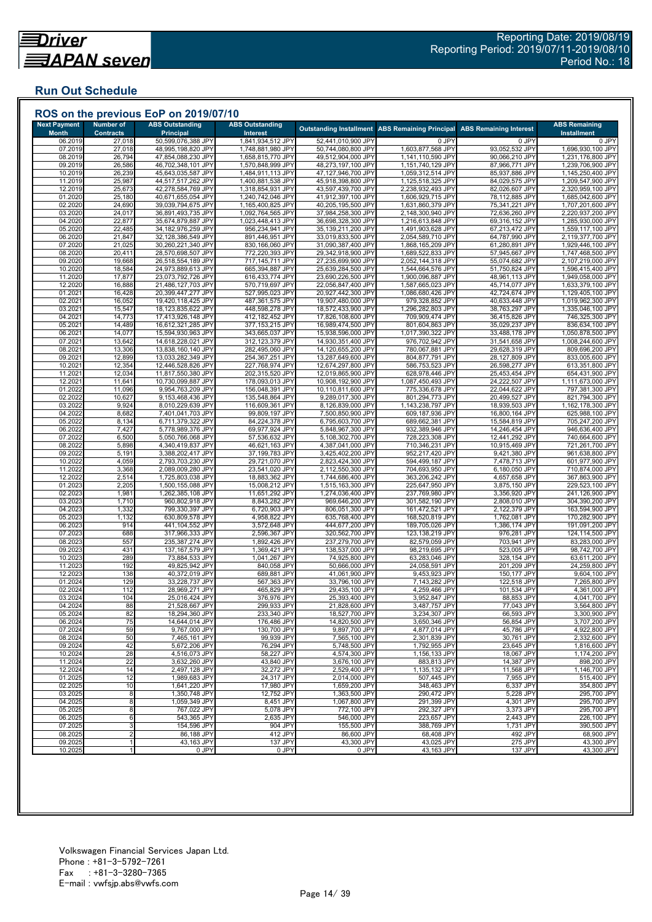Reporting Date: 2019/08/19
Reporting Period: 2019/07/11-2019/08/10
Period No.: 18

## Run Out Schedule

### ROS on the previous EoP on 2019/07/10

| Next Payment Month | Number of Contracts | ABS Outstanding Principal | ABS Outstanding Interest | Outstanding Installment | ABS Remaining Principal | ABS Remaining Interest | ABS Remaining Installment |
|---|---|---|---|---|---|---|---|
| 06.2019 | 27,018 | 50,599,076,388 JPY | 1,841,934,512 JPY | 52,441,010,900 JPY | 0 JPY | 0 JPY | 0 JPY |
| 07.2019 | 27,018 | 48,995,198,820 JPY | 1,748,881,980 JPY | 50,744,080,800 JPY | 1,603,877,568 JPY | 93,052,532 JPY | 1,696,930,100 JPY |
| 08.2019 | 26,794 | 47,854,088,230 JPY | 1,658,815,770 JPY | 49,512,904,000 JPY | 1,141,110,590 JPY | 90,066,210 JPY | 1,231,176,800 JPY |
| 09.2019 | 26,586 | 46,702,348,101 JPY | 1,570,848,999 JPY | 48,273,197,100 JPY | 1,151,740,129 JPY | 87,966,771 JPY | 1,239,706,900 JPY |
| 10.2019 | 26,239 | 45,643,035,587 JPY | 1,484,911,113 JPY | 47,127,946,700 JPY | 1,059,312,514 JPY | 85,937,886 JPY | 1,145,250,400 JPY |
| 11.2019 | 25,987 | 44,517,517,262 JPY | 1,400,881,538 JPY | 45,918,398,800 JPY | 1,125,518,325 JPY | 84,029,575 JPY | 1,209,547,900 JPY |
| 12.2019 | 25,673 | 42,278,584,769 JPY | 1,318,854,931 JPY | 43,597,439,700 JPY | 2,238,932,493 JPY | 82,026,607 JPY | 2,320,959,100 JPY |
| 01.2020 | 25,180 | 40,671,655,054 JPY | 1,240,742,046 JPY | 41,912,397,100 JPY | 1,606,929,715 JPY | 78,112,885 JPY | 1,685,042,600 JPY |
| 02.2020 | 24,690 | 39,039,794,675 JPY | 1,165,400,825 JPY | 40,205,195,500 JPY | 1,631,860,379 JPY | 75,341,221 JPY | 1,707,201,600 JPY |
| 03.2020 | 24,017 | 36,891,493,735 JPY | 1,092,764,565 JPY | 37,984,258,300 JPY | 2,148,300,940 JPY | 72,636,260 JPY | 2,220,937,200 JPY |
| 04.2020 | 22,877 | 35,674,879,887 JPY | 1,023,448,413 JPY | 36,698,328,300 JPY | 1,216,613,848 JPY | 69,316,152 JPY | 1,285,930,000 JPY |
| 05.2020 | 22,485 | 34,182,976,259 JPY | 956,234,941 JPY | 35,139,211,200 JPY | 1,491,903,628 JPY | 67,213,472 JPY | 1,559,117,100 JPY |
| 06.2020 | 21,847 | 32,128,386,549 JPY | 891,446,951 JPY | 33,019,833,500 JPY | 2,054,589,710 JPY | 64,787,990 JPY | 2,119,377,700 JPY |
| 07.2020 | 21,025 | 30,260,221,340 JPY | 830,166,060 JPY | 31,090,387,400 JPY | 1,868,165,209 JPY | 61,280,891 JPY | 1,929,446,100 JPY |
| 08.2020 | 20,411 | 28,570,698,507 JPY | 772,220,393 JPY | 29,342,918,900 JPY | 1,689,522,833 JPY | 57,945,667 JPY | 1,747,468,500 JPY |
| 09.2020 | 19,668 | 26,518,554,189 JPY | 717,145,711 JPY | 27,235,699,900 JPY | 2,052,144,318 JPY | 55,074,682 JPY | 2,107,219,000 JPY |
| 10.2020 | 18,584 | 24,973,889,613 JPY | 665,394,887 JPY | 25,639,284,500 JPY | 1,544,664,576 JPY | 51,750,824 JPY | 1,596,415,400 JPY |
| 11.2020 | 17,877 | 23,073,792,726 JPY | 616,433,774 JPY | 23,690,226,500 JPY | 1,900,096,887 JPY | 48,961,113 JPY | 1,949,058,000 JPY |
| 12.2020 | 16,888 | 21,486,127,703 JPY | 570,719,697 JPY | 22,056,847,400 JPY | 1,587,665,023 JPY | 45,714,077 JPY | 1,633,379,100 JPY |
| 01.2021 | 16,428 | 20,399,447,277 JPY | 527,995,023 JPY | 20,927,442,300 JPY | 1,086,680,426 JPY | 42,724,674 JPY | 1,129,405,100 JPY |
| 02.2021 | 16,052 | 19,420,118,425 JPY | 487,361,575 JPY | 19,907,480,000 JPY | 979,328,852 JPY | 40,633,448 JPY | 1,019,962,300 JPY |
| 03.2021 | 15,547 | 18,123,835,622 JPY | 448,598,278 JPY | 18,572,433,900 JPY | 1,296,282,803 JPY | 38,763,297 JPY | 1,335,046,100 JPY |
| 04.2021 | 14,773 | 17,413,926,148 JPY | 412,182,452 JPY | 17,826,108,600 JPY | 709,909,474 JPY | 36,415,826 JPY | 746,325,300 JPY |
| 05.2021 | 14,489 | 16,612,321,285 JPY | 377,153,215 JPY | 16,989,474,500 JPY | 801,604,863 JPY | 35,029,237 JPY | 836,634,100 JPY |
| 06.2021 | 14,077 | 15,594,930,963 JPY | 343,665,037 JPY | 15,938,596,000 JPY | 1,017,390,322 JPY | 33,488,178 JPY | 1,050,878,500 JPY |
| 07.2021 | 13,642 | 14,618,228,021 JPY | 312,123,379 JPY | 14,930,351,400 JPY | 976,702,942 JPY | 31,541,658 JPY | 1,008,244,600 JPY |
| 08.2021 | 13,306 | 13,838,160,140 JPY | 282,495,060 JPY | 14,120,655,200 JPY | 780,067,881 JPY | 29,628,319 JPY | 809,696,200 JPY |
| 09.2021 | 12,899 | 13,033,282,349 JPY | 254,367,251 JPY | 13,287,649,600 JPY | 804,877,791 JPY | 28,127,809 JPY | 833,005,600 JPY |
| 10.2021 | 12,354 | 12,446,528,826 JPY | 227,768,974 JPY | 12,674,297,800 JPY | 586,753,523 JPY | 26,598,277 JPY | 613,351,800 JPY |
| 11.2021 | 12,034 | 11,817,550,380 JPY | 202,315,520 JPY | 12,019,865,900 JPY | 628,978,446 JPY | 25,453,454 JPY | 654,431,900 JPY |
| 12.2021 | 11,641 | 10,730,099,887 JPY | 178,093,013 JPY | 10,908,192,900 JPY | 1,087,450,493 JPY | 24,222,507 JPY | 1,111,673,000 JPY |
| 01.2022 | 11,096 | 9,954,763,209 JPY | 156,048,391 JPY | 10,110,811,600 JPY | 775,336,678 JPY | 22,044,622 JPY | 797,381,300 JPY |
| 02.2022 | 10,627 | 9,153,468,436 JPY | 135,548,864 JPY | 9,289,017,300 JPY | 801,294,773 JPY | 20,499,527 JPY | 821,794,300 JPY |
| 03.2022 | 9,924 | 8,010,229,639 JPY | 116,609,361 JPY | 8,126,839,000 JPY | 1,143,238,797 JPY | 18,939,503 JPY | 1,162,178,300 JPY |
| 04.2022 | 8,682 | 7,401,041,703 JPY | 99,809,197 JPY | 7,500,850,900 JPY | 609,187,936 JPY | 16,800,164 JPY | 625,988,100 JPY |
| 05.2022 | 8,134 | 6,711,379,322 JPY | 84,224,378 JPY | 6,795,603,700 JPY | 689,662,381 JPY | 15,584,819 JPY | 705,247,200 JPY |
| 06.2022 | 7,427 | 5,778,989,376 JPY | 69,977,924 JPY | 5,848,967,300 JPY | 932,389,946 JPY | 14,246,454 JPY | 946,636,400 JPY |
| 07.2022 | 6,500 | 5,050,766,068 JPY | 57,536,632 JPY | 5,108,302,700 JPY | 728,223,308 JPY | 12,441,292 JPY | 740,664,600 JPY |
| 08.2022 | 5,898 | 4,340,419,837 JPY | 46,621,163 JPY | 4,387,041,000 JPY | 710,346,231 JPY | 10,915,469 JPY | 721,261,700 JPY |
| 09.2022 | 5,191 | 3,388,202,417 JPY | 37,199,783 JPY | 3,425,402,200 JPY | 952,217,420 JPY | 9,421,380 JPY | 961,638,800 JPY |
| 10.2022 | 4,059 | 2,793,703,230 JPY | 29,721,070 JPY | 2,823,424,300 JPY | 594,499,187 JPY | 7,478,713 JPY | 601,977,900 JPY |
| 11.2022 | 3,368 | 2,089,009,280 JPY | 23,541,020 JPY | 2,112,550,300 JPY | 704,693,950 JPY | 6,180,050 JPY | 710,874,000 JPY |
| 12.2022 | 2,514 | 1,725,803,038 JPY | 18,883,362 JPY | 1,744,686,400 JPY | 363,206,242 JPY | 4,657,658 JPY | 367,863,900 JPY |
| 01.2023 | 2,205 | 1,500,155,088 JPY | 15,008,212 JPY | 1,515,163,300 JPY | 225,647,950 JPY | 3,875,150 JPY | 229,523,100 JPY |
| 02.2023 | 1,981 | 1,262,385,108 JPY | 11,651,292 JPY | 1,274,036,400 JPY | 237,769,980 JPY | 3,356,920 JPY | 241,126,900 JPY |
| 03.2023 | 1,710 | 960,802,918 JPY | 8,843,282 JPY | 969,646,200 JPY | 301,582,190 JPY | 2,808,010 JPY | 304,390,200 JPY |
| 04.2023 | 1,332 | 799,330,397 JPY | 6,720,903 JPY | 806,051,300 JPY | 161,472,521 JPY | 2,122,379 JPY | 163,594,900 JPY |
| 05.2023 | 1,132 | 630,809,578 JPY | 4,958,822 JPY | 635,768,400 JPY | 168,520,819 JPY | 1,762,081 JPY | 170,282,900 JPY |
| 06.2023 | 914 | 441,104,552 JPY | 3,572,648 JPY | 444,677,200 JPY | 189,705,026 JPY | 1,386,174 JPY | 191,091,200 JPY |
| 07.2023 | 688 | 317,966,333 JPY | 2,596,367 JPY | 320,562,700 JPY | 123,138,219 JPY | 976,281 JPY | 124,114,500 JPY |
| 08.2023 | 557 | 235,387,274 JPY | 1,892,426 JPY | 237,279,700 JPY | 82,579,059 JPY | 703,941 JPY | 83,283,000 JPY |
| 09.2023 | 431 | 137,167,579 JPY | 1,369,421 JPY | 138,537,000 JPY | 98,219,695 JPY | 523,005 JPY | 98,742,700 JPY |
| 10.2023 | 289 | 73,884,533 JPY | 1,041,267 JPY | 74,925,800 JPY | 63,283,046 JPY | 328,154 JPY | 63,611,200 JPY |
| 11.2023 | 192 | 49,825,942 JPY | 840,058 JPY | 50,666,000 JPY | 24,058,591 JPY | 201,209 JPY | 24,259,800 JPY |
| 12.2023 | 138 | 40,372,019 JPY | 689,881 JPY | 41,061,900 JPY | 9,453,923 JPY | 150,177 JPY | 9,604,100 JPY |
| 01.2024 | 129 | 33,228,737 JPY | 567,363 JPY | 33,796,100 JPY | 7,143,282 JPY | 122,518 JPY | 7,265,800 JPY |
| 02.2024 | 112 | 28,969,271 JPY | 465,829 JPY | 29,435,100 JPY | 4,259,466 JPY | 101,534 JPY | 4,361,000 JPY |
| 03.2024 | 104 | 25,016,424 JPY | 376,976 JPY | 25,393,400 JPY | 3,952,847 JPY | 88,853 JPY | 4,041,700 JPY |
| 04.2024 | 88 | 21,528,667 JPY | 299,933 JPY | 21,828,600 JPY | 3,487,757 JPY | 77,043 JPY | 3,564,800 JPY |
| 05.2024 | 82 | 18,294,360 JPY | 233,340 JPY | 18,527,700 JPY | 3,234,307 JPY | 66,593 JPY | 3,300,900 JPY |
| 06.2024 | 75 | 14,644,014 JPY | 176,486 JPY | 14,820,500 JPY | 3,650,346 JPY | 56,854 JPY | 3,707,200 JPY |
| 07.2024 | 59 | 9,767,000 JPY | 130,700 JPY | 9,897,700 JPY | 4,877,014 JPY | 45,786 JPY | 4,922,800 JPY |
| 08.2024 | 50 | 7,465,161 JPY | 99,939 JPY | 7,565,100 JPY | 2,301,839 JPY | 30,761 JPY | 2,332,600 JPY |
| 09.2024 | 42 | 5,672,206 JPY | 76,294 JPY | 5,748,500 JPY | 1,792,955 JPY | 23,645 JPY | 1,816,600 JPY |
| 10.2024 | 28 | 4,516,073 JPY | 58,227 JPY | 4,574,300 JPY | 1,156,133 JPY | 18,067 JPY | 1,174,200 JPY |
| 11.2024 | 22 | 3,632,260 JPY | 43,840 JPY | 3,676,100 JPY | 883,813 JPY | 14,387 JPY | 898,200 JPY |
| 12.2024 | 14 | 2,497,128 JPY | 32,272 JPY | 2,529,400 JPY | 1,135,132 JPY | 11,568 JPY | 1,146,700 JPY |
| 01.2025 | 12 | 1,989,683 JPY | 24,317 JPY | 2,014,000 JPY | 507,445 JPY | 7,955 JPY | 515,400 JPY |
| 02.2025 | 10 | 1,641,220 JPY | 17,980 JPY | 1,659,200 JPY | 348,463 JPY | 6,337 JPY | 354,800 JPY |
| 03.2025 | 8 | 1,350,748 JPY | 12,752 JPY | 1,363,500 JPY | 290,472 JPY | 5,228 JPY | 295,700 JPY |
| 04.2025 | 8 | 1,059,349 JPY | 8,451 JPY | 1,067,800 JPY | 291,399 JPY | 4,301 JPY | 295,700 JPY |
| 05.2025 | 8 | 767,022 JPY | 5,078 JPY | 772,100 JPY | 292,327 JPY | 3,373 JPY | 295,700 JPY |
| 06.2025 | 6 | 543,365 JPY | 2,635 JPY | 546,000 JPY | 223,657 JPY | 2,443 JPY | 226,100 JPY |
| 07.2025 | 3 | 154,596 JPY | 904 JPY | 155,500 JPY | 388,769 JPY | 1,731 JPY | 390,500 JPY |
| 08.2025 | 2 | 86,188 JPY | 412 JPY | 86,600 JPY | 68,408 JPY | 492 JPY | 68,900 JPY |
| 09.2025 | 1 | 43,163 JPY | 137 JPY | 43,300 JPY | 43,025 JPY | 275 JPY | 43,300 JPY |
| 10.2025 | 1 | 0 JPY | 0 JPY | 0 JPY | 43,163 JPY | 137 JPY | 43,300 JPY |

Volkswagen Financial Services Japan Ltd.
Phone : +81-3-5792-7261
Fax : +81-3-3280-7365
E-mail : vwfsjp.abs@vwfs.com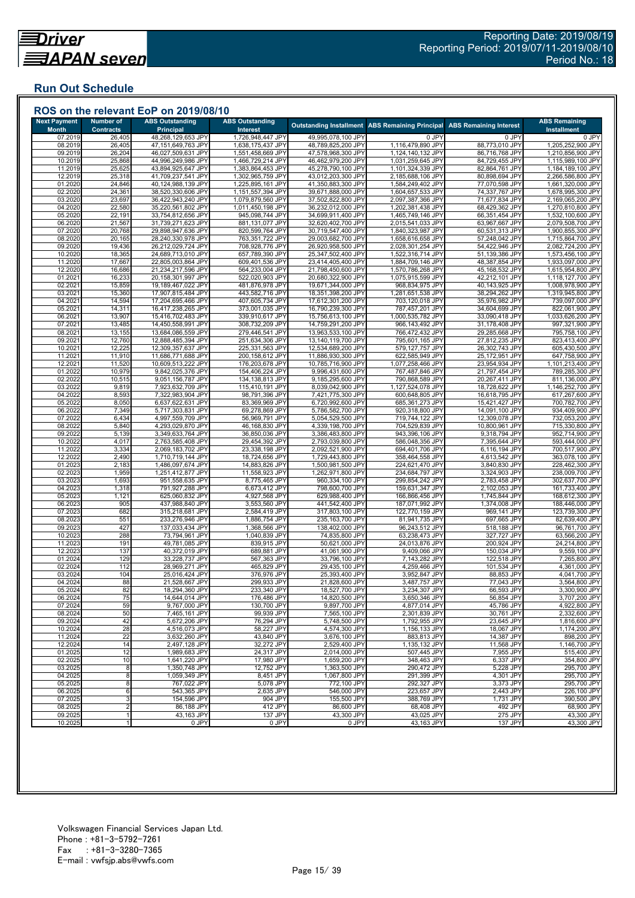Driver JAPAN seven

Reporting Date: 2019/08/19
Reporting Period: 2019/07/11-2019/08/10
Period No.: 18

## Run Out Schedule

### ROS on the relevant EoP on 2019/08/10

| Next Payment Month | Number of Contracts | ABS Outstanding Principal | ABS Outstanding Interest | Outstanding Installment | ABS Remaining Principal | ABS Remaining Interest | ABS Remaining Installment |
|---|---|---|---|---|---|---|---|
| 07.2019 | 26,405 | 48,268,129,653 JPY | 1,726,948,447 JPY | 49,995,078,100 JPY | 0 JPY | 0 JPY | 0 JPY |
| 08.2019 | 26,405 | 47,151,649,763 JPY | 1,638,175,437 JPY | 48,789,825,200 JPY | 1,116,479,890 JPY | 88,773,010 JPY | 1,205,252,900 JPY |
| 09.2019 | 26,204 | 46,027,509,631 JPY | 1,551,458,669 JPY | 47,578,968,300 JPY | 1,124,140,132 JPY | 86,716,768 JPY | 1,210,856,900 JPY |
| 10.2019 | 25,868 | 44,996,249,986 JPY | 1,466,729,214 JPY | 46,462,979,200 JPY | 1,031,259,645 JPY | 84,729,455 JPY | 1,115,989,100 JPY |
| 11.2019 | 25,625 | 43,894,925,647 JPY | 1,383,864,453 JPY | 45,278,790,100 JPY | 1,101,324,339 JPY | 82,864,761 JPY | 1,184,189,100 JPY |
| 12.2019 | 25,318 | 41,709,237,541 JPY | 1,302,965,759 JPY | 43,012,203,300 JPY | 2,185,688,106 JPY | 80,898,694 JPY | 2,266,586,800 JPY |
| 01.2020 | 24,846 | 40,124,988,139 JPY | 1,225,895,161 JPY | 41,350,883,300 JPY | 1,584,249,402 JPY | 77,070,598 JPY | 1,661,320,000 JPY |
| 02.2020 | 24,361 | 38,520,330,606 JPY | 1,151,557,394 JPY | 39,671,888,000 JPY | 1,604,657,533 JPY | 74,337,767 JPY | 1,678,995,300 JPY |
| 03.2020 | 23,697 | 36,422,943,240 JPY | 1,079,879,560 JPY | 37,502,822,800 JPY | 2,097,387,366 JPY | 71,677,834 JPY | 2,169,065,200 JPY |
| 04.2020 | 22,580 | 35,220,561,802 JPY | 1,011,450,198 JPY | 36,232,012,000 JPY | 1,202,381,438 JPY | 68,429,362 JPY | 1,270,810,800 JPY |
| 05.2020 | 22,191 | 33,754,812,656 JPY | 945,098,744 JPY | 34,699,911,400 JPY | 1,465,749,146 JPY | 66,351,454 JPY | 1,532,100,600 JPY |
| 06.2020 | 21,567 | 31,739,271,623 JPY | 881,131,077 JPY | 32,620,402,700 JPY | 2,015,541,033 JPY | 63,967,667 JPY | 2,079,508,700 JPY |
| 07.2020 | 20,768 | 29,898,947,636 JPY | 820,599,764 JPY | 30,719,547,400 JPY | 1,840,323,987 JPY | 60,531,313 JPY | 1,900,855,300 JPY |
| 08.2020 | 20,165 | 28,240,330,978 JPY | 763,351,722 JPY | 29,003,682,700 JPY | 1,658,616,658 JPY | 57,248,042 JPY | 1,715,864,700 JPY |
| 09.2020 | 19,436 | 26,212,029,724 JPY | 708,928,776 JPY | 26,920,958,500 JPY | 2,028,301,254 JPY | 54,422,946 JPY | 2,082,724,200 JPY |
| 10.2020 | 18,365 | 24,689,713,010 JPY | 657,789,390 JPY | 25,347,502,400 JPY | 1,522,316,714 JPY | 51,139,386 JPY | 1,573,456,100 JPY |
| 11.2020 | 17,667 | 22,805,003,864 JPY | 609,401,536 JPY | 23,414,405,400 JPY | 1,884,709,146 JPY | 48,387,854 JPY | 1,933,097,000 JPY |
| 12.2020 | 16,686 | 21,234,217,596 JPY | 564,233,004 JPY | 21,798,450,600 JPY | 1,570,786,268 JPY | 45,168,532 JPY | 1,615,954,800 JPY |
| 01.2021 | 16,233 | 20,158,301,997 JPY | 522,020,903 JPY | 20,680,322,900 JPY | 1,075,915,599 JPY | 42,212,101 JPY | 1,118,127,700 JPY |
| 02.2021 | 15,859 | 19,189,467,022 JPY | 481,876,978 JPY | 19,671,344,000 JPY | 968,834,975 JPY | 40,143,925 JPY | 1,008,978,900 JPY |
| 03.2021 | 15,360 | 17,907,815,484 JPY | 443,582,716 JPY | 18,351,398,200 JPY | 1,281,651,538 JPY | 38,294,262 JPY | 1,319,945,800 JPY |
| 04.2021 | 14,594 | 17,204,695,466 JPY | 407,605,734 JPY | 17,612,301,200 JPY | 703,120,018 JPY | 35,976,982 JPY | 739,097,000 JPY |
| 05.2021 | 14,311 | 16,417,238,265 JPY | 373,001,035 JPY | 16,790,239,300 JPY | 787,457,201 JPY | 34,604,699 JPY | 822,061,900 JPY |
| 06.2021 | 13,907 | 15,416,702,483 JPY | 339,910,617 JPY | 15,756,613,100 JPY | 1,000,535,782 JPY | 33,090,418 JPY | 1,033,626,200 JPY |
| 07.2021 | 13,485 | 14,450,558,991 JPY | 308,732,209 JPY | 14,759,291,200 JPY | 966,143,492 JPY | 31,178,408 JPY | 997,321,900 JPY |
| 08.2021 | 13,155 | 13,684,086,559 JPY | 279,446,541 JPY | 13,963,533,100 JPY | 766,472,432 JPY | 29,285,668 JPY | 795,758,100 JPY |
| 09.2021 | 12,760 | 12,888,485,394 JPY | 251,634,306 JPY | 13,140,119,700 JPY | 795,601,165 JPY | 27,812,235 JPY | 823,413,400 JPY |
| 10.2021 | 12,225 | 12,309,357,637 JPY | 225,331,563 JPY | 12,534,689,200 JPY | 579,127,757 JPY | 26,302,743 JPY | 605,430,500 JPY |
| 11.2021 | 11,910 | 11,686,771,688 JPY | 200,158,612 JPY | 11,886,930,300 JPY | 622,585,949 JPY | 25,172,951 JPY | 647,758,900 JPY |
| 12.2021 | 11,520 | 10,609,513,222 JPY | 176,203,678 JPY | 10,785,716,900 JPY | 1,077,258,466 JPY | 23,954,934 JPY | 1,101,213,400 JPY |
| 01.2022 | 10,979 | 9,842,025,376 JPY | 154,406,224 JPY | 9,996,431,600 JPY | 767,487,846 JPY | 21,797,454 JPY | 789,285,300 JPY |
| 02.2022 | 10,515 | 9,051,156,787 JPY | 134,138,813 JPY | 9,185,295,600 JPY | 790,868,589 JPY | 20,267,411 JPY | 811,136,000 JPY |
| 03.2022 | 9,819 | 7,923,632,709 JPY | 115,410,191 JPY | 8,039,042,900 JPY | 1,127,524,078 JPY | 18,728,622 JPY | 1,146,252,700 JPY |
| 04.2022 | 8,593 | 7,322,983,904 JPY | 98,791,396 JPY | 7,421,775,300 JPY | 600,648,805 JPY | 16,618,795 JPY | 617,267,600 JPY |
| 05.2022 | 8,050 | 6,637,622,631 JPY | 83,369,969 JPY | 6,720,992,600 JPY | 685,361,273 JPY | 15,421,427 JPY | 700,782,700 JPY |
| 06.2022 | 7,349 | 5,717,303,831 JPY | 69,278,869 JPY | 5,786,582,700 JPY | 920,318,800 JPY | 14,091,100 JPY | 934,409,900 JPY |
| 07.2022 | 6,434 | 4,997,559,709 JPY | 56,969,791 JPY | 5,054,529,500 JPY | 719,744,122 JPY | 12,309,078 JPY | 732,053,200 JPY |
| 08.2022 | 5,840 | 4,293,029,870 JPY | 46,168,830 JPY | 4,339,198,700 JPY | 704,529,839 JPY | 10,800,961 JPY | 715,330,800 JPY |
| 09.2022 | 5,139 | 3,349,633,764 JPY | 36,850,036 JPY | 3,386,483,800 JPY | 943,396,106 JPY | 9,318,794 JPY | 952,714,900 JPY |
| 10.2022 | 4,017 | 2,763,585,408 JPY | 29,454,392 JPY | 2,793,039,800 JPY | 586,048,356 JPY | 7,395,644 JPY | 593,444,000 JPY |
| 11.2022 | 3,334 | 2,069,183,702 JPY | 23,338,198 JPY | 2,092,521,900 JPY | 694,401,706 JPY | 6,116,194 JPY | 700,517,900 JPY |
| 12.2022 | 2,490 | 1,710,719,144 JPY | 18,724,656 JPY | 1,729,443,800 JPY | 358,464,558 JPY | 4,613,542 JPY | 363,078,100 JPY |
| 01.2023 | 2,183 | 1,486,097,674 JPY | 14,883,826 JPY | 1,500,981,500 JPY | 224,621,470 JPY | 3,840,830 JPY | 228,462,300 JPY |
| 02.2023 | 1,959 | 1,251,412,877 JPY | 11,558,923 JPY | 1,262,971,800 JPY | 234,684,797 JPY | 3,324,903 JPY | 238,009,700 JPY |
| 03.2023 | 1,693 | 951,558,635 JPY | 8,775,465 JPY | 960,334,100 JPY | 299,854,242 JPY | 2,783,458 JPY | 302,637,700 JPY |
| 04.2023 | 1,318 | 791,927,288 JPY | 6,673,412 JPY | 798,600,700 JPY | 159,631,347 JPY | 2,102,053 JPY | 161,733,400 JPY |
| 05.2023 | 1,121 | 625,060,832 JPY | 4,927,568 JPY | 629,988,400 JPY | 166,866,456 JPY | 1,745,844 JPY | 168,612,300 JPY |
| 06.2023 | 905 | 437,988,840 JPY | 3,553,560 JPY | 441,542,400 JPY | 187,071,992 JPY | 1,374,008 JPY | 188,446,000 JPY |
| 07.2023 | 682 | 315,218,681 JPY | 2,584,419 JPY | 317,803,100 JPY | 122,770,159 JPY | 969,141 JPY | 123,739,300 JPY |
| 08.2023 | 551 | 233,276,946 JPY | 1,886,754 JPY | 235,163,700 JPY | 81,941,735 JPY | 697,665 JPY | 82,639,400 JPY |
| 09.2023 | 427 | 137,033,434 JPY | 1,368,566 JPY | 138,402,000 JPY | 96,243,512 JPY | 518,188 JPY | 96,761,700 JPY |
| 10.2023 | 288 | 73,794,961 JPY | 1,040,839 JPY | 74,835,800 JPY | 63,238,473 JPY | 327,727 JPY | 63,566,200 JPY |
| 11.2023 | 191 | 49,781,085 JPY | 839,915 JPY | 50,621,000 JPY | 24,013,876 JPY | 200,924 JPY | 24,214,800 JPY |
| 12.2023 | 137 | 40,372,019 JPY | 689,881 JPY | 41,061,900 JPY | 9,409,066 JPY | 150,034 JPY | 9,559,100 JPY |
| 01.2024 | 129 | 33,228,737 JPY | 567,363 JPY | 33,796,100 JPY | 7,143,282 JPY | 122,518 JPY | 7,265,800 JPY |
| 02.2024 | 112 | 28,969,271 JPY | 465,829 JPY | 29,435,100 JPY | 4,259,466 JPY | 101,534 JPY | 4,361,000 JPY |
| 03.2024 | 104 | 25,016,424 JPY | 376,976 JPY | 25,393,400 JPY | 3,952,847 JPY | 88,853 JPY | 4,041,700 JPY |
| 04.2024 | 88 | 21,528,667 JPY | 299,933 JPY | 21,828,600 JPY | 3,487,757 JPY | 77,043 JPY | 3,564,800 JPY |
| 05.2024 | 82 | 18,294,360 JPY | 233,340 JPY | 18,527,700 JPY | 3,234,307 JPY | 66,593 JPY | 3,300,900 JPY |
| 06.2024 | 75 | 14,644,014 JPY | 176,486 JPY | 14,820,500 JPY | 3,650,346 JPY | 56,854 JPY | 3,707,200 JPY |
| 07.2024 | 59 | 9,767,000 JPY | 130,700 JPY | 9,897,700 JPY | 4,877,014 JPY | 45,786 JPY | 4,922,800 JPY |
| 08.2024 | 50 | 7,465,161 JPY | 99,939 JPY | 7,565,100 JPY | 2,301,839 JPY | 30,761 JPY | 2,332,600 JPY |
| 09.2024 | 42 | 5,672,206 JPY | 76,294 JPY | 5,748,500 JPY | 1,792,955 JPY | 23,645 JPY | 1,816,600 JPY |
| 10.2024 | 28 | 4,516,073 JPY | 58,227 JPY | 4,574,300 JPY | 1,156,133 JPY | 18,067 JPY | 1,174,200 JPY |
| 11.2024 | 22 | 3,632,260 JPY | 43,840 JPY | 3,676,100 JPY | 883,813 JPY | 14,387 JPY | 898,200 JPY |
| 12.2024 | 14 | 2,497,128 JPY | 32,272 JPY | 2,529,400 JPY | 1,135,132 JPY | 11,568 JPY | 1,146,700 JPY |
| 01.2025 | 12 | 1,989,683 JPY | 24,317 JPY | 2,014,000 JPY | 507,445 JPY | 7,955 JPY | 515,400 JPY |
| 02.2025 | 10 | 1,641,220 JPY | 17,980 JPY | 1,659,200 JPY | 348,463 JPY | 6,337 JPY | 354,800 JPY |
| 03.2025 | 8 | 1,350,748 JPY | 12,752 JPY | 1,363,500 JPY | 290,472 JPY | 5,228 JPY | 295,700 JPY |
| 04.2025 | 8 | 1,059,349 JPY | 8,451 JPY | 1,067,800 JPY | 291,399 JPY | 4,301 JPY | 295,700 JPY |
| 05.2025 | 8 | 767,022 JPY | 5,078 JPY | 772,100 JPY | 292,327 JPY | 3,373 JPY | 295,700 JPY |
| 06.2025 | 6 | 543,365 JPY | 2,635 JPY | 546,000 JPY | 223,657 JPY | 2,443 JPY | 226,100 JPY |
| 07.2025 | 3 | 154,596 JPY | 904 JPY | 155,500 JPY | 388,769 JPY | 1,731 JPY | 390,500 JPY |
| 08.2025 | 2 | 86,188 JPY | 412 JPY | 86,600 JPY | 68,408 JPY | 492 JPY | 68,900 JPY |
| 09.2025 | 1 | 43,163 JPY | 137 JPY | 43,300 JPY | 43,025 JPY | 275 JPY | 43,300 JPY |
| 10.2025 | 1 | 0 JPY | 0 JPY | 0 JPY | 43,163 JPY | 137 JPY | 43,300 JPY |

Volkswagen Financial Services Japan Ltd.
Phone : +81-3-5792-7261
Fax : +81-3-3280-7365
E-mail : vwfsjp.abs@vwfs.com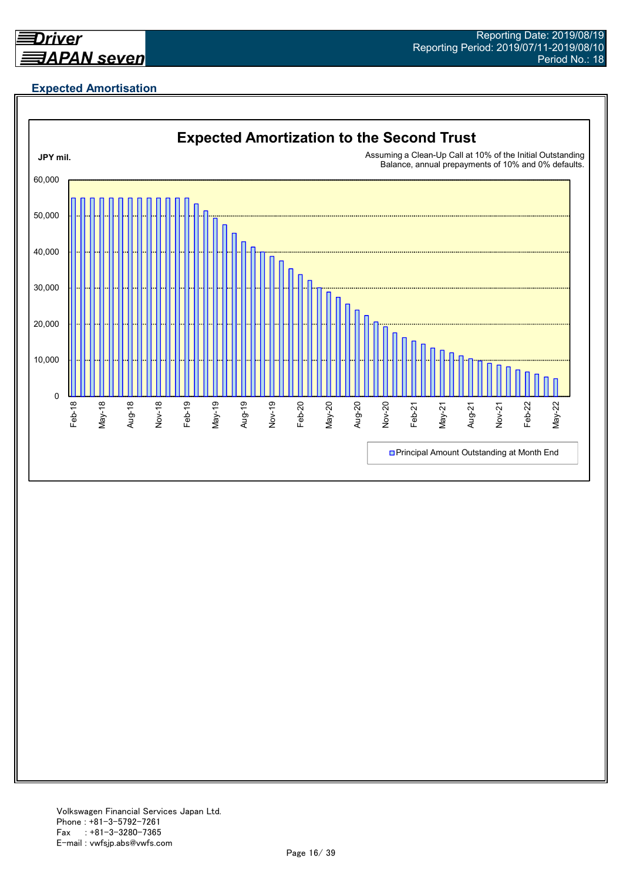## Expected Amortisation

**Expected Amortization to the Second Trust**

JPY mil.

Assuming a Clean-Up Call at 10% of the Initial Outstanding Balance, annual prepayments of 10% and 0% defaults.

60,000
50,000
40,000
30,000
20,000
10,000
0

Feb-18 May-18 Aug-18 Nov-18 Feb-19 May-19 Aug-19 Nov-19 Feb-20 May-20 Aug-20 Nov-20 Feb-21 May-21 Aug-21 Nov-21 Feb-22 May-22

Principal Amount Outstanding at Month End

Volkswagen Financial Services Japan Ltd.
Phone : +81-3-5792-7261
Fax : +81-3-3280-7365
E-mail : vwfsjp.abs@vwfs.com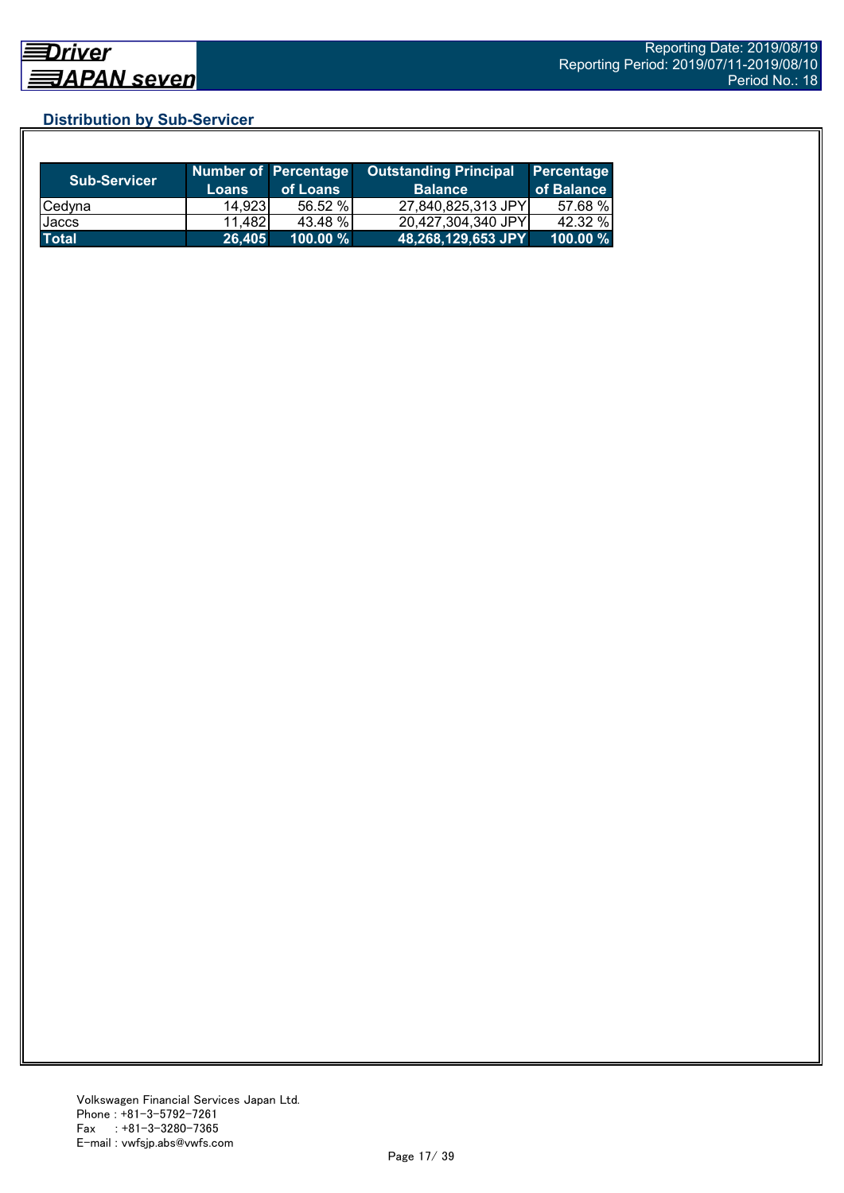## Distribution by Sub-Servicer

| Sub-Servicer | Number of Loans | Percentage of Loans | Outstanding Principal Balance | Percentage of Balance |
|---|---|---|---|---|
| Cedyna | 14,923 | 56.52 % | 27,840,825,313 JPY | 57.68 % |
| Jaccs | 11,482 | 43.48 % | 20,427,304,340 JPY | 42.32 % |
| **Total** | **26,405** | **100.00 %** | **48,268,129,653 JPY** | **100.00 %** |

Volkswagen Financial Services Japan Ltd.
Phone : +81-3-5792-7261
Fax : +81-3-3280-7365
E-mail : vwfsjp.abs@vwfs.com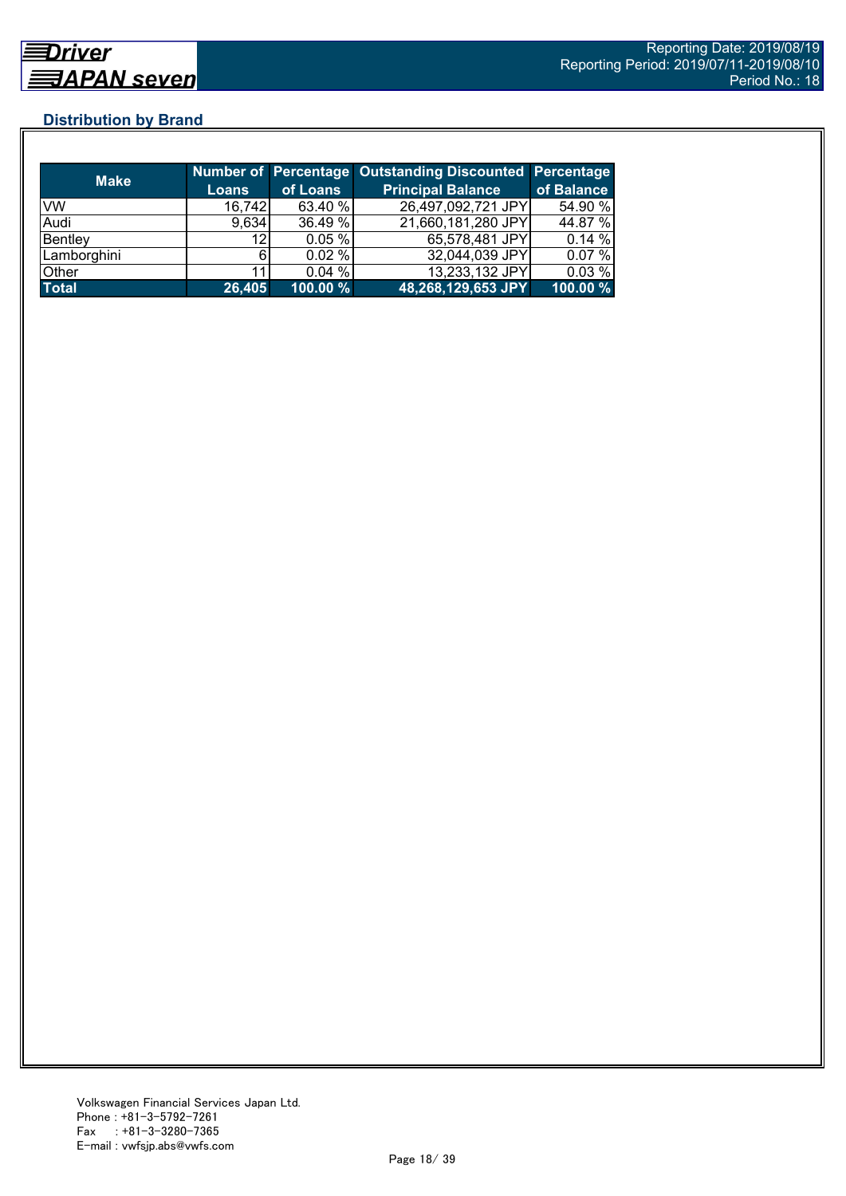## Distribution by Brand

| Make | Number of Loans | Percentage of Loans | Outstanding Discounted Principal Balance | Percentage of Balance |
|---|---|---|---|---|
| VW | 16,742 | 63.40 % | 26,497,092,721 JPY | 54.90 % |
| Audi | 9,634 | 36.49 % | 21,660,181,280 JPY | 44.87 % |
| Bentley | 12 | 0.05 % | 65,578,481 JPY | 0.14 % |
| Lamborghini | 6 | 0.02 % | 32,044,039 JPY | 0.07 % |
| Other | 11 | 0.04 % | 13,233,132 JPY | 0.03 % |
| **Total** | **26,405** | **100.00 %** | **48,268,129,653 JPY** | **100.00 %** |

Volkswagen Financial Services Japan Ltd.
Phone : +81-3-5792-7261
Fax : +81-3-3280-7365
E-mail : vwfsjp.abs@vwfs.com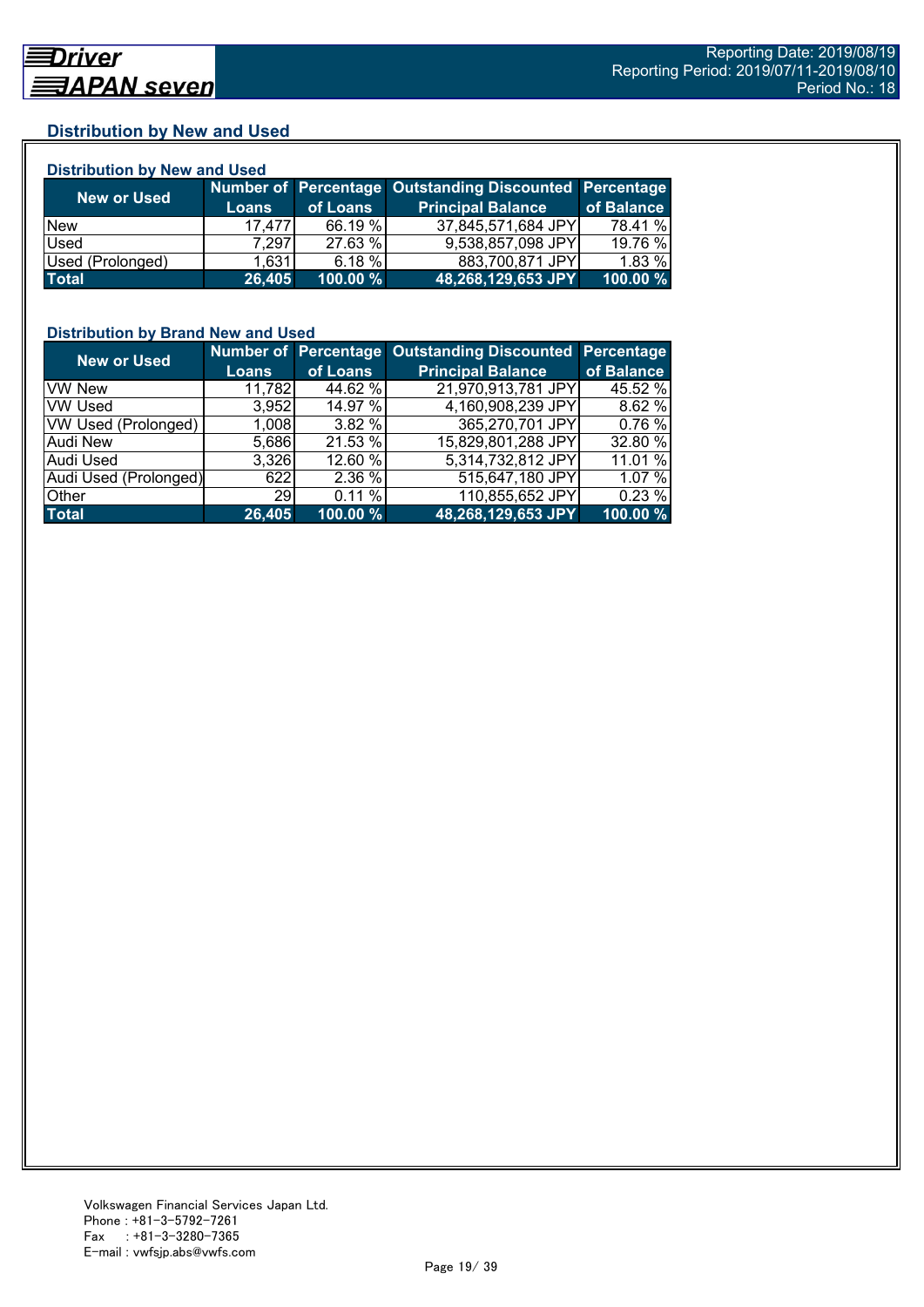## Distribution by New and Used

### Distribution by New and Used

| New or Used | Number of Loans | Percentage of Loans | Outstanding Discounted Principal Balance | Percentage of Balance |
|---|---|---|---|---|
| New | 17,477 | 66.19 % | 37,845,571,684 JPY | 78.41 % |
| Used | 7,297 | 27.63 % | 9,538,857,098 JPY | 19.76 % |
| Used (Prolonged) | 1,631 | 6.18 % | 883,700,871 JPY | 1.83 % |
| **Total** | **26,405** | **100.00 %** | **48,268,129,653 JPY** | **100.00 %** |

### Distribution by Brand New and Used

| New or Used | Number of Loans | Percentage of Loans | Outstanding Discounted Principal Balance | Percentage of Balance |
|---|---|---|---|---|
| VW New | 11,782 | 44.62 % | 21,970,913,781 JPY | 45.52 % |
| VW Used | 3,952 | 14.97 % | 4,160,908,239 JPY | 8.62 % |
| VW Used (Prolonged) | 1,008 | 3.82 % | 365,270,701 JPY | 0.76 % |
| Audi New | 5,686 | 21.53 % | 15,829,801,288 JPY | 32.80 % |
| Audi Used | 3,326 | 12.60 % | 5,314,732,812 JPY | 11.01 % |
| Audi Used (Prolonged) | 622 | 2.36 % | 515,647,180 JPY | 1.07 % |
| Other | 29 | 0.11 % | 110,855,652 JPY | 0.23 % |
| **Total** | **26,405** | **100.00 %** | **48,268,129,653 JPY** | **100.00 %** |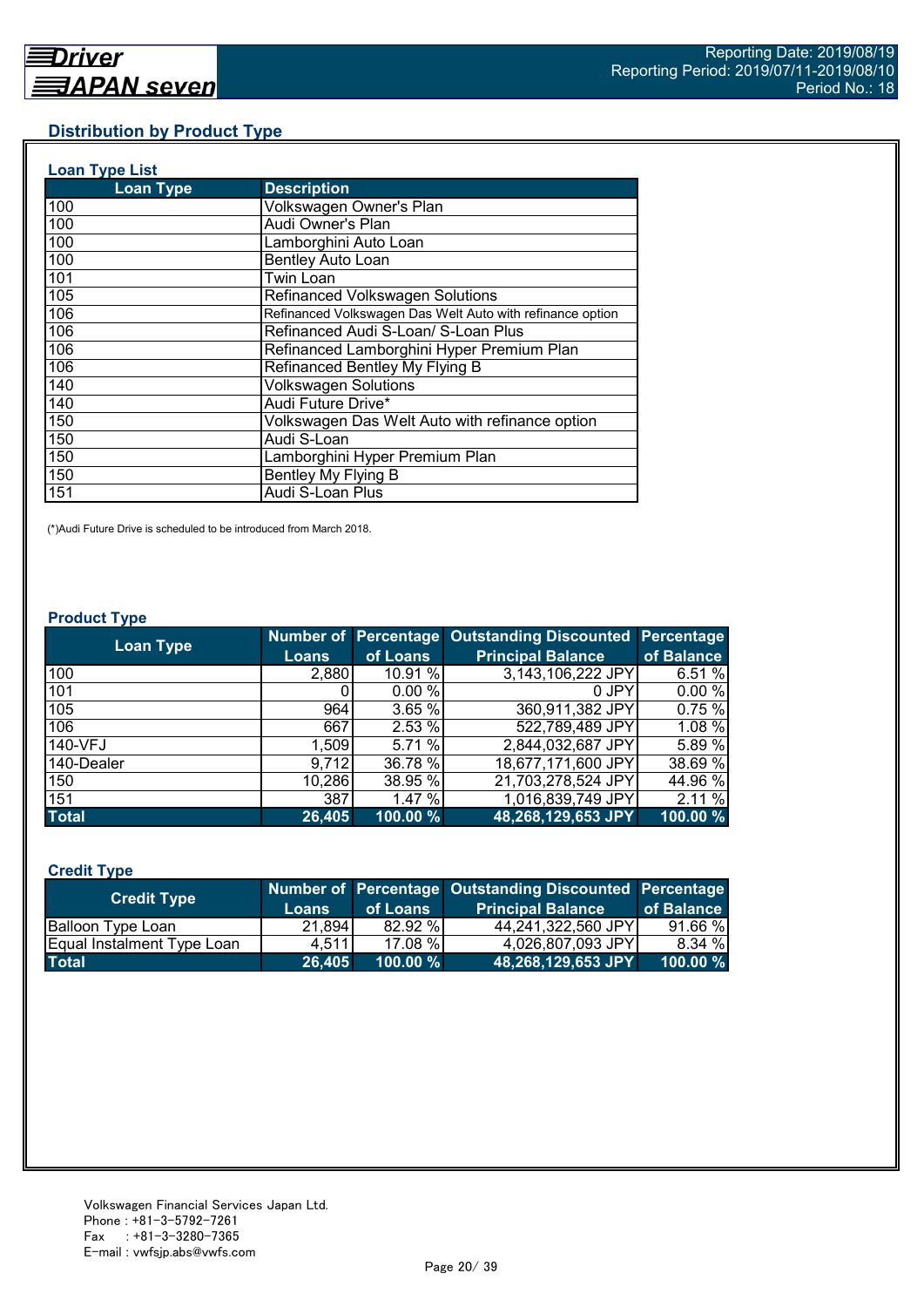## Distribution by Product Type

### Loan Type List

| Loan Type | Description |
|---|---|
| 100 | Volkswagen Owner's Plan |
| 100 | Audi Owner's Plan |
| 100 | Lamborghini Auto Loan |
| 100 | Bentley Auto Loan |
| 101 | Twin Loan |
| 105 | Refinanced Volkswagen Solutions |
| 106 | Refinanced Volkswagen Das Welt Auto with refinance option |
| 106 | Refinanced Audi S-Loan/ S-Loan Plus |
| 106 | Refinanced Lamborghini Hyper Premium Plan |
| 106 | Refinanced Bentley My Flying B |
| 140 | Volkswagen Solutions |
| 140 | Audi Future Drive* |
| 150 | Volkswagen Das Welt Auto with refinance option |
| 150 | Audi S-Loan |
| 150 | Lamborghini Hyper Premium Plan |
| 150 | Bentley My Flying B |
| 151 | Audi S-Loan Plus |

(*)Audi Future Drive is scheduled to be introduced from March 2018.

### Product Type

| Loan Type | Number of Loans | Percentage of Loans | Outstanding Discounted Principal Balance | Percentage of Balance |
|---|---|---|---|---|
| 100 | 2,880 | 10.91 % | 3,143,106,222 JPY | 6.51 % |
| 101 | 0 | 0.00 % | 0 JPY | 0.00 % |
| 105 | 964 | 3.65 % | 360,911,382 JPY | 0.75 % |
| 106 | 667 | 2.53 % | 522,789,489 JPY | 1.08 % |
| 140-VFJ | 1,509 | 5.71 % | 2,844,032,687 JPY | 5.89 % |
| 140-Dealer | 9,712 | 36.78 % | 18,677,171,600 JPY | 38.69 % |
| 150 | 10,286 | 38.95 % | 21,703,278,524 JPY | 44.96 % |
| 151 | 387 | 1.47 % | 1,016,839,749 JPY | 2.11 % |
| **Total** | **26,405** | **100.00 %** | **48,268,129,653 JPY** | **100.00 %** |

### Credit Type

| Credit Type | Number of Loans | Percentage of Loans | Outstanding Discounted Principal Balance | Percentage of Balance |
|---|---|---|---|---|
| Balloon Type Loan | 21,894 | 82.92 % | 44,241,322,560 JPY | 91.66 % |
| Equal Instalment Type Loan | 4,511 | 17.08 % | 4,026,807,093 JPY | 8.34 % |
| **Total** | **26,405** | **100.00 %** | **48,268,129,653 JPY** | **100.00 %** |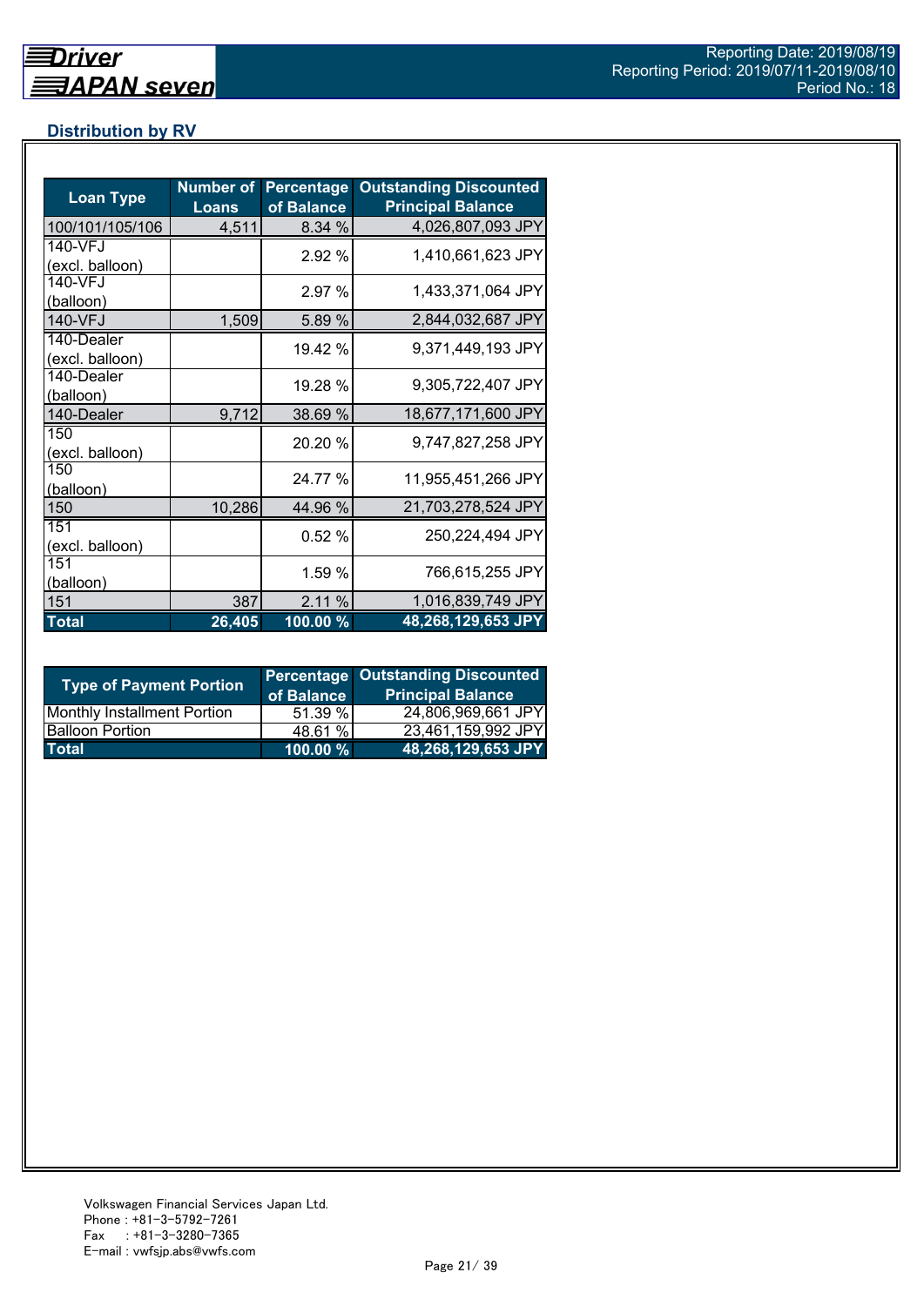## Distribution by RV

| Loan Type | Number of Loans | Percentage of Balance | Outstanding Discounted Principal Balance |
|---|---|---|---|
| 100/101/105/106 | 4,511 | 8.34 % | 4,026,807,093 JPY |
| 140-VFJ (excl. balloon) | | 2.92 % | 1,410,661,623 JPY |
| 140-VFJ (balloon) | | 2.97 % | 1,433,371,064 JPY |
| 140-VFJ | 1,509 | 5.89 % | 2,844,032,687 JPY |
| 140-Dealer (excl. balloon) | | 19.42 % | 9,371,449,193 JPY |
| 140-Dealer (balloon) | | 19.28 % | 9,305,722,407 JPY |
| 140-Dealer | 9,712 | 38.69 % | 18,677,171,600 JPY |
| 150 (excl. balloon) | | 20.20 % | 9,747,827,258 JPY |
| 150 (balloon) | | 24.77 % | 11,955,451,266 JPY |
| 150 | 10,286 | 44.96 % | 21,703,278,524 JPY |
| 151 (excl. balloon) | | 0.52 % | 250,224,494 JPY |
| 151 (balloon) | | 1.59 % | 766,615,255 JPY |
| 151 | 387 | 2.11 % | 1,016,839,749 JPY |
| **Total** | **26,405** | **100.00 %** | **48,268,129,653 JPY** |

| Type of Payment Portion | Percentage of Balance | Outstanding Discounted Principal Balance |
|---|---|---|
| Monthly Installment Portion | 51.39 % | 24,806,969,661 JPY |
| Balloon Portion | 48.61 % | 23,461,159,992 JPY |
| **Total** | **100.00 %** | **48,268,129,653 JPY** |

Volkswagen Financial Services Japan Ltd.
Phone : +81-3-5792-7261
Fax : +81-3-3280-7365
E-mail : vwfsjp.abs@vwfs.com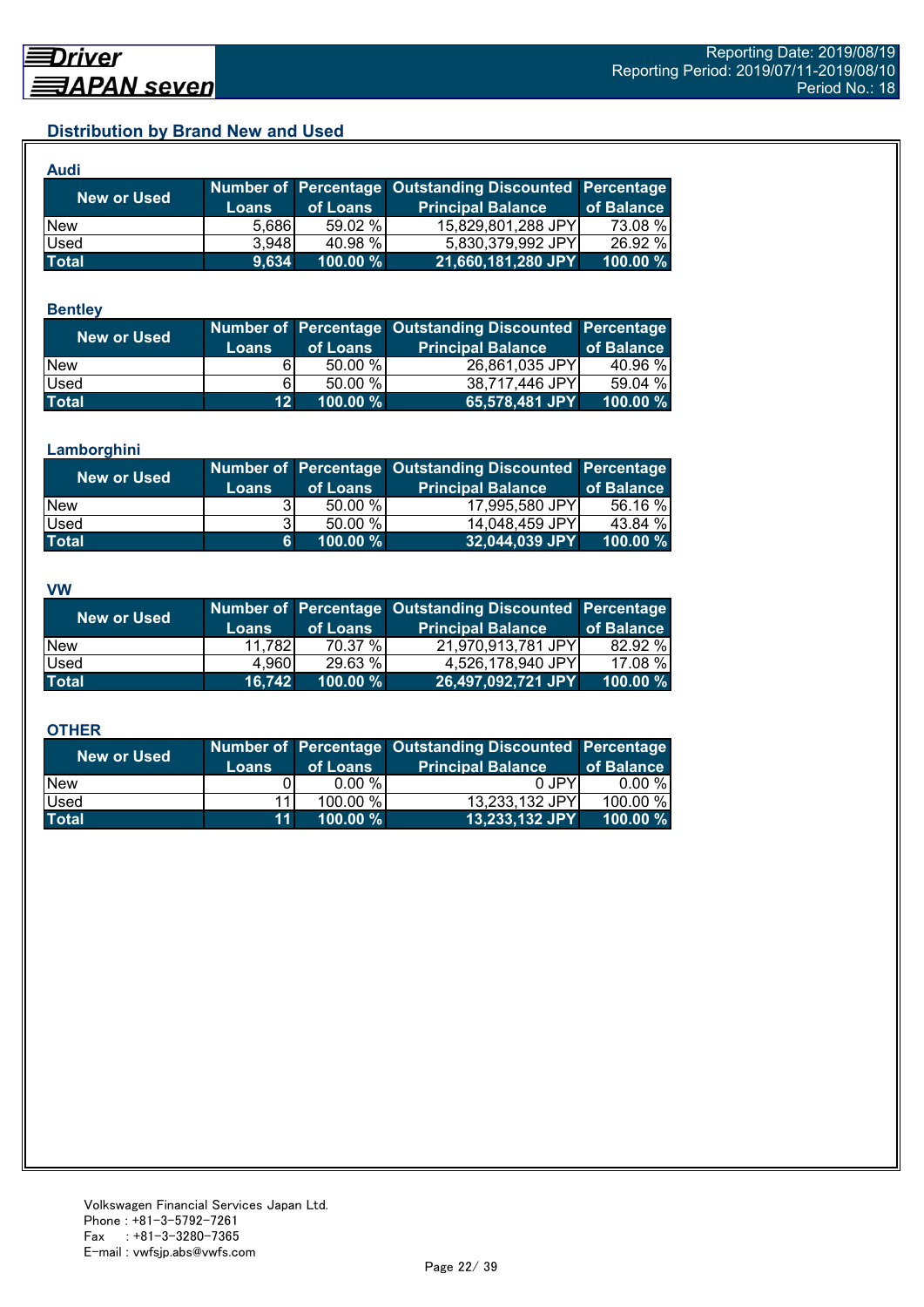## Distribution by Brand New and Used

### Audi

| New or Used | Number of Loans | Percentage of Loans | Outstanding Discounted Principal Balance | Percentage of Balance |
|---|---|---|---|---|
| New | 5,686 | 59.02 % | 15,829,801,288 JPY | 73.08 % |
| Used | 3,948 | 40.98 % | 5,830,379,992 JPY | 26.92 % |
| **Total** | **9,634** | **100.00 %** | **21,660,181,280 JPY** | **100.00 %** |

### Bentley

| New or Used | Number of Loans | Percentage of Loans | Outstanding Discounted Principal Balance | Percentage of Balance |
|---|---|---|---|---|
| New | 6 | 50.00 % | 26,861,035 JPY | 40.96 % |
| Used | 6 | 50.00 % | 38,717,446 JPY | 59.04 % |
| **Total** | **12** | **100.00 %** | **65,578,481 JPY** | **100.00 %** |

### Lamborghini

| New or Used | Number of Loans | Percentage of Loans | Outstanding Discounted Principal Balance | Percentage of Balance |
|---|---|---|---|---|
| New | 3 | 50.00 % | 17,995,580 JPY | 56.16 % |
| Used | 3 | 50.00 % | 14,048,459 JPY | 43.84 % |
| **Total** | **6** | **100.00 %** | **32,044,039 JPY** | **100.00 %** |

### VW

| New or Used | Number of Loans | Percentage of Loans | Outstanding Discounted Principal Balance | Percentage of Balance |
|---|---|---|---|---|
| New | 11,782 | 70.37 % | 21,970,913,781 JPY | 82.92 % |
| Used | 4,960 | 29.63 % | 4,526,178,940 JPY | 17.08 % |
| **Total** | **16,742** | **100.00 %** | **26,497,092,721 JPY** | **100.00 %** |

### OTHER

| New or Used | Number of Loans | Percentage of Loans | Outstanding Discounted Principal Balance | Percentage of Balance |
|---|---|---|---|---|
| New | 0 | 0.00 % | 0 JPY | 0.00 % |
| Used | 11 | 100.00 % | 13,233,132 JPY | 100.00 % |
| **Total** | **11** | **100.00 %** | **13,233,132 JPY** | **100.00 %** |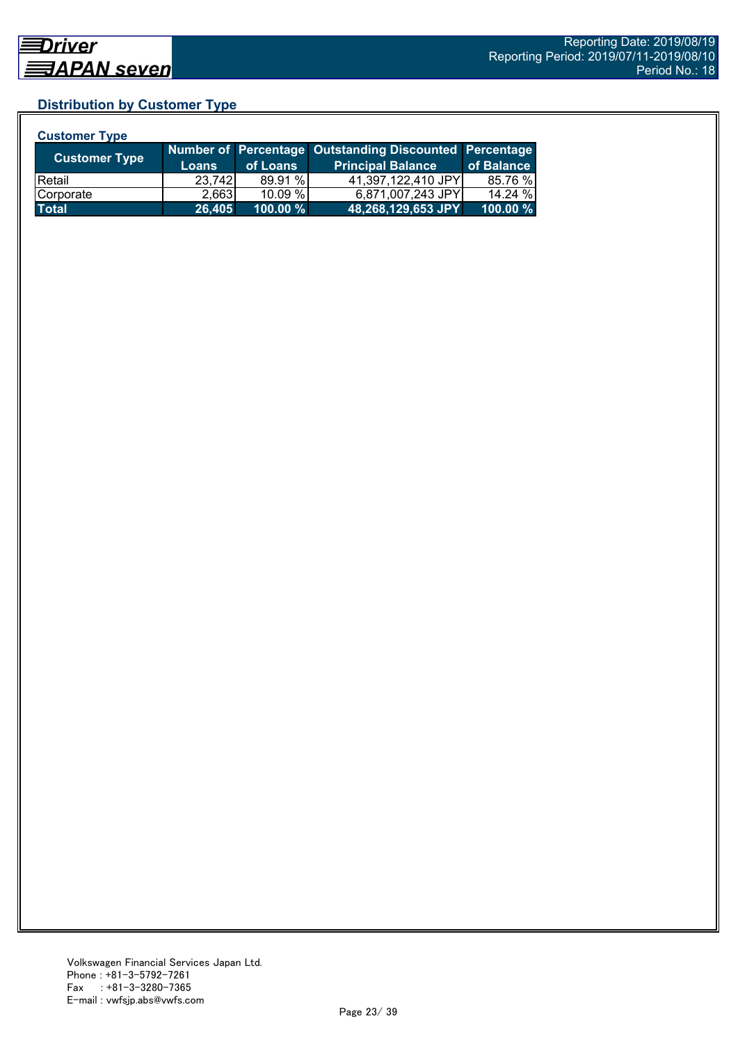## Distribution by Customer Type

### Customer Type

| Customer Type | Number of Loans | Percentage of Loans | Outstanding Discounted Principal Balance | Percentage of Balance |
|---|---|---|---|---|
| Retail | 23,742 | 89.91 % | 41,397,122,410 JPY | 85.76 % |
| Corporate | 2,663 | 10.09 % | 6,871,007,243 JPY | 14.24 % |
| **Total** | **26,405** | **100.00 %** | **48,268,129,653 JPY** | **100.00 %** |

Volkswagen Financial Services Japan Ltd.
Phone : +81-3-5792-7261
Fax : +81-3-3280-7365
E-mail : vwfsjp.abs@vwfs.com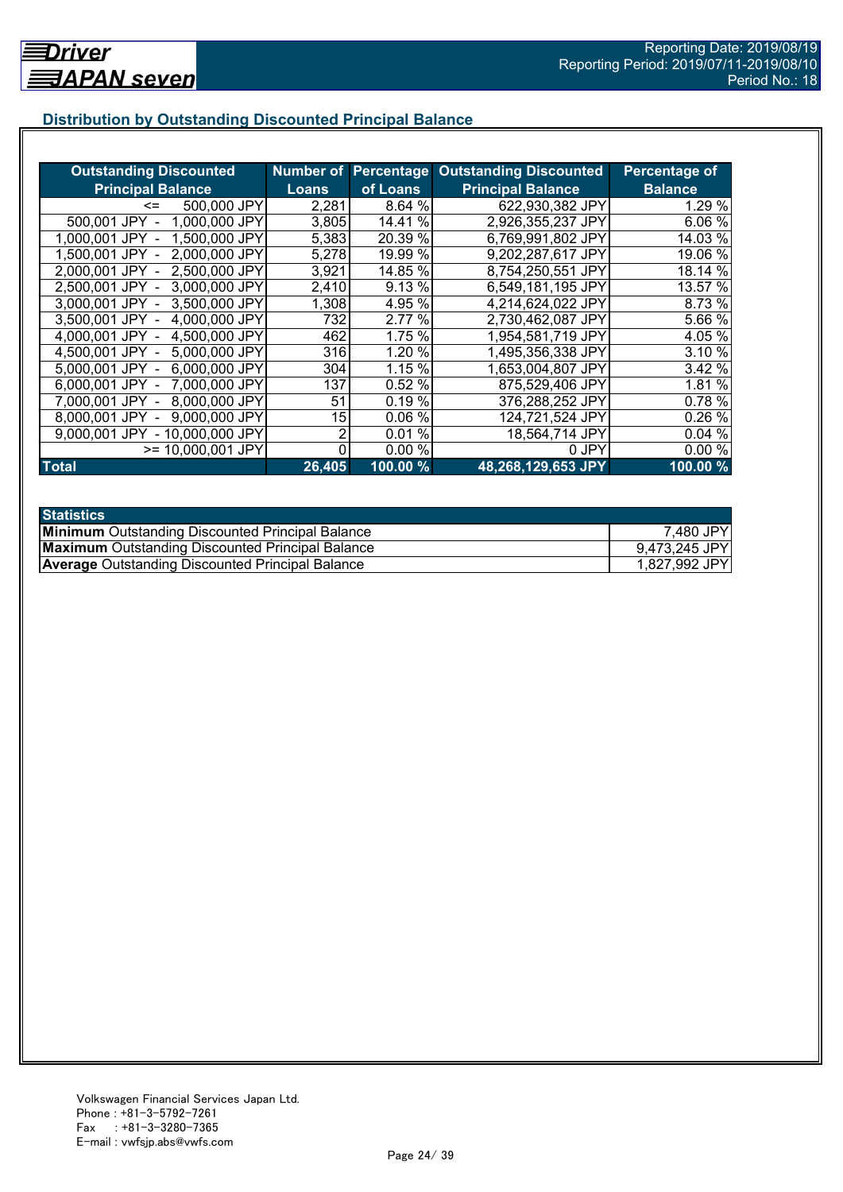## Distribution by Outstanding Discounted Principal Balance

| Outstanding Discounted Principal Balance | Number of Loans | Percentage of Loans | Outstanding Discounted Principal Balance | Percentage of Balance |
|---|---|---|---|---|
| <= 500,000 JPY | 2,281 | 8.64 % | 622,930,382 JPY | 1.29 % |
| 500,001 JPY - 1,000,000 JPY | 3,805 | 14.41 % | 2,926,355,237 JPY | 6.06 % |
| 1,000,001 JPY - 1,500,000 JPY | 5,383 | 20.39 % | 6,769,991,802 JPY | 14.03 % |
| 1,500,001 JPY - 2,000,000 JPY | 5,278 | 19.99 % | 9,202,287,617 JPY | 19.06 % |
| 2,000,001 JPY - 2,500,000 JPY | 3,921 | 14.85 % | 8,754,250,551 JPY | 18.14 % |
| 2,500,001 JPY - 3,000,000 JPY | 2,410 | 9.13 % | 6,549,181,195 JPY | 13.57 % |
| 3,000,001 JPY - 3,500,000 JPY | 1,308 | 4.95 % | 4,214,624,022 JPY | 8.73 % |
| 3,500,001 JPY - 4,000,000 JPY | 732 | 2.77 % | 2,730,462,087 JPY | 5.66 % |
| 4,000,001 JPY - 4,500,000 JPY | 462 | 1.75 % | 1,954,581,719 JPY | 4.05 % |
| 4,500,001 JPY - 5,000,000 JPY | 316 | 1.20 % | 1,495,356,338 JPY | 3.10 % |
| 5,000,001 JPY - 6,000,000 JPY | 304 | 1.15 % | 1,653,004,807 JPY | 3.42 % |
| 6,000,001 JPY - 7,000,000 JPY | 137 | 0.52 % | 875,529,406 JPY | 1.81 % |
| 7,000,001 JPY - 8,000,000 JPY | 51 | 0.19 % | 376,288,252 JPY | 0.78 % |
| 8,000,001 JPY - 9,000,000 JPY | 15 | 0.06 % | 124,721,524 JPY | 0.26 % |
| 9,000,001 JPY - 10,000,000 JPY | 2 | 0.01 % | 18,564,714 JPY | 0.04 % |
| >= 10,000,001 JPY | 0 | 0.00 % | 0 JPY | 0.00 % |
| **Total** | **26,405** | **100.00 %** | **48,268,129,653 JPY** | **100.00 %** |

| Statistics | |
|---|---|
| **Minimum** Outstanding Discounted Principal Balance | 7,480 JPY |
| **Maximum** Outstanding Discounted Principal Balance | 9,473,245 JPY |
| **Average** Outstanding Discounted Principal Balance | 1,827,992 JPY |

Volkswagen Financial Services Japan Ltd.
Phone : +81-3-5792-7261
Fax : +81-3-3280-7365
E-mail : vwfsjp.abs@vwfs.com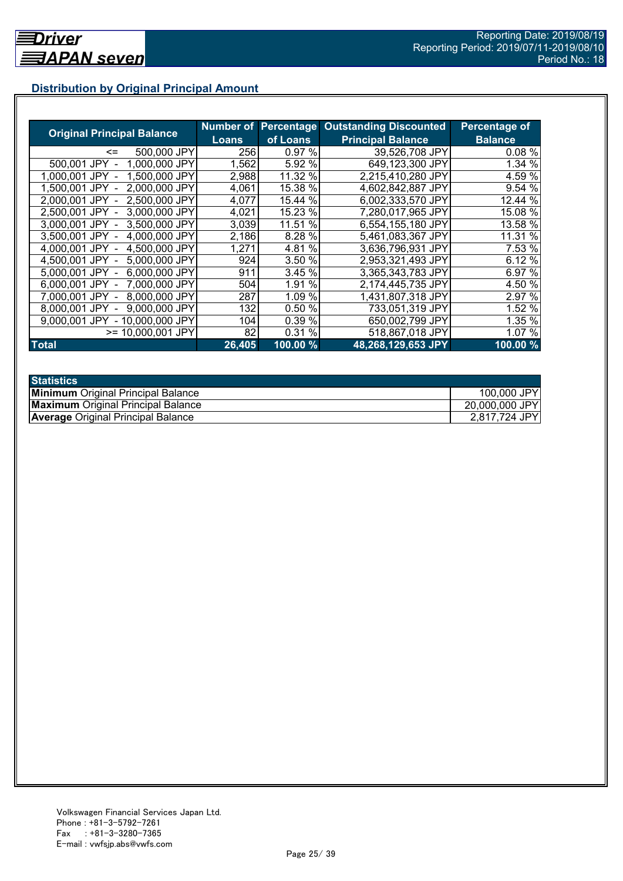Driver JAPAN seven

Reporting Date: 2019/08/19
Reporting Period: 2019/07/11-2019/08/10
Period No.: 18

## Distribution by Original Principal Amount

| Original Principal Balance | Number of Loans | Percentage of Loans | Outstanding Discounted Principal Balance | Percentage of Balance |
|---|---|---|---|---|
| <= 500,000 JPY | 256 | 0.97 % | 39,526,708 JPY | 0.08 % |
| 500,001 JPY - 1,000,000 JPY | 1,562 | 5.92 % | 649,123,300 JPY | 1.34 % |
| 1,000,001 JPY - 1,500,000 JPY | 2,988 | 11.32 % | 2,215,410,280 JPY | 4.59 % |
| 1,500,001 JPY - 2,000,000 JPY | 4,061 | 15.38 % | 4,602,842,887 JPY | 9.54 % |
| 2,000,001 JPY - 2,500,000 JPY | 4,077 | 15.44 % | 6,002,333,570 JPY | 12.44 % |
| 2,500,001 JPY - 3,000,000 JPY | 4,021 | 15.23 % | 7,280,017,965 JPY | 15.08 % |
| 3,000,001 JPY - 3,500,000 JPY | 3,039 | 11.51 % | 6,554,155,180 JPY | 13.58 % |
| 3,500,001 JPY - 4,000,000 JPY | 2,186 | 8.28 % | 5,461,083,367 JPY | 11.31 % |
| 4,000,001 JPY - 4,500,000 JPY | 1,271 | 4.81 % | 3,636,796,931 JPY | 7.53 % |
| 4,500,001 JPY - 5,000,000 JPY | 924 | 3.50 % | 2,953,321,493 JPY | 6.12 % |
| 5,000,001 JPY - 6,000,000 JPY | 911 | 3.45 % | 3,365,343,783 JPY | 6.97 % |
| 6,000,001 JPY - 7,000,000 JPY | 504 | 1.91 % | 2,174,445,735 JPY | 4.50 % |
| 7,000,001 JPY - 8,000,000 JPY | 287 | 1.09 % | 1,431,807,318 JPY | 2.97 % |
| 8,000,001 JPY - 9,000,000 JPY | 132 | 0.50 % | 733,051,319 JPY | 1.52 % |
| 9,000,001 JPY - 10,000,000 JPY | 104 | 0.39 % | 650,002,799 JPY | 1.35 % |
| >= 10,000,001 JPY | 82 | 0.31 % | 518,867,018 JPY | 1.07 % |
| **Total** | **26,405** | **100.00 %** | **48,268,129,653 JPY** | **100.00 %** |

| Statistics | |
|---|---|
| **Minimum** Original Principal Balance | 100,000 JPY |
| **Maximum** Original Principal Balance | 20,000,000 JPY |
| **Average** Original Principal Balance | 2,817,724 JPY |

Volkswagen Financial Services Japan Ltd.
Phone : +81-3-5792-7261
Fax : +81-3-3280-7365
E-mail : vwfsjp.abs@vwfs.com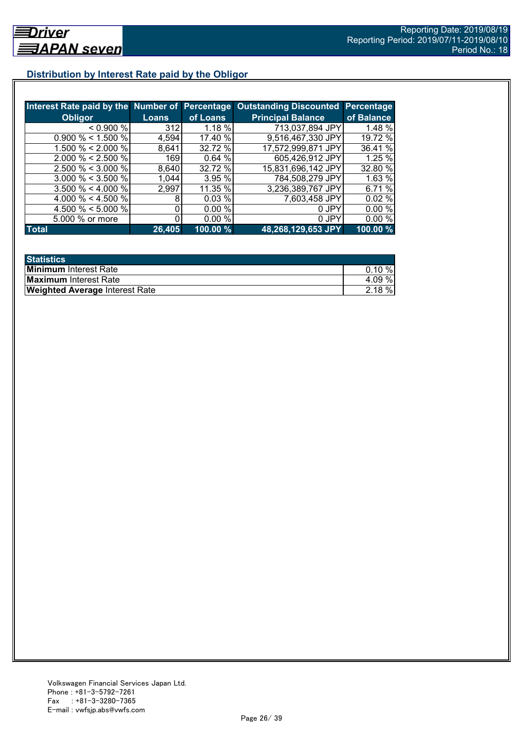## Distribution by Interest Rate paid by the Obligor

| Interest Rate paid by the Obligor | Number of Loans | Percentage of Loans | Outstanding Discounted Principal Balance | Percentage of Balance |
|---|---|---|---|---|
| < 0.900 % | 312 | 1.18 % | 713,037,894 JPY | 1.48 % |
| 0.900 % < 1.500 % | 4,594 | 17.40 % | 9,516,467,330 JPY | 19.72 % |
| 1.500 % < 2.000 % | 8,641 | 32.72 % | 17,572,999,871 JPY | 36.41 % |
| 2.000 % < 2.500 % | 169 | 0.64 % | 605,426,912 JPY | 1.25 % |
| 2.500 % < 3.000 % | 8,640 | 32.72 % | 15,831,696,142 JPY | 32.80 % |
| 3.000 % < 3.500 % | 1,044 | 3.95 % | 784,508,279 JPY | 1.63 % |
| 3.500 % < 4.000 % | 2,997 | 11.35 % | 3,236,389,767 JPY | 6.71 % |
| 4.000 % < 4.500 % | 8 | 0.03 % | 7,603,458 JPY | 0.02 % |
| 4.500 % < 5.000 % | 0 | 0.00 % | 0 JPY | 0.00 % |
| 5.000 % or more | 0 | 0.00 % | 0 JPY | 0.00 % |
| **Total** | **26,405** | **100.00 %** | **48,268,129,653 JPY** | **100.00 %** |

| Statistics | |
|---|---|
| **Minimum** Interest Rate | 0.10 % |
| **Maximum** Interest Rate | 4.09 % |
| **Weighted Average** Interest Rate | 2.18 % |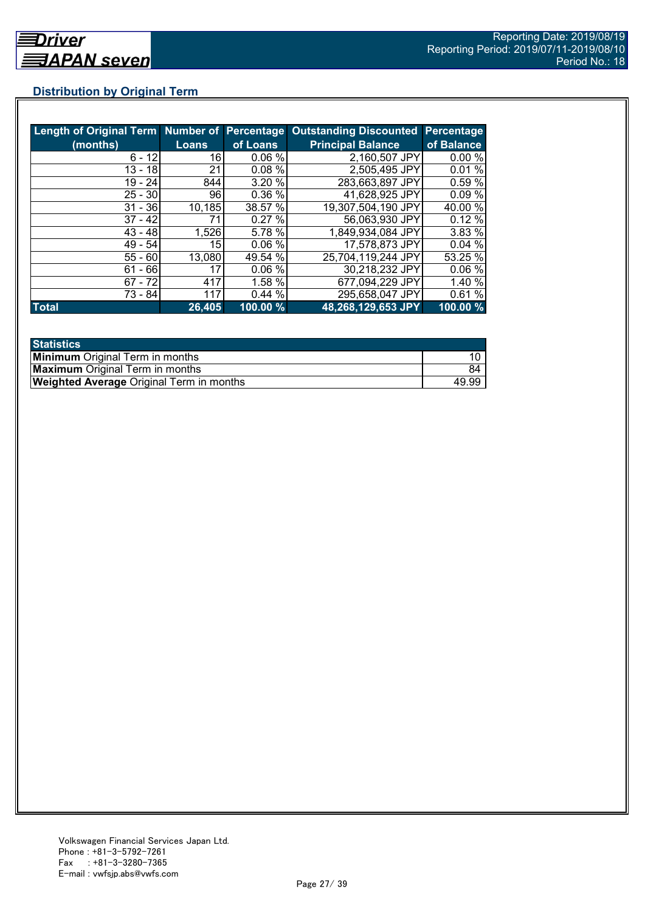## Distribution by Original Term

| Length of Original Term (months) | Number of Loans | Percentage of Loans | Outstanding Discounted Principal Balance | Percentage of Balance |
|---|---|---|---|---|
| 6 - 12 | 16 | 0.06 % | 2,160,507 JPY | 0.00 % |
| 13 - 18 | 21 | 0.08 % | 2,505,495 JPY | 0.01 % |
| 19 - 24 | 844 | 3.20 % | 283,663,897 JPY | 0.59 % |
| 25 - 30 | 96 | 0.36 % | 41,628,925 JPY | 0.09 % |
| 31 - 36 | 10,185 | 38.57 % | 19,307,504,190 JPY | 40.00 % |
| 37 - 42 | 71 | 0.27 % | 56,063,930 JPY | 0.12 % |
| 43 - 48 | 1,526 | 5.78 % | 1,849,934,084 JPY | 3.83 % |
| 49 - 54 | 15 | 0.06 % | 17,578,873 JPY | 0.04 % |
| 55 - 60 | 13,080 | 49.54 % | 25,704,119,244 JPY | 53.25 % |
| 61 - 66 | 17 | 0.06 % | 30,218,232 JPY | 0.06 % |
| 67 - 72 | 417 | 1.58 % | 677,094,229 JPY | 1.40 % |
| 73 - 84 | 117 | 0.44 % | 295,658,047 JPY | 0.61 % |
| **Total** | **26,405** | **100.00 %** | **48,268,129,653 JPY** | **100.00 %** |

| Statistics | |
|---|---|
| **Minimum** Original Term in months | 10 |
| **Maximum** Original Term in months | 84 |
| **Weighted Average** Original Term in months | 49.99 |

Volkswagen Financial Services Japan Ltd.
Phone : +81-3-5792-7261
Fax : +81-3-3280-7365
E-mail : vwfsjp.abs@vwfs.com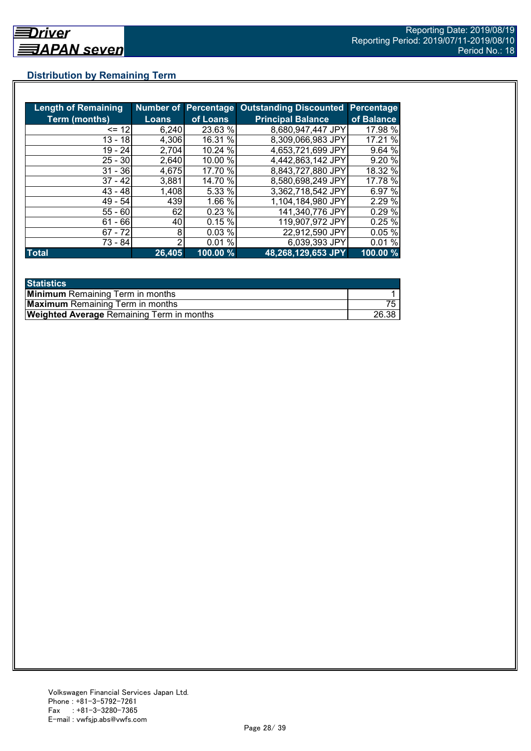## Distribution by Remaining Term

| Length of Remaining Term (months) | Number of Loans | Percentage of Loans | Outstanding Discounted Principal Balance | Percentage of Balance |
|---|---|---|---|---|
| <= 12 | 6,240 | 23.63 % | 8,680,947,447 JPY | 17.98 % |
| 13 - 18 | 4,306 | 16.31 % | 8,309,066,983 JPY | 17.21 % |
| 19 - 24 | 2,704 | 10.24 % | 4,653,721,699 JPY | 9.64 % |
| 25 - 30 | 2,640 | 10.00 % | 4,442,863,142 JPY | 9.20 % |
| 31 - 36 | 4,675 | 17.70 % | 8,843,727,880 JPY | 18.32 % |
| 37 - 42 | 3,881 | 14.70 % | 8,580,698,249 JPY | 17.78 % |
| 43 - 48 | 1,408 | 5.33 % | 3,362,718,542 JPY | 6.97 % |
| 49 - 54 | 439 | 1.66 % | 1,104,184,980 JPY | 2.29 % |
| 55 - 60 | 62 | 0.23 % | 141,340,776 JPY | 0.29 % |
| 61 - 66 | 40 | 0.15 % | 119,907,972 JPY | 0.25 % |
| 67 - 72 | 8 | 0.03 % | 22,912,590 JPY | 0.05 % |
| 73 - 84 | 2 | 0.01 % | 6,039,393 JPY | 0.01 % |
| **Total** | **26,405** | **100.00 %** | **48,268,129,653 JPY** | **100.00 %** |

| Statistics | |
|---|---|
| **Minimum** Remaining Term in months | 1 |
| **Maximum** Remaining Term in months | 75 |
| **Weighted Average** Remaining Term in months | 26.38 |

Volkswagen Financial Services Japan Ltd.
Phone : +81-3-5792-7261
Fax : +81-3-3280-7365
E-mail : vwfsjp.abs@vwfs.com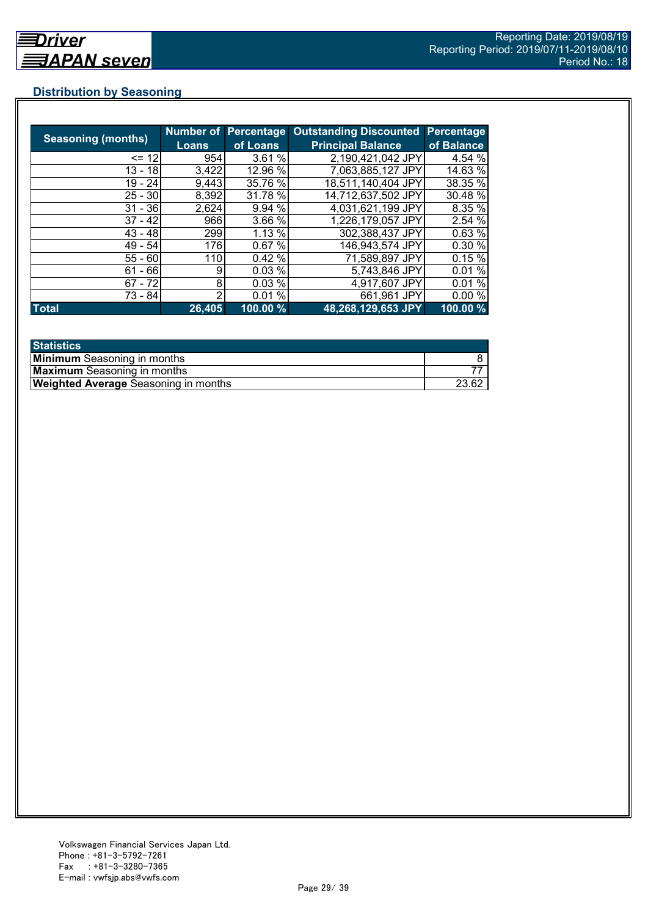## Distribution by Seasoning

| Seasoning (months) | Number of Loans | Percentage of Loans | Outstanding Discounted Principal Balance | Percentage of Balance |
|---|---|---|---|---|
| <= 12 | 954 | 3.61 % | 2,190,421,042 JPY | 4.54 % |
| 13 - 18 | 3,422 | 12.96 % | 7,063,885,127 JPY | 14.63 % |
| 19 - 24 | 9,443 | 35.76 % | 18,511,140,404 JPY | 38.35 % |
| 25 - 30 | 8,392 | 31.78 % | 14,712,637,502 JPY | 30.48 % |
| 31 - 36 | 2,624 | 9.94 % | 4,031,621,199 JPY | 8.35 % |
| 37 - 42 | 966 | 3.66 % | 1,226,179,057 JPY | 2.54 % |
| 43 - 48 | 299 | 1.13 % | 302,388,437 JPY | 0.63 % |
| 49 - 54 | 176 | 0.67 % | 146,943,574 JPY | 0.30 % |
| 55 - 60 | 110 | 0.42 % | 71,589,897 JPY | 0.15 % |
| 61 - 66 | 9 | 0.03 % | 5,743,846 JPY | 0.01 % |
| 67 - 72 | 8 | 0.03 % | 4,917,607 JPY | 0.01 % |
| 73 - 84 | 2 | 0.01 % | 661,961 JPY | 0.00 % |
| **Total** | **26,405** | **100.00 %** | **48,268,129,653 JPY** | **100.00 %** |

| Statistics | |
|---|---|
| **Minimum** Seasoning in months | 8 |
| **Maximum** Seasoning in months | 77 |
| **Weighted Average** Seasoning in months | 23.62 |

Volkswagen Financial Services Japan Ltd.
Phone : +81-3-5792-7261
Fax : +81-3-3280-7365
E-mail : vwfsjp.abs@vwfs.com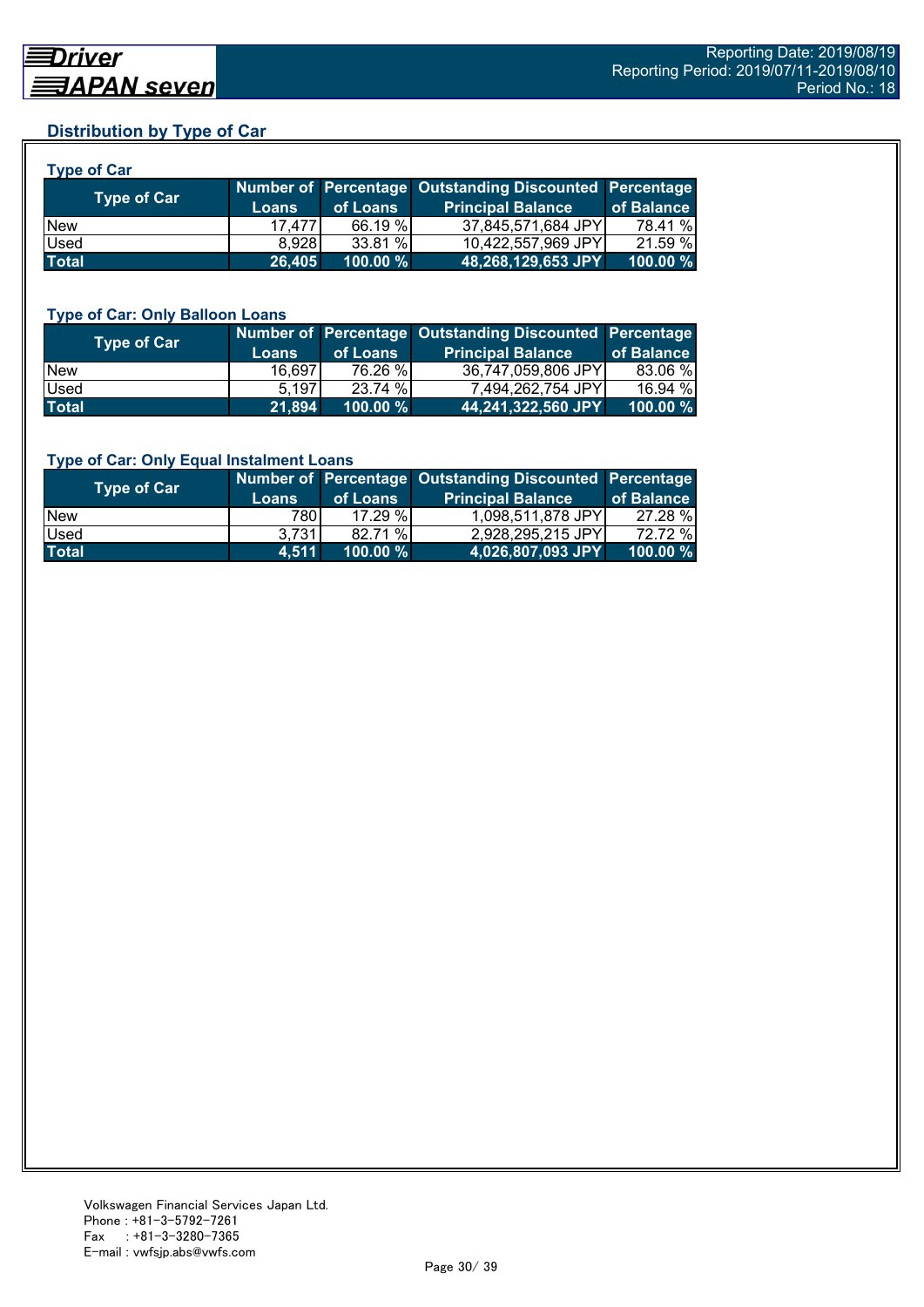## Distribution by Type of Car

### Type of Car

| Type of Car | Number of Loans | Percentage of Loans | Outstanding Discounted Principal Balance | Percentage of Balance |
|---|---|---|---|---|
| New | 17,477 | 66.19 % | 37,845,571,684 JPY | 78.41 % |
| Used | 8,928 | 33.81 % | 10,422,557,969 JPY | 21.59 % |
| **Total** | **26,405** | **100.00 %** | **48,268,129,653 JPY** | **100.00 %** |

### Type of Car: Only Balloon Loans

| Type of Car | Number of Loans | Percentage of Loans | Outstanding Discounted Principal Balance | Percentage of Balance |
|---|---|---|---|---|
| New | 16,697 | 76.26 % | 36,747,059,806 JPY | 83.06 % |
| Used | 5,197 | 23.74 % | 7,494,262,754 JPY | 16.94 % |
| **Total** | **21,894** | **100.00 %** | **44,241,322,560 JPY** | **100.00 %** |

### Type of Car: Only Equal Instalment Loans

| Type of Car | Number of Loans | Percentage of Loans | Outstanding Discounted Principal Balance | Percentage of Balance |
|---|---|---|---|---|
| New | 780 | 17.29 % | 1,098,511,878 JPY | 27.28 % |
| Used | 3,731 | 82.71 % | 2,928,295,215 JPY | 72.72 % |
| **Total** | **4,511** | **100.00 %** | **4,026,807,093 JPY** | **100.00 %** |

Volkswagen Financial Services Japan Ltd.
Phone : +81-3-5792-7261
Fax : +81-3-3280-7365
E-mail : vwfsjp.abs@vwfs.com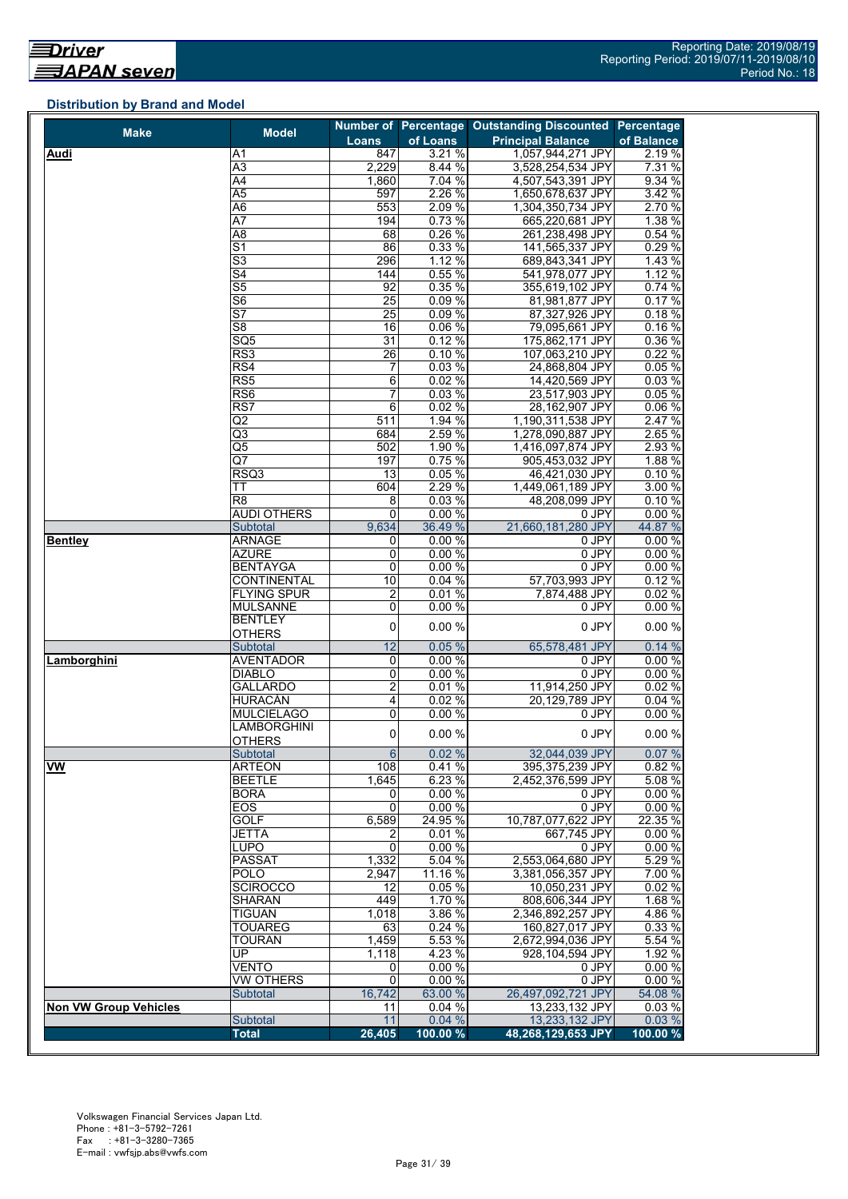## Distribution by Brand and Model

| Make | Model | Number of Loans | Percentage of Loans | Outstanding Discounted Principal Balance | Percentage of Balance |
|---|---|---|---|---|---|
| **Audi** | A1 | 847 | 3.21 % | 1,057,944,271 JPY | 2.19 % |
| | A3 | 2,229 | 8.44 % | 3,528,254,534 JPY | 7.31 % |
| | A4 | 1,860 | 7.04 % | 4,507,543,391 JPY | 9.34 % |
| | A5 | 597 | 2.26 % | 1,650,678,637 JPY | 3.42 % |
| | A6 | 553 | 2.09 % | 1,304,350,734 JPY | 2.70 % |
| | A7 | 194 | 0.73 % | 665,220,681 JPY | 1.38 % |
| | A8 | 68 | 0.26 % | 261,238,498 JPY | 0.54 % |
| | S1 | 86 | 0.33 % | 141,565,337 JPY | 0.29 % |
| | S3 | 296 | 1.12 % | 689,843,341 JPY | 1.43 % |
| | S4 | 144 | 0.55 % | 541,978,077 JPY | 1.12 % |
| | S5 | 92 | 0.35 % | 355,619,102 JPY | 0.74 % |
| | S6 | 25 | 0.09 % | 81,981,877 JPY | 0.17 % |
| | S7 | 25 | 0.09 % | 87,327,926 JPY | 0.18 % |
| | S8 | 16 | 0.06 % | 79,095,661 JPY | 0.16 % |
| | SQ5 | 31 | 0.12 % | 175,862,171 JPY | 0.36 % |
| | RS3 | 26 | 0.10 % | 107,063,210 JPY | 0.22 % |
| | RS4 | 7 | 0.03 % | 24,868,804 JPY | 0.05 % |
| | RS5 | 6 | 0.02 % | 14,420,569 JPY | 0.03 % |
| | RS6 | 7 | 0.03 % | 23,517,903 JPY | 0.05 % |
| | RS7 | 6 | 0.02 % | 28,162,907 JPY | 0.06 % |
| | Q2 | 511 | 1.94 % | 1,190,311,538 JPY | 2.47 % |
| | Q3 | 684 | 2.59 % | 1,278,090,887 JPY | 2.65 % |
| | Q5 | 502 | 1.90 % | 1,416,097,874 JPY | 2.93 % |
| | Q7 | 197 | 0.75 % | 905,453,032 JPY | 1.88 % |
| | RSQ3 | 13 | 0.05 % | 46,421,030 JPY | 0.10 % |
| | TT | 604 | 2.29 % | 1,449,061,189 JPY | 3.00 % |
| | R8 | 8 | 0.03 % | 48,208,099 JPY | 0.10 % |
| | AUDI OTHERS | 0 | 0.00 % | 0 JPY | 0.00 % |
| | Subtotal | 9,634 | 36.49 % | 21,660,181,280 JPY | 44.87 % |
| **Bentley** | ARNAGE | 0 | 0.00 % | 0 JPY | 0.00 % |
| | AZURE | 0 | 0.00 % | 0 JPY | 0.00 % |
| | BENTAYGA | 0 | 0.00 % | 0 JPY | 0.00 % |
| | CONTINENTAL | 10 | 0.04 % | 57,703,993 JPY | 0.12 % |
| | FLYING SPUR | 2 | 0.01 % | 7,874,488 JPY | 0.02 % |
| | MULSANNE | 0 | 0.00 % | 0 JPY | 0.00 % |
| | BENTLEY OTHERS | 0 | 0.00 % | 0 JPY | 0.00 % |
| | Subtotal | 12 | 0.05 % | 65,578,481 JPY | 0.14 % |
| **Lamborghini** | AVENTADOR | 0 | 0.00 % | 0 JPY | 0.00 % |
| | DIABLO | 0 | 0.00 % | 0 JPY | 0.00 % |
| | GALLARDO | 2 | 0.01 % | 11,914,250 JPY | 0.02 % |
| | HURACÀN | 4 | 0.02 % | 20,129,789 JPY | 0.04 % |
| | MULCIELAGO | 0 | 0.00 % | 0 JPY | 0.00 % |
| | LAMBORGHINI OTHERS | 0 | 0.00 % | 0 JPY | 0.00 % |
| | Subtotal | 6 | 0.02 % | 32,044,039 JPY | 0.07 % |
| **VW** | ARTEON | 108 | 0.41 % | 395,375,239 JPY | 0.82 % |
| | BEETLE | 1,645 | 6.23 % | 2,452,376,599 JPY | 5.08 % |
| | BORA | 0 | 0.00 % | 0 JPY | 0.00 % |
| | EOS | 0 | 0.00 % | 0 JPY | 0.00 % |
| | GOLF | 6,589 | 24.95 % | 10,787,077,622 JPY | 22.35 % |
| | JETTA | 2 | 0.01 % | 667,745 JPY | 0.00 % |
| | LUPO | 0 | 0.00 % | 0 JPY | 0.00 % |
| | PASSAT | 1,332 | 5.04 % | 2,553,064,680 JPY | 5.29 % |
| | POLO | 2,947 | 11.16 % | 3,381,056,357 JPY | 7.00 % |
| | SCIROCCO | 12 | 0.05 % | 10,050,231 JPY | 0.02 % |
| | SHARAN | 449 | 1.70 % | 808,606,344 JPY | 1.68 % |
| | TIGUAN | 1,018 | 3.86 % | 2,346,892,257 JPY | 4.86 % |
| | TOUAREG | 63 | 0.24 % | 160,827,017 JPY | 0.33 % |
| | TOURAN | 1,459 | 5.53 % | 2,672,994,036 JPY | 5.54 % |
| | UP | 1,118 | 4.23 % | 928,104,594 JPY | 1.92 % |
| | VENTO | 0 | 0.00 % | 0 JPY | 0.00 % |
| | VW OTHERS | 0 | 0.00 % | 0 JPY | 0.00 % |
| | Subtotal | 16,742 | 63.00 % | 26,497,092,721 JPY | 54.08 % |
| **Non VW Group Vehicles** | | 11 | 0.04 % | 13,233,132 JPY | 0.03 % |
| | Subtotal | 11 | 0.04 % | 13,233,132 JPY | 0.03 % |
| | **Total** | **26,405** | **100.00 %** | **48,268,129,653 JPY** | **100.00 %** |

Volkswagen Financial Services Japan Ltd.
Phone : +81-3-5792-7261
Fax : +81-3-3280-7365
E-mail : vwfsjp.abs@vwfs.com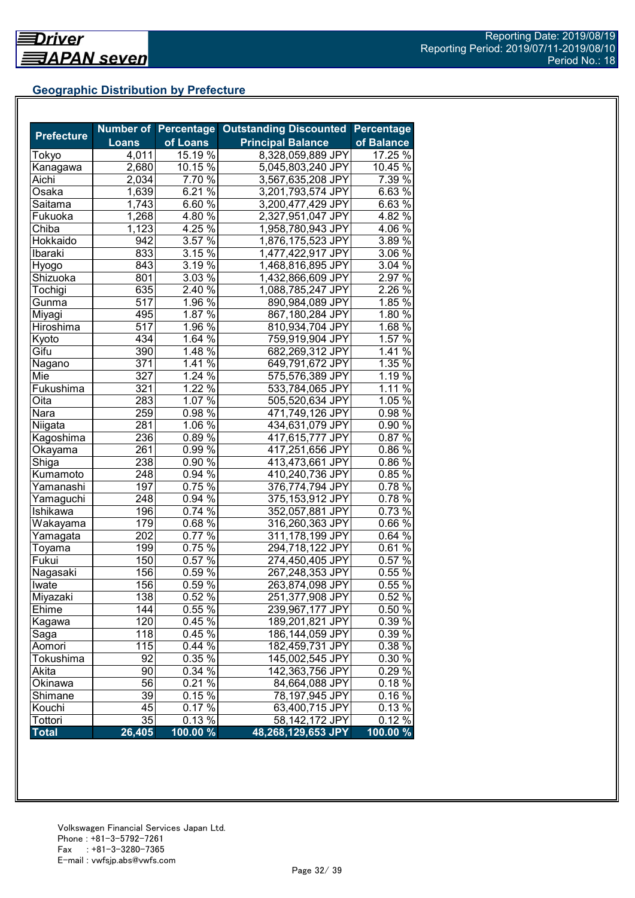## Geographic Distribution by Prefecture

| Prefecture | Number of Loans | Percentage of Loans | Outstanding Discounted Principal Balance | Percentage of Balance |
|---|---|---|---|---|
| Tokyo | 4,011 | 15.19 % | 8,328,059,889 JPY | 17.25 % |
| Kanagawa | 2,680 | 10.15 % | 5,045,803,240 JPY | 10.45 % |
| Aichi | 2,034 | 7.70 % | 3,567,635,208 JPY | 7.39 % |
| Osaka | 1,639 | 6.21 % | 3,201,793,574 JPY | 6.63 % |
| Saitama | 1,743 | 6.60 % | 3,200,477,429 JPY | 6.63 % |
| Fukuoka | 1,268 | 4.80 % | 2,327,951,047 JPY | 4.82 % |
| Chiba | 1,123 | 4.25 % | 1,958,780,943 JPY | 4.06 % |
| Hokkaido | 942 | 3.57 % | 1,876,175,523 JPY | 3.89 % |
| Ibaraki | 833 | 3.15 % | 1,477,422,917 JPY | 3.06 % |
| Hyogo | 843 | 3.19 % | 1,468,816,895 JPY | 3.04 % |
| Shizuoka | 801 | 3.03 % | 1,432,866,609 JPY | 2.97 % |
| Tochigi | 635 | 2.40 % | 1,088,785,247 JPY | 2.26 % |
| Gunma | 517 | 1.96 % | 890,984,089 JPY | 1.85 % |
| Miyagi | 495 | 1.87 % | 867,180,284 JPY | 1.80 % |
| Hiroshima | 517 | 1.96 % | 810,934,704 JPY | 1.68 % |
| Kyoto | 434 | 1.64 % | 759,919,904 JPY | 1.57 % |
| Gifu | 390 | 1.48 % | 682,269,312 JPY | 1.41 % |
| Nagano | 371 | 1.41 % | 649,791,672 JPY | 1.35 % |
| Mie | 327 | 1.24 % | 575,576,389 JPY | 1.19 % |
| Fukushima | 321 | 1.22 % | 533,784,065 JPY | 1.11 % |
| Oita | 283 | 1.07 % | 505,520,634 JPY | 1.05 % |
| Nara | 259 | 0.98 % | 471,749,126 JPY | 0.98 % |
| Niigata | 281 | 1.06 % | 434,631,079 JPY | 0.90 % |
| Kagoshima | 236 | 0.89 % | 417,615,777 JPY | 0.87 % |
| Okayama | 261 | 0.99 % | 417,251,656 JPY | 0.86 % |
| Shiga | 238 | 0.90 % | 413,473,661 JPY | 0.86 % |
| Kumamoto | 248 | 0.94 % | 410,240,736 JPY | 0.85 % |
| Yamanashi | 197 | 0.75 % | 376,774,794 JPY | 0.78 % |
| Yamaguchi | 248 | 0.94 % | 375,153,912 JPY | 0.78 % |
| Ishikawa | 196 | 0.74 % | 352,057,881 JPY | 0.73 % |
| Wakayama | 179 | 0.68 % | 316,260,363 JPY | 0.66 % |
| Yamagata | 202 | 0.77 % | 311,178,199 JPY | 0.64 % |
| Toyama | 199 | 0.75 % | 294,718,122 JPY | 0.61 % |
| Fukui | 150 | 0.57 % | 274,450,405 JPY | 0.57 % |
| Nagasaki | 156 | 0.59 % | 267,248,353 JPY | 0.55 % |
| Iwate | 156 | 0.59 % | 263,874,098 JPY | 0.55 % |
| Miyazaki | 138 | 0.52 % | 251,377,908 JPY | 0.52 % |
| Ehime | 144 | 0.55 % | 239,967,177 JPY | 0.50 % |
| Kagawa | 120 | 0.45 % | 189,201,821 JPY | 0.39 % |
| Saga | 118 | 0.45 % | 186,144,059 JPY | 0.39 % |
| Aomori | 115 | 0.44 % | 182,459,731 JPY | 0.38 % |
| Tokushima | 92 | 0.35 % | 145,002,545 JPY | 0.30 % |
| Akita | 90 | 0.34 % | 142,363,756 JPY | 0.29 % |
| Okinawa | 56 | 0.21 % | 84,664,088 JPY | 0.18 % |
| Shimane | 39 | 0.15 % | 78,197,945 JPY | 0.16 % |
| Kouchi | 45 | 0.17 % | 63,400,715 JPY | 0.13 % |
| Tottori | 35 | 0.13 % | 58,142,172 JPY | 0.12 % |
| **Total** | **26,405** | **100.00 %** | **48,268,129,653 JPY** | **100.00 %** |

Volkswagen Financial Services Japan Ltd.
Phone : +81-3-5792-7261
Fax : +81-3-3280-7365
E-mail : vwfsjp.abs@vwfs.com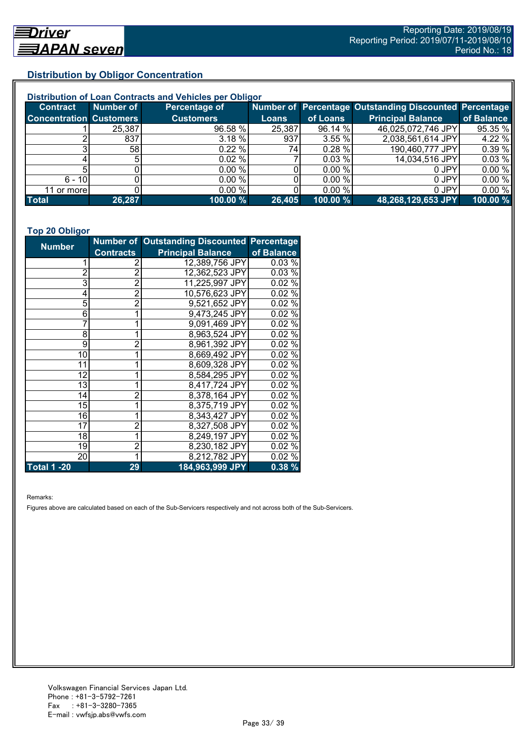## Distribution by Obligor Concentration

### Distribution of Loan Contracts and Vehicles per Obligor

| Contract Concentration | Number of Customers | Percentage of Customers | Number of Loans | Percentage of Loans | Outstanding Discounted Principal Balance | Percentage of Balance |
|---|---|---|---|---|---|---|
| 1 | 25,387 | 96.58 % | 25,387 | 96.14 % | 46,025,072,746 JPY | 95.35 % |
| 2 | 837 | 3.18 % | 937 | 3.55 % | 2,038,561,614 JPY | 4.22 % |
| 3 | 58 | 0.22 % | 74 | 0.28 % | 190,460,777 JPY | 0.39 % |
| 4 | 5 | 0.02 % | 7 | 0.03 % | 14,034,516 JPY | 0.03 % |
| 5 | 0 | 0.00 % | 0 | 0.00 % | 0 JPY | 0.00 % |
| 6 - 10 | 0 | 0.00 % | 0 | 0.00 % | 0 JPY | 0.00 % |
| 11 or more | 0 | 0.00 % | 0 | 0.00 % | 0 JPY | 0.00 % |
| **Total** | **26,287** | **100.00 %** | **26,405** | **100.00 %** | **48,268,129,653 JPY** | **100.00 %** |

### Top 20 Obligor

| Number | Number of Contracts | Outstanding Discounted Principal Balance | Percentage of Balance |
|---|---|---|---|
| 1 | 2 | 12,389,756 JPY | 0.03 % |
| 2 | 2 | 12,362,523 JPY | 0.03 % |
| 3 | 2 | 11,225,997 JPY | 0.02 % |
| 4 | 2 | 10,576,623 JPY | 0.02 % |
| 5 | 2 | 9,521,652 JPY | 0.02 % |
| 6 | 1 | 9,473,245 JPY | 0.02 % |
| 7 | 1 | 9,091,469 JPY | 0.02 % |
| 8 | 1 | 8,963,524 JPY | 0.02 % |
| 9 | 2 | 8,961,392 JPY | 0.02 % |
| 10 | 1 | 8,669,492 JPY | 0.02 % |
| 11 | 1 | 8,609,328 JPY | 0.02 % |
| 12 | 1 | 8,584,295 JPY | 0.02 % |
| 13 | 1 | 8,417,724 JPY | 0.02 % |
| 14 | 2 | 8,378,164 JPY | 0.02 % |
| 15 | 1 | 8,375,719 JPY | 0.02 % |
| 16 | 1 | 8,343,427 JPY | 0.02 % |
| 17 | 2 | 8,327,508 JPY | 0.02 % |
| 18 | 1 | 8,249,197 JPY | 0.02 % |
| 19 | 2 | 8,230,182 JPY | 0.02 % |
| 20 | 1 | 8,212,782 JPY | 0.02 % |
| **Total 1 -20** | **29** | **184,963,999 JPY** | **0.38 %** |

Remarks:

Figures above are calculated based on each of the Sub-Servicers respectively and not across both of the Sub-Servicers.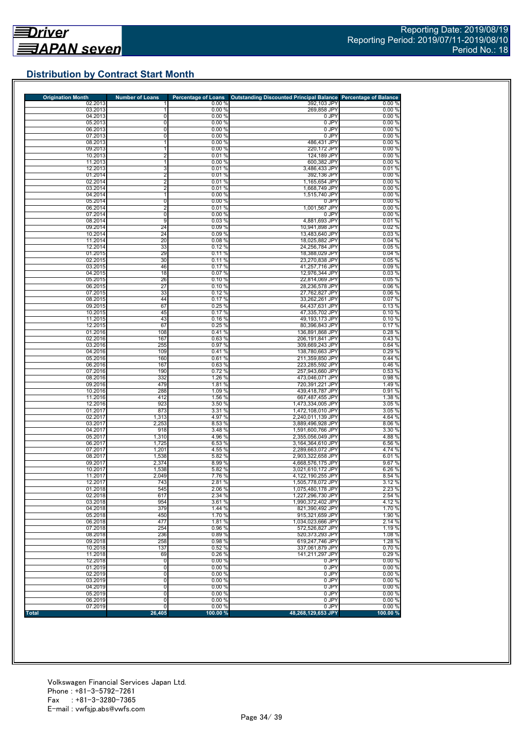## Distribution by Contract Start Month

| Origination Month | Number of Loans | Percentage of Loans | Outstanding Discounted Principal Balance | Percentage of Balance |
|---|---|---|---|---|
| 02.2013 | 1 | 0.00 % | 392,103 JPY | 0.00 % |
| 03.2013 | 1 | 0.00 % | 269,858 JPY | 0.00 % |
| 04.2013 | 0 | 0.00 % | 0 JPY | 0.00 % |
| 05.2013 | 0 | 0.00 % | 0 JPY | 0.00 % |
| 06.2013 | 0 | 0.00 % | 0 JPY | 0.00 % |
| 07.2013 | 0 | 0.00 % | 0 JPY | 0.00 % |
| 08.2013 | 1 | 0.00 % | 486,431 JPY | 0.00 % |
| 09.2013 | 1 | 0.00 % | 220,172 JPY | 0.00 % |
| 10.2013 | 2 | 0.01 % | 124,189 JPY | 0.00 % |
| 11.2013 | 1 | 0.00 % | 600,382 JPY | 0.00 % |
| 12.2013 | 3 | 0.01 % | 3,486,433 JPY | 0.01 % |
| 01.2014 | 2 | 0.01 % | 392,136 JPY | 0.00 % |
| 02.2014 | 2 | 0.01 % | 1,165,654 JPY | 0.00 % |
| 03.2014 | 2 | 0.01 % | 1,668,749 JPY | 0.00 % |
| 04.2014 | 1 | 0.00 % | 1,515,740 JPY | 0.00 % |
| 05.2014 | 0 | 0.00 % | 0 JPY | 0.00 % |
| 06.2014 | 2 | 0.01 % | 1,001,567 JPY | 0.00 % |
| 07.2014 | 0 | 0.00 % | 0 JPY | 0.00 % |
| 08.2014 | 9 | 0.03 % | 4,881,693 JPY | 0.01 % |
| 09.2014 | 24 | 0.09 % | 10,941,898 JPY | 0.02 % |
| 10.2014 | 24 | 0.09 % | 13,483,640 JPY | 0.03 % |
| 11.2014 | 20 | 0.08 % | 18,025,882 JPY | 0.04 % |
| 12.2014 | 33 | 0.12 % | 24,256,784 JPY | 0.05 % |
| 01.2015 | 29 | 0.11 % | 18,388,029 JPY | 0.04 % |
| 02.2015 | 30 | 0.11 % | 23,270,838 JPY | 0.05 % |
| 03.2015 | 46 | 0.17 % | 41,257,716 JPY | 0.09 % |
| 04.2015 | 18 | 0.07 % | 12,976,344 JPY | 0.03 % |
| 05.2015 | 26 | 0.10 % | 22,814,069 JPY | 0.05 % |
| 06.2015 | 27 | 0.10 % | 28,236,578 JPY | 0.06 % |
| 07.2015 | 33 | 0.12 % | 27,762,827 JPY | 0.06 % |
| 08.2015 | 44 | 0.17 % | 33,262,261 JPY | 0.07 % |
| 09.2015 | 67 | 0.25 % | 64,437,631 JPY | 0.13 % |
| 10.2015 | 45 | 0.17 % | 47,335,702 JPY | 0.10 % |
| 11.2015 | 43 | 0.16 % | 49,193,173 JPY | 0.10 % |
| 12.2015 | 67 | 0.25 % | 80,396,843 JPY | 0.17 % |
| 01.2016 | 108 | 0.41 % | 136,891,868 JPY | 0.28 % |
| 02.2016 | 167 | 0.63 % | 206,191,841 JPY | 0.43 % |
| 03.2016 | 255 | 0.97 % | 309,669,243 JPY | 0.64 % |
| 04.2016 | 109 | 0.41 % | 138,780,663 JPY | 0.29 % |
| 05.2016 | 160 | 0.61 % | 211,359,850 JPY | 0.44 % |
| 06.2016 | 167 | 0.63 % | 223,285,592 JPY | 0.46 % |
| 07.2016 | 190 | 0.72 % | 257,943,660 JPY | 0.53 % |
| 08.2016 | 332 | 1.26 % | 473,046,071 JPY | 0.98 % |
| 09.2016 | 479 | 1.81 % | 720,391,221 JPY | 1.49 % |
| 10.2016 | 288 | 1.09 % | 439,418,787 JPY | 0.91 % |
| 11.2016 | 412 | 1.56 % | 667,487,455 JPY | 1.38 % |
| 12.2016 | 923 | 3.50 % | 1,473,334,005 JPY | 3.05 % |
| 01.2017 | 873 | 3.31 % | 1,472,108,010 JPY | 3.05 % |
| 02.2017 | 1,313 | 4.97 % | 2,240,011,139 JPY | 4.64 % |
| 03.2017 | 2,253 | 8.53 % | 3,889,496,928 JPY | 8.06 % |
| 04.2017 | 918 | 3.48 % | 1,591,600,766 JPY | 3.30 % |
| 05.2017 | 1,310 | 4.96 % | 2,355,056,049 JPY | 4.88 % |
| 06.2017 | 1,725 | 6.53 % | 3,164,364,610 JPY | 6.56 % |
| 07.2017 | 1,201 | 4.55 % | 2,289,663,072 JPY | 4.74 % |
| 08.2017 | 1,538 | 5.82 % | 2,903,322,658 JPY | 6.01 % |
| 09.2017 | 2,374 | 8.99 % | 4,668,576,175 JPY | 9.67 % |
| 10.2017 | 1,538 | 5.82 % | 3,021,610,172 JPY | 6.26 % |
| 11.2017 | 2,049 | 7.76 % | 4,122,190,255 JPY | 8.54 % |
| 12.2017 | 743 | 2.81 % | 1,505,778,072 JPY | 3.12 % |
| 01.2018 | 545 | 2.06 % | 1,075,480,178 JPY | 2.23 % |
| 02.2018 | 617 | 2.34 % | 1,227,296,730 JPY | 2.54 % |
| 03.2018 | 954 | 3.61 % | 1,990,372,402 JPY | 4.12 % |
| 04.2018 | 379 | 1.44 % | 821,390,492 JPY | 1.70 % |
| 05.2018 | 450 | 1.70 % | 915,321,659 JPY | 1.90 % |
| 06.2018 | 477 | 1.81 % | 1,034,023,666 JPY | 2.14 % |
| 07.2018 | 254 | 0.96 % | 572,526,827 JPY | 1.19 % |
| 08.2018 | 236 | 0.89 % | 520,373,293 JPY | 1.08 % |
| 09.2018 | 258 | 0.98 % | 619,247,746 JPY | 1.28 % |
| 10.2018 | 137 | 0.52 % | 337,061,879 JPY | 0.70 % |
| 11.2018 | 69 | 0.26 % | 141,211,297 JPY | 0.29 % |
| 12.2018 | 0 | 0.00 % | 0 JPY | 0.00 % |
| 01.2019 | 0 | 0.00 % | 0 JPY | 0.00 % |
| 02.2019 | 0 | 0.00 % | 0 JPY | 0.00 % |
| 03.2019 | 0 | 0.00 % | 0 JPY | 0.00 % |
| 04.2019 | 0 | 0.00 % | 0 JPY | 0.00 % |
| 05.2019 | 0 | 0.00 % | 0 JPY | 0.00 % |
| 06.2019 | 0 | 0.00 % | 0 JPY | 0.00 % |
| 07.2019 | 0 | 0.00 % | 0 JPY | 0.00 % |
| **Total** | **26,405** | **100.00 %** | **48,268,129,653 JPY** | **100.00 %** |

Volkswagen Financial Services Japan Ltd.
Phone : +81-3-5792-7261
Fax : +81-3-3280-7365
E-mail : vwfsjp.abs@vwfs.com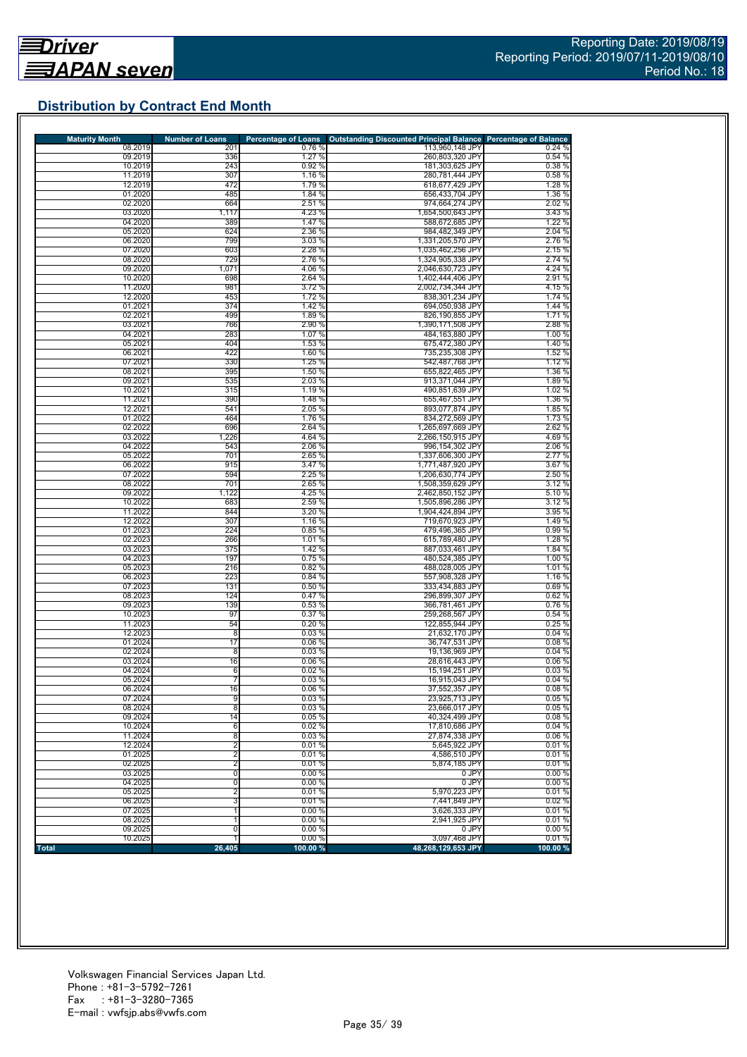Driver JAPAN seven

Reporting Date: 2019/08/19
Reporting Period: 2019/07/11-2019/08/10
Period No.: 18

## Distribution by Contract End Month

| Maturity Month | Number of Loans | Percentage of Loans | Outstanding Discounted Principal Balance | Percentage of Balance |
|---|---|---|---|---|
| 08.2019 | 201 | 0.76 % | 113,960,148 JPY | 0.24 % |
| 09.2019 | 336 | 1.27 % | 260,803,320 JPY | 0.54 % |
| 10.2019 | 243 | 0.92 % | 181,303,625 JPY | 0.38 % |
| 11.2019 | 307 | 1.16 % | 280,781,444 JPY | 0.58 % |
| 12.2019 | 472 | 1.79 % | 618,677,429 JPY | 1.28 % |
| 01.2020 | 485 | 1.84 % | 656,433,704 JPY | 1.36 % |
| 02.2020 | 664 | 2.51 % | 974,664,274 JPY | 2.02 % |
| 03.2020 | 1,117 | 4.23 % | 1,654,500,643 JPY | 3.43 % |
| 04.2020 | 389 | 1.47 % | 588,672,685 JPY | 1.22 % |
| 05.2020 | 624 | 2.36 % | 984,482,349 JPY | 2.04 % |
| 06.2020 | 799 | 3.03 % | 1,331,205,570 JPY | 2.76 % |
| 07.2020 | 603 | 2.28 % | 1,035,462,256 JPY | 2.15 % |
| 08.2020 | 729 | 2.76 % | 1,324,905,338 JPY | 2.74 % |
| 09.2020 | 1,071 | 4.06 % | 2,046,630,723 JPY | 4.24 % |
| 10.2020 | 698 | 2.64 % | 1,402,444,406 JPY | 2.91 % |
| 11.2020 | 981 | 3.72 % | 2,002,734,344 JPY | 4.15 % |
| 12.2020 | 453 | 1.72 % | 838,301,234 JPY | 1.74 % |
| 01.2021 | 374 | 1.42 % | 694,050,938 JPY | 1.44 % |
| 02.2021 | 499 | 1.89 % | 826,190,855 JPY | 1.71 % |
| 03.2021 | 766 | 2.90 % | 1,390,171,508 JPY | 2.88 % |
| 04.2021 | 283 | 1.07 % | 484,163,880 JPY | 1.00 % |
| 05.2021 | 404 | 1.53 % | 675,472,380 JPY | 1.40 % |
| 06.2021 | 422 | 1.60 % | 735,235,308 JPY | 1.52 % |
| 07.2021 | 330 | 1.25 % | 542,487,768 JPY | 1.12 % |
| 08.2021 | 395 | 1.50 % | 655,822,465 JPY | 1.36 % |
| 09.2021 | 535 | 2.03 % | 913,371,044 JPY | 1.89 % |
| 10.2021 | 315 | 1.19 % | 490,851,639 JPY | 1.02 % |
| 11.2021 | 390 | 1.48 % | 655,467,551 JPY | 1.36 % |
| 12.2021 | 541 | 2.05 % | 893,077,874 JPY | 1.85 % |
| 01.2022 | 464 | 1.76 % | 834,272,569 JPY | 1.73 % |
| 02.2022 | 696 | 2.64 % | 1,265,697,669 JPY | 2.62 % |
| 03.2022 | 1,226 | 4.64 % | 2,266,150,915 JPY | 4.69 % |
| 04.2022 | 543 | 2.06 % | 996,154,302 JPY | 2.06 % |
| 05.2022 | 701 | 2.65 % | 1,337,606,300 JPY | 2.77 % |
| 06.2022 | 915 | 3.47 % | 1,771,487,920 JPY | 3.67 % |
| 07.2022 | 594 | 2.25 % | 1,206,630,774 JPY | 2.50 % |
| 08.2022 | 701 | 2.65 % | 1,508,359,629 JPY | 3.12 % |
| 09.2022 | 1,122 | 4.25 % | 2,462,850,152 JPY | 5.10 % |
| 10.2022 | 683 | 2.59 % | 1,505,896,286 JPY | 3.12 % |
| 11.2022 | 844 | 3.20 % | 1,904,424,894 JPY | 3.95 % |
| 12.2022 | 307 | 1.16 % | 719,670,923 JPY | 1.49 % |
| 01.2023 | 224 | 0.85 % | 479,496,365 JPY | 0.99 % |
| 02.2023 | 266 | 1.01 % | 615,789,480 JPY | 1.28 % |
| 03.2023 | 375 | 1.42 % | 887,033,461 JPY | 1.84 % |
| 04.2023 | 197 | 0.75 % | 480,524,385 JPY | 1.00 % |
| 05.2023 | 216 | 0.82 % | 488,028,005 JPY | 1.01 % |
| 06.2023 | 223 | 0.84 % | 557,908,328 JPY | 1.16 % |
| 07.2023 | 131 | 0.50 % | 333,434,883 JPY | 0.69 % |
| 08.2023 | 124 | 0.47 % | 296,899,307 JPY | 0.62 % |
| 09.2023 | 139 | 0.53 % | 366,781,461 JPY | 0.76 % |
| 10.2023 | 97 | 0.37 % | 259,268,567 JPY | 0.54 % |
| 11.2023 | 54 | 0.20 % | 122,855,944 JPY | 0.25 % |
| 12.2023 | 8 | 0.03 % | 21,632,170 JPY | 0.04 % |
| 01.2024 | 17 | 0.06 % | 36,747,531 JPY | 0.08 % |
| 02.2024 | 8 | 0.03 % | 19,136,969 JPY | 0.04 % |
| 03.2024 | 16 | 0.06 % | 28,616,443 JPY | 0.06 % |
| 04.2024 | 6 | 0.02 % | 15,194,251 JPY | 0.03 % |
| 05.2024 | 7 | 0.03 % | 16,915,043 JPY | 0.04 % |
| 06.2024 | 16 | 0.06 % | 37,552,357 JPY | 0.08 % |
| 07.2024 | 9 | 0.03 % | 23,925,713 JPY | 0.05 % |
| 08.2024 | 8 | 0.03 % | 23,666,017 JPY | 0.05 % |
| 09.2024 | 14 | 0.05 % | 40,324,499 JPY | 0.08 % |
| 10.2024 | 6 | 0.02 % | 17,810,686 JPY | 0.04 % |
| 11.2024 | 8 | 0.03 % | 27,874,338 JPY | 0.06 % |
| 12.2024 | 2 | 0.01 % | 5,645,922 JPY | 0.01 % |
| 01.2025 | 2 | 0.01 % | 4,586,510 JPY | 0.01 % |
| 02.2025 | 2 | 0.01 % | 5,874,185 JPY | 0.01 % |
| 03.2025 | 0 | 0.00 % | 0 JPY | 0.00 % |
| 04.2025 | 0 | 0.00 % | 0 JPY | 0.00 % |
| 05.2025 | 2 | 0.01 % | 5,970,223 JPY | 0.01 % |
| 06.2025 | 3 | 0.01 % | 7,441,849 JPY | 0.02 % |
| 07.2025 | 1 | 0.00 % | 3,626,333 JPY | 0.01 % |
| 08.2025 | 1 | 0.00 % | 2,941,925 JPY | 0.01 % |
| 09.2025 | 0 | 0.00 % | 0 JPY | 0.00 % |
| 10.2025 | 1 | 0.00 % | 3,097,468 JPY | 0.01 % |
| **Total** | **26,405** | **100.00 %** | **48,268,129,653 JPY** | **100.00 %** |

Volkswagen Financial Services Japan Ltd.
Phone : +81-3-5792-7261
Fax : +81-3-3280-7365
E-mail : vwfsjp.abs@vwfs.com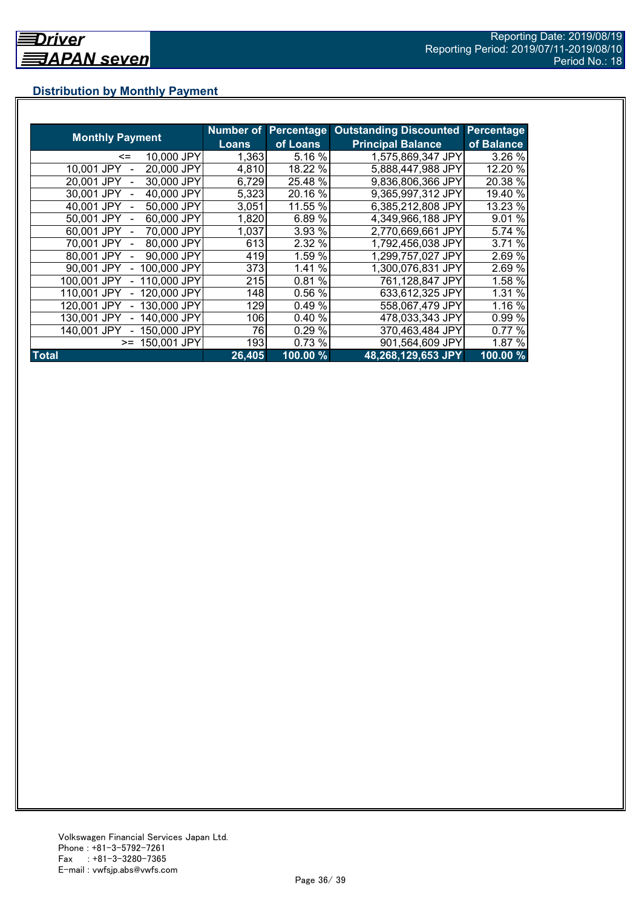## Distribution by Monthly Payment

| Monthly Payment | Number of Loans | Percentage of Loans | Outstanding Discounted Principal Balance | Percentage of Balance |
|---|---|---|---|---|
| <= 10,000 JPY | 1,363 | 5.16 % | 1,575,869,347 JPY | 3.26 % |
| 10,001 JPY - 20,000 JPY | 4,810 | 18.22 % | 5,888,447,988 JPY | 12.20 % |
| 20,001 JPY - 30,000 JPY | 6,729 | 25.48 % | 9,836,806,366 JPY | 20.38 % |
| 30,001 JPY - 40,000 JPY | 5,323 | 20.16 % | 9,365,997,312 JPY | 19.40 % |
| 40,001 JPY - 50,000 JPY | 3,051 | 11.55 % | 6,385,212,808 JPY | 13.23 % |
| 50,001 JPY - 60,000 JPY | 1,820 | 6.89 % | 4,349,966,188 JPY | 9.01 % |
| 60,001 JPY - 70,000 JPY | 1,037 | 3.93 % | 2,770,669,661 JPY | 5.74 % |
| 70,001 JPY - 80,000 JPY | 613 | 2.32 % | 1,792,456,038 JPY | 3.71 % |
| 80,001 JPY - 90,000 JPY | 419 | 1.59 % | 1,299,757,027 JPY | 2.69 % |
| 90,001 JPY - 100,000 JPY | 373 | 1.41 % | 1,300,076,831 JPY | 2.69 % |
| 100,001 JPY - 110,000 JPY | 215 | 0.81 % | 761,128,847 JPY | 1.58 % |
| 110,001 JPY - 120,000 JPY | 148 | 0.56 % | 633,612,325 JPY | 1.31 % |
| 120,001 JPY - 130,000 JPY | 129 | 0.49 % | 558,067,479 JPY | 1.16 % |
| 130,001 JPY - 140,000 JPY | 106 | 0.40 % | 478,033,343 JPY | 0.99 % |
| 140,001 JPY - 150,000 JPY | 76 | 0.29 % | 370,463,484 JPY | 0.77 % |
| >= 150,001 JPY | 193 | 0.73 % | 901,564,609 JPY | 1.87 % |
| **Total** | **26,405** | **100.00 %** | **48,268,129,653 JPY** | **100.00 %** |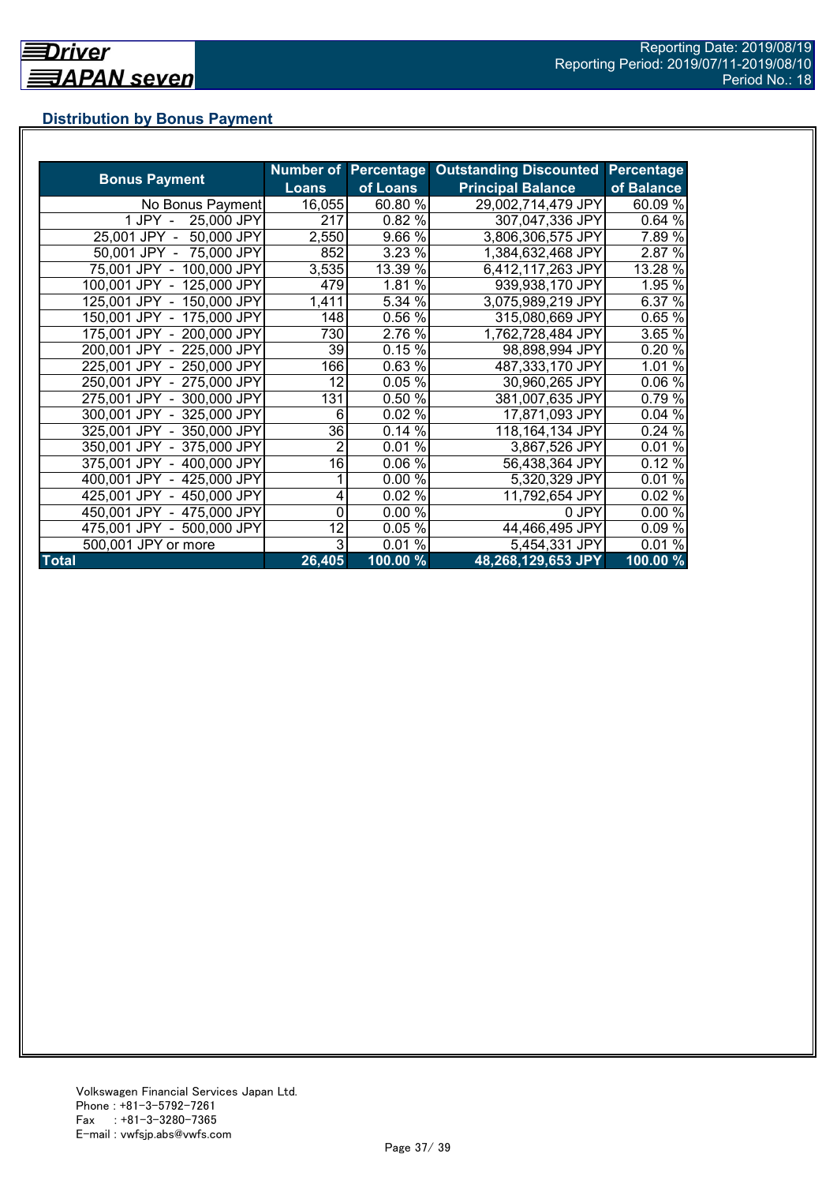## Distribution by Bonus Payment

| Bonus Payment | Number of Loans | Percentage of Loans | Outstanding Discounted Principal Balance | Percentage of Balance |
|---|---|---|---|---|
| No Bonus Payment | 16,055 | 60.80 % | 29,002,714,479 JPY | 60.09 % |
| 1 JPY - 25,000 JPY | 217 | 0.82 % | 307,047,336 JPY | 0.64 % |
| 25,001 JPY - 50,000 JPY | 2,550 | 9.66 % | 3,806,306,575 JPY | 7.89 % |
| 50,001 JPY - 75,000 JPY | 852 | 3.23 % | 1,384,632,468 JPY | 2.87 % |
| 75,001 JPY - 100,000 JPY | 3,535 | 13.39 % | 6,412,117,263 JPY | 13.28 % |
| 100,001 JPY - 125,000 JPY | 479 | 1.81 % | 939,938,170 JPY | 1.95 % |
| 125,001 JPY - 150,000 JPY | 1,411 | 5.34 % | 3,075,989,219 JPY | 6.37 % |
| 150,001 JPY - 175,000 JPY | 148 | 0.56 % | 315,080,669 JPY | 0.65 % |
| 175,001 JPY - 200,000 JPY | 730 | 2.76 % | 1,762,728,484 JPY | 3.65 % |
| 200,001 JPY - 225,000 JPY | 39 | 0.15 % | 98,898,994 JPY | 0.20 % |
| 225,001 JPY - 250,000 JPY | 166 | 0.63 % | 487,333,170 JPY | 1.01 % |
| 250,001 JPY - 275,000 JPY | 12 | 0.05 % | 30,960,265 JPY | 0.06 % |
| 275,001 JPY - 300,000 JPY | 131 | 0.50 % | 381,007,635 JPY | 0.79 % |
| 300,001 JPY - 325,000 JPY | 6 | 0.02 % | 17,871,093 JPY | 0.04 % |
| 325,001 JPY - 350,000 JPY | 36 | 0.14 % | 118,164,134 JPY | 0.24 % |
| 350,001 JPY - 375,000 JPY | 2 | 0.01 % | 3,867,526 JPY | 0.01 % |
| 375,001 JPY - 400,000 JPY | 16 | 0.06 % | 56,438,364 JPY | 0.12 % |
| 400,001 JPY - 425,000 JPY | 1 | 0.00 % | 5,320,329 JPY | 0.01 % |
| 425,001 JPY - 450,000 JPY | 4 | 0.02 % | 11,792,654 JPY | 0.02 % |
| 450,001 JPY - 475,000 JPY | 0 | 0.00 % | 0 JPY | 0.00 % |
| 475,001 JPY - 500,000 JPY | 12 | 0.05 % | 44,466,495 JPY | 0.09 % |
| 500,001 JPY or more | 3 | 0.01 % | 5,454,331 JPY | 0.01 % |
| **Total** | **26,405** | **100.00 %** | **48,268,129,653 JPY** | **100.00 %** |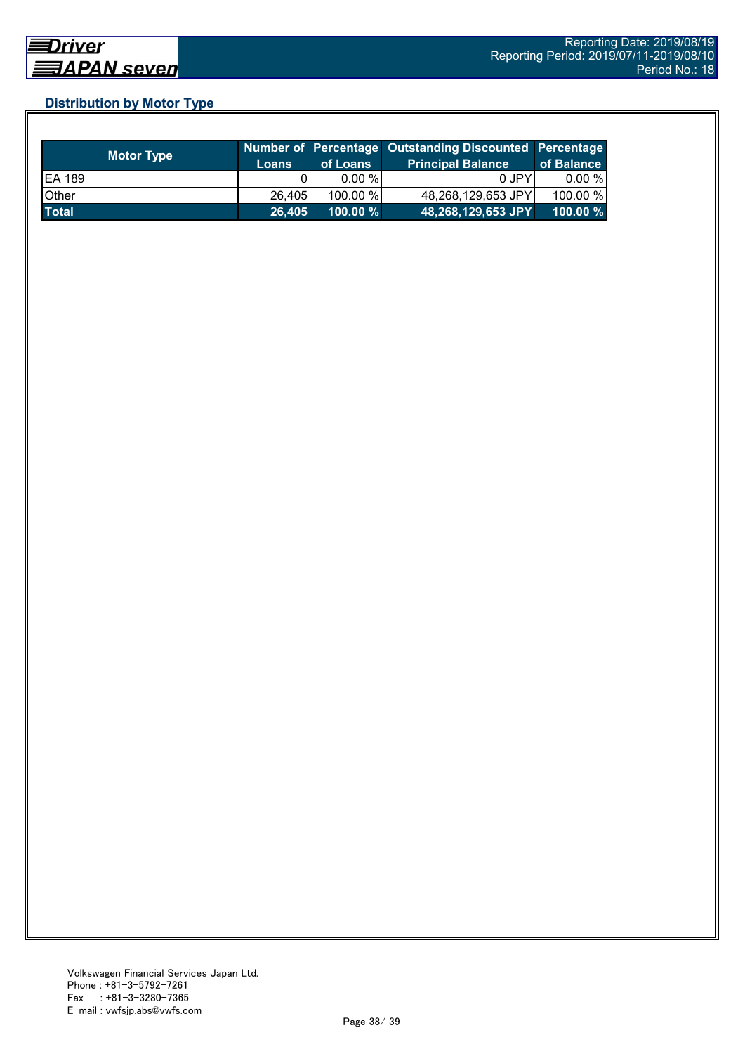## Distribution by Motor Type

| Motor Type | Number of Loans | Percentage of Loans | Outstanding Discounted Principal Balance | Percentage of Balance |
|---|---|---|---|---|
| EA 189 | 0 | 0.00 % | 0 JPY | 0.00 % |
| Other | 26,405 | 100.00 % | 48,268,129,653 JPY | 100.00 % |
| **Total** | **26,405** | **100.00 %** | **48,268,129,653 JPY** | **100.00 %** |

Volkswagen Financial Services Japan Ltd.
Phone : +81-3-5792-7261
Fax : +81-3-3280-7365
E-mail : vwfsjp.abs@vwfs.com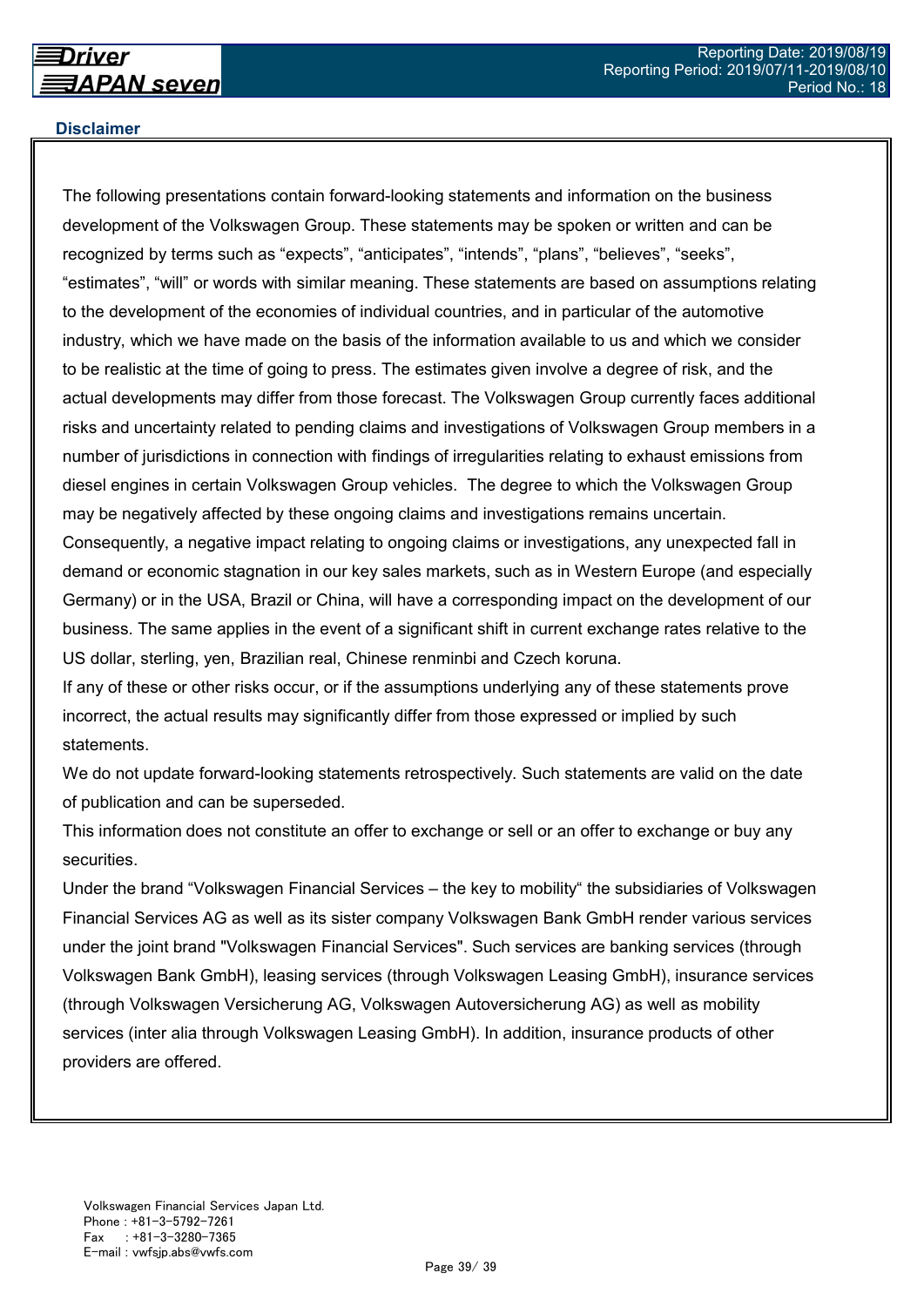## Disclaimer

The following presentations contain forward-looking statements and information on the business development of the Volkswagen Group. These statements may be spoken or written and can be recognized by terms such as “expects”, “anticipates”, “intends”, “plans”, “believes”, “seeks”, “estimates”, “will” or words with similar meaning. These statements are based on assumptions relating to the development of the economies of individual countries, and in particular of the automotive industry, which we have made on the basis of the information available to us and which we consider to be realistic at the time of going to press. The estimates given involve a degree of risk, and the actual developments may differ from those forecast. The Volkswagen Group currently faces additional risks and uncertainty related to pending claims and investigations of Volkswagen Group members in a number of jurisdictions in connection with findings of irregularities relating to exhaust emissions from diesel engines in certain Volkswagen Group vehicles. The degree to which the Volkswagen Group may be negatively affected by these ongoing claims and investigations remains uncertain.
Consequently, a negative impact relating to ongoing claims or investigations, any unexpected fall in demand or economic stagnation in our key sales markets, such as in Western Europe (and especially Germany) or in the USA, Brazil or China, will have a corresponding impact on the development of our business. The same applies in the event of a significant shift in current exchange rates relative to the US dollar, sterling, yen, Brazilian real, Chinese renminbi and Czech koruna.
If any of these or other risks occur, or if the assumptions underlying any of these statements prove incorrect, the actual results may significantly differ from those expressed or implied by such statements.
We do not update forward-looking statements retrospectively. Such statements are valid on the date of publication and can be superseded.
This information does not constitute an offer to exchange or sell or an offer to exchange or buy any securities.
Under the brand “Volkswagen Financial Services – the key to mobility“ the subsidiaries of Volkswagen Financial Services AG as well as its sister company Volkswagen Bank GmbH render various services under the joint brand "Volkswagen Financial Services". Such services are banking services (through Volkswagen Bank GmbH), leasing services (through Volkswagen Leasing GmbH), insurance services (through Volkswagen Versicherung AG, Volkswagen Autoversicherung AG) as well as mobility services (inter alia through Volkswagen Leasing GmbH). In addition, insurance products of other providers are offered.

Volkswagen Financial Services Japan Ltd.
Phone : +81-3-5792-7261
Fax : +81-3-3280-7365
E-mail : vwfsjp.abs@vwfs.com